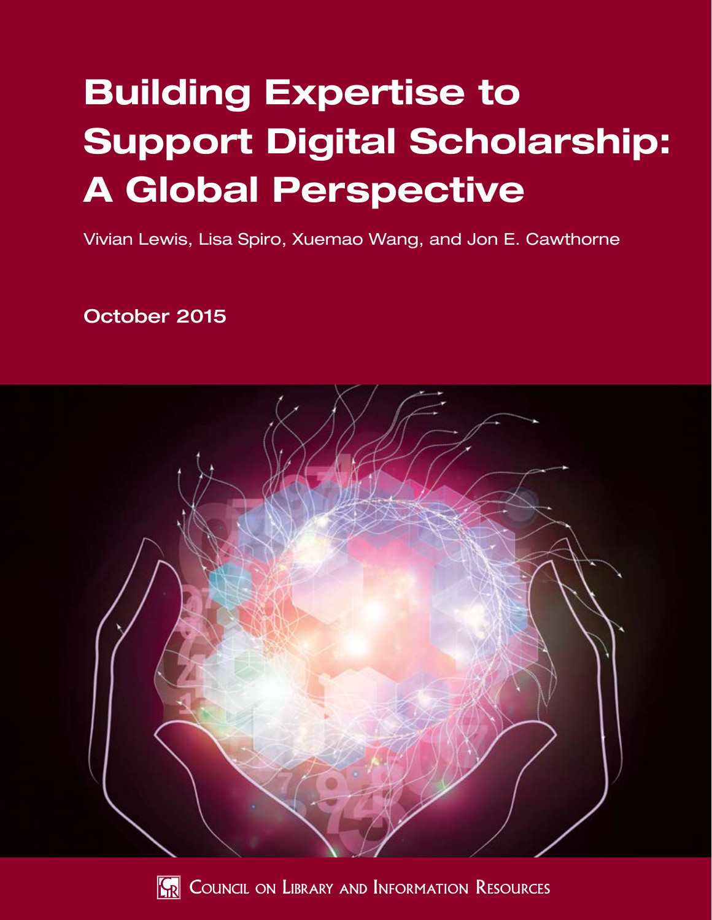# Building Expertise to Support Digital Scholarship: A Global Perspective

Vivian Lewis, Lisa Spiro, Xuemao Wang, and Jon E. Cawthorne

**October 2015**

Council on Library and Information Resources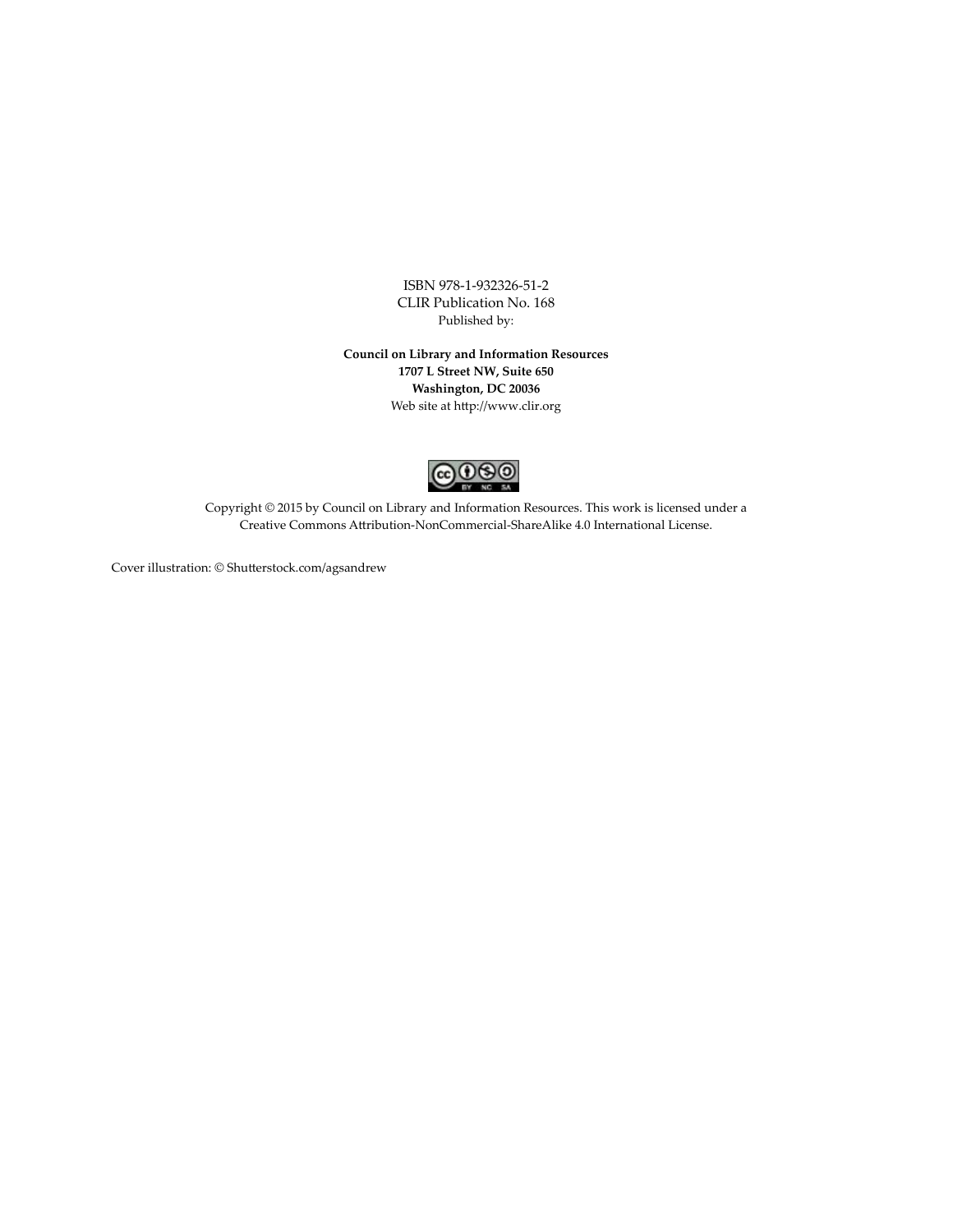ISBN 978-1-932326-51-2
CLIR Publication No. 168
Published by:

**Council on Library and Information Resources**
**1707 L Street NW, Suite 650**
**Washington, DC 20036**
Web site at http://www.clir.org

Copyright © 2015 by Council on Library and Information Resources. This work is licensed under a Creative Commons Attribution-NonCommercial-ShareAlike 4.0 International License.

Cover illustration: © Shutterstock.com/agsandrew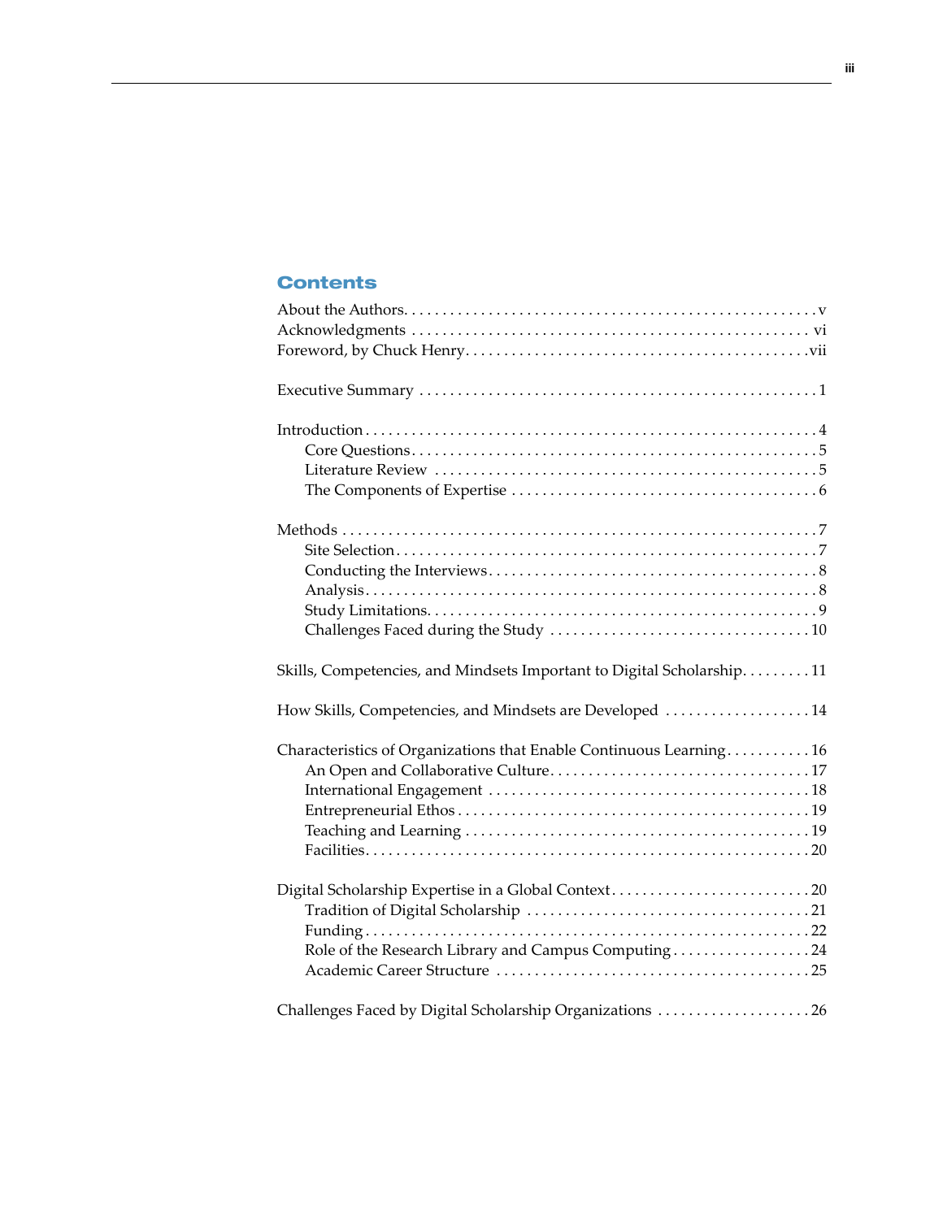## Contents

- About the Authors .......... v
- Acknowledgments .......... vi
- Foreword, by Chuck Henry .......... vii

- Executive Summary .......... 1

- Introduction .......... 4
  - Core Questions .......... 5
  - Literature Review .......... 5
  - The Components of Expertise .......... 6

- Methods .......... 7
  - Site Selection .......... 7
  - Conducting the Interviews .......... 8
  - Analysis .......... 8
  - Study Limitations .......... 9
  - Challenges Faced during the Study .......... 10

- Skills, Competencies, and Mindsets Important to Digital Scholarship .......... 11

- How Skills, Competencies, and Mindsets are Developed .......... 14

- Characteristics of Organizations that Enable Continuous Learning .......... 16
  - An Open and Collaborative Culture .......... 17
  - International Engagement .......... 18
  - Entrepreneurial Ethos .......... 19
  - Teaching and Learning .......... 19
  - Facilities .......... 20

- Digital Scholarship Expertise in a Global Context .......... 20
  - Tradition of Digital Scholarship .......... 21
  - Funding .......... 22
  - Role of the Research Library and Campus Computing .......... 24
  - Academic Career Structure .......... 25

- Challenges Faced by Digital Scholarship Organizations .......... 26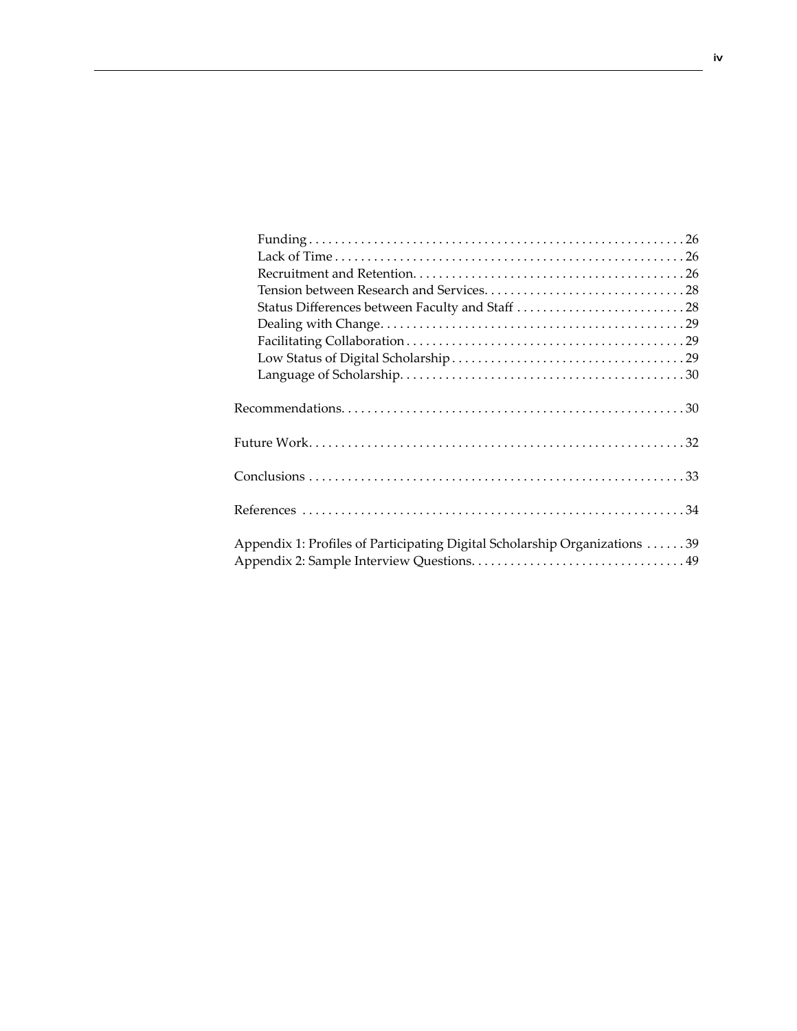- Funding . . . . . . . . . . . . . . . . . . . . . . . . . . . . . . . . . . . . . . . . . . . . . . . . . . . . . . . 26
- Lack of Time . . . . . . . . . . . . . . . . . . . . . . . . . . . . . . . . . . . . . . . . . . . . . . . . . . . . 26
- Recruitment and Retention. . . . . . . . . . . . . . . . . . . . . . . . . . . . . . . . . . . . . . . . . 26
- Tension between Research and Services. . . . . . . . . . . . . . . . . . . . . . . . . . . . . . 28
- Status Differences between Faculty and Staff . . . . . . . . . . . . . . . . . . . . . . . . . 28
- Dealing with Change. . . . . . . . . . . . . . . . . . . . . . . . . . . . . . . . . . . . . . . . . . . . . . 29
- Facilitating Collaboration . . . . . . . . . . . . . . . . . . . . . . . . . . . . . . . . . . . . . . . . . 29
- Low Status of Digital Scholarship . . . . . . . . . . . . . . . . . . . . . . . . . . . . . . . . . . 29
- Language of Scholarship. . . . . . . . . . . . . . . . . . . . . . . . . . . . . . . . . . . . . . . . . . . 30

Recommendations. . . . . . . . . . . . . . . . . . . . . . . . . . . . . . . . . . . . . . . . . . . . . . . . . . . . 30

Future Work. . . . . . . . . . . . . . . . . . . . . . . . . . . . . . . . . . . . . . . . . . . . . . . . . . . . . . . . . 32

Conclusions . . . . . . . . . . . . . . . . . . . . . . . . . . . . . . . . . . . . . . . . . . . . . . . . . . . . . . . . . 33

References . . . . . . . . . . . . . . . . . . . . . . . . . . . . . . . . . . . . . . . . . . . . . . . . . . . . . . . . . . 34

Appendix 1: Profiles of Participating Digital Scholarship Organizations . . . . . . 39

Appendix 2: Sample Interview Questions. . . . . . . . . . . . . . . . . . . . . . . . . . . . . . . . 49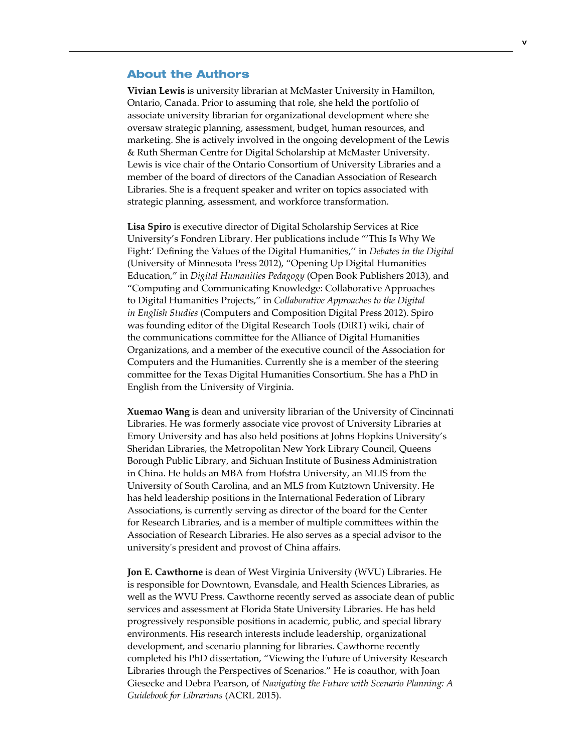## About the Authors

**Vivian Lewis** is university librarian at McMaster University in Hamilton, Ontario, Canada. Prior to assuming that role, she held the portfolio of associate university librarian for organizational development where she oversaw strategic planning, assessment, budget, human resources, and marketing. She is actively involved in the ongoing development of the Lewis & Ruth Sherman Centre for Digital Scholarship at McMaster University. Lewis is vice chair of the Ontario Consortium of University Libraries and a member of the board of directors of the Canadian Association of Research Libraries. She is a frequent speaker and writer on topics associated with strategic planning, assessment, and workforce transformation.

**Lisa Spiro** is executive director of Digital Scholarship Services at Rice University's Fondren Library. Her publications include "'This Is Why We Fight:' Defining the Values of the Digital Humanities,'' in *Debates in the Digital* (University of Minnesota Press 2012), "Opening Up Digital Humanities Education," in *Digital Humanities Pedagogy* (Open Book Publishers 2013), and "Computing and Communicating Knowledge: Collaborative Approaches to Digital Humanities Projects," in *Collaborative Approaches to the Digital in English Studies* (Computers and Composition Digital Press 2012). Spiro was founding editor of the Digital Research Tools (DiRT) wiki, chair of the communications committee for the Alliance of Digital Humanities Organizations, and a member of the executive council of the Association for Computers and the Humanities. Currently she is a member of the steering committee for the Texas Digital Humanities Consortium. She has a PhD in English from the University of Virginia.

**Xuemao Wang** is dean and university librarian of the University of Cincinnati Libraries. He was formerly associate vice provost of University Libraries at Emory University and has also held positions at Johns Hopkins University's Sheridan Libraries, the Metropolitan New York Library Council, Queens Borough Public Library, and Sichuan Institute of Business Administration in China. He holds an MBA from Hofstra University, an MLIS from the University of South Carolina, and an MLS from Kutztown University. He has held leadership positions in the International Federation of Library Associations, is currently serving as director of the board for the Center for Research Libraries, and is a member of multiple committees within the Association of Research Libraries. He also serves as a special advisor to the university's president and provost of China affairs.

**Jon E. Cawthorne** is dean of West Virginia University (WVU) Libraries. He is responsible for Downtown, Evansdale, and Health Sciences Libraries, as well as the WVU Press. Cawthorne recently served as associate dean of public services and assessment at Florida State University Libraries. He has held progressively responsible positions in academic, public, and special library environments. His research interests include leadership, organizational development, and scenario planning for libraries. Cawthorne recently completed his PhD dissertation, "Viewing the Future of University Research Libraries through the Perspectives of Scenarios." He is coauthor, with Joan Giesecke and Debra Pearson, of *Navigating the Future with Scenario Planning: A Guidebook for Librarians* (ACRL 2015).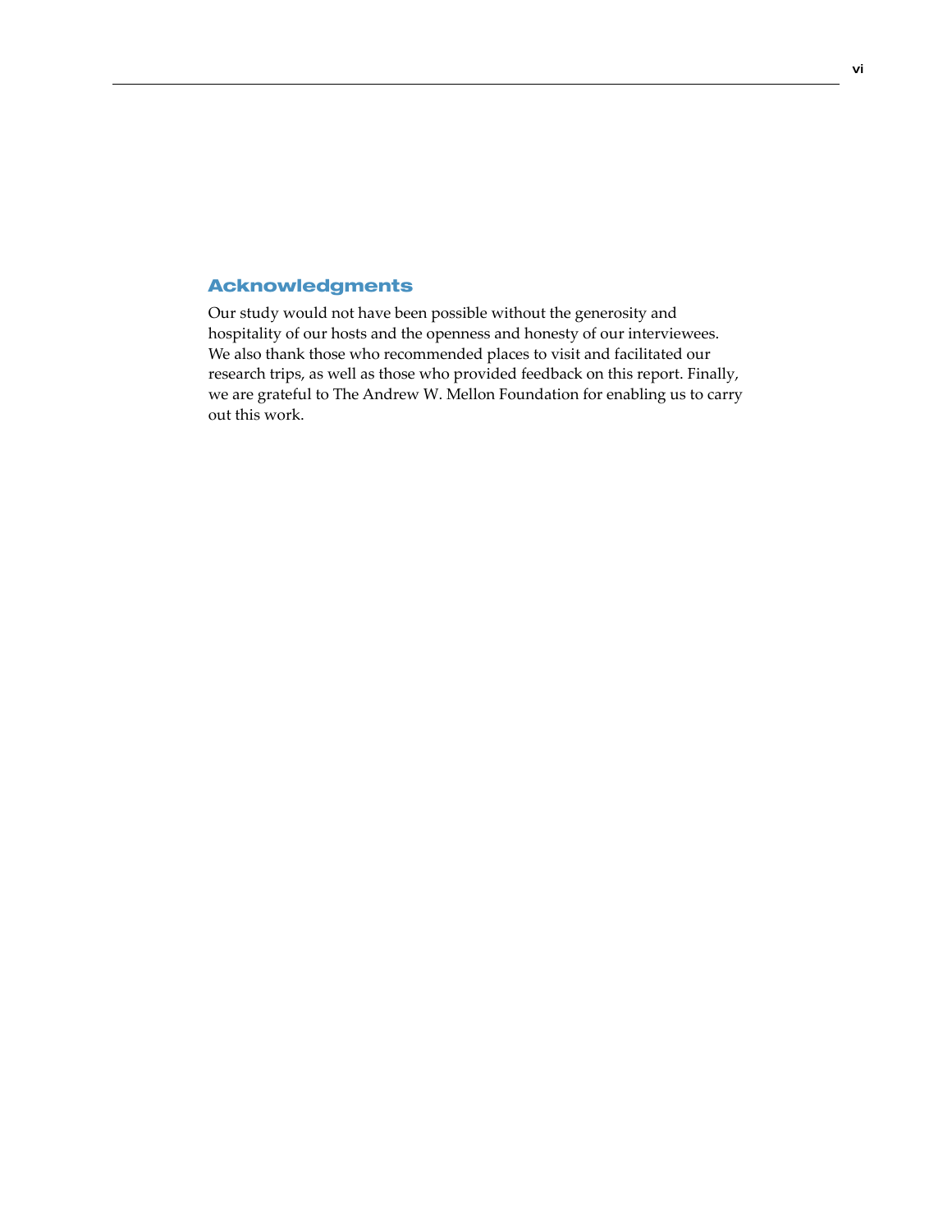## Acknowledgments

Our study would not have been possible without the generosity and hospitality of our hosts and the openness and honesty of our interviewees. We also thank those who recommended places to visit and facilitated our research trips, as well as those who provided feedback on this report. Finally, we are grateful to The Andrew W. Mellon Foundation for enabling us to carry out this work.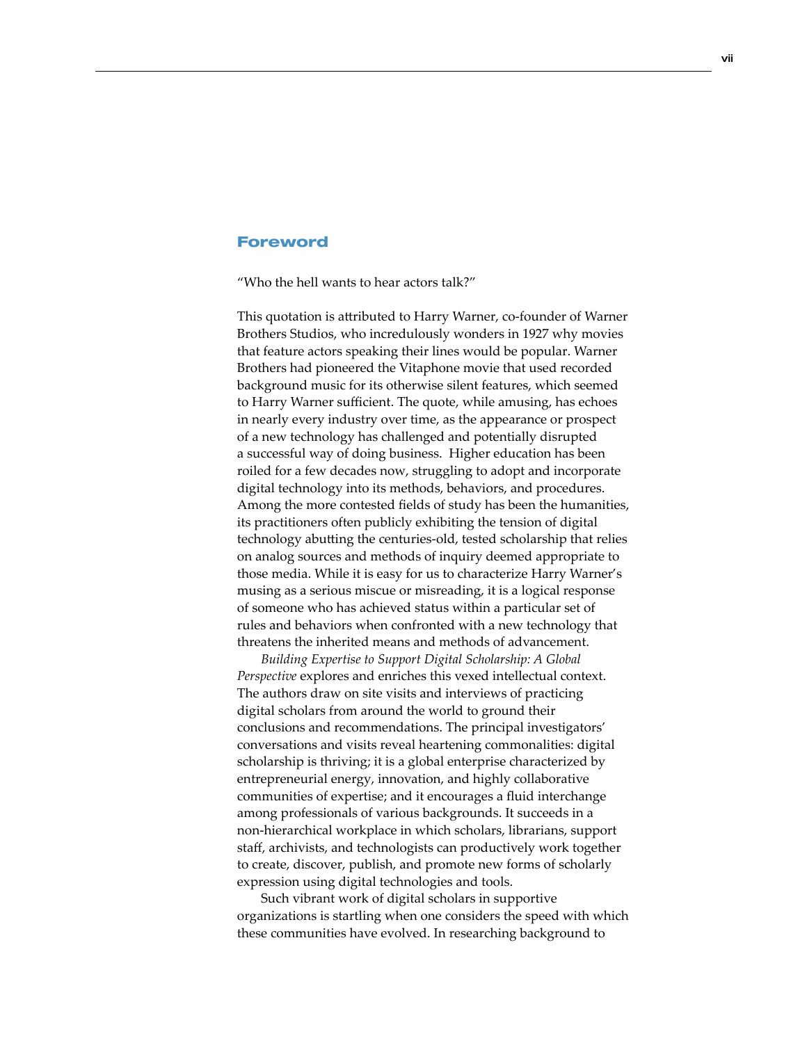## Foreword

"Who the hell wants to hear actors talk?"

This quotation is attributed to Harry Warner, co-founder of Warner Brothers Studios, who incredulously wonders in 1927 why movies that feature actors speaking their lines would be popular. Warner Brothers had pioneered the Vitaphone movie that used recorded background music for its otherwise silent features, which seemed to Harry Warner sufficient. The quote, while amusing, has echoes in nearly every industry over time, as the appearance or prospect of a new technology has challenged and potentially disrupted a successful way of doing business. Higher education has been roiled for a few decades now, struggling to adopt and incorporate digital technology into its methods, behaviors, and procedures. Among the more contested fields of study has been the humanities, its practitioners often publicly exhibiting the tension of digital technology abutting the centuries-old, tested scholarship that relies on analog sources and methods of inquiry deemed appropriate to those media. While it is easy for us to characterize Harry Warner's musing as a serious miscue or misreading, it is a logical response of someone who has achieved status within a particular set of rules and behaviors when confronted with a new technology that threatens the inherited means and methods of advancement.

*Building Expertise to Support Digital Scholarship: A Global Perspective* explores and enriches this vexed intellectual context. The authors draw on site visits and interviews of practicing digital scholars from around the world to ground their conclusions and recommendations. The principal investigators' conversations and visits reveal heartening commonalities: digital scholarship is thriving; it is a global enterprise characterized by entrepreneurial energy, innovation, and highly collaborative communities of expertise; and it encourages a fluid interchange among professionals of various backgrounds. It succeeds in a non-hierarchical workplace in which scholars, librarians, support staff, archivists, and technologists can productively work together to create, discover, publish, and promote new forms of scholarly expression using digital technologies and tools.

Such vibrant work of digital scholars in supportive organizations is startling when one considers the speed with which these communities have evolved. In researching background to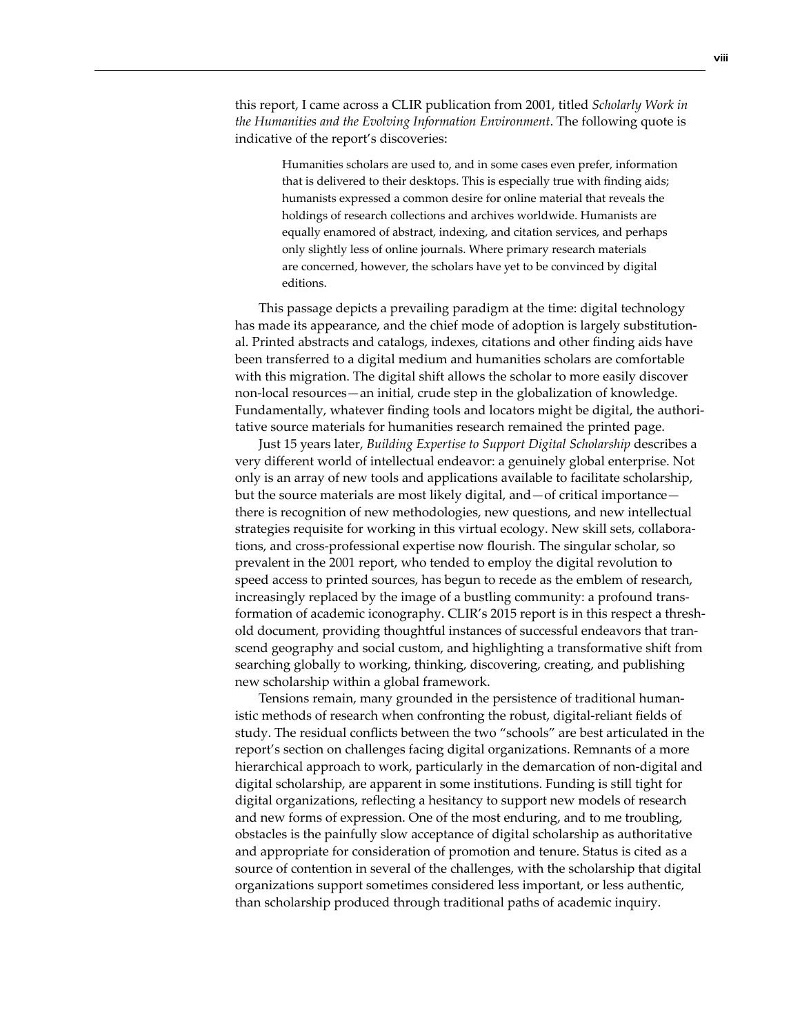this report, I came across a CLIR publication from 2001, titled *Scholarly Work in the Humanities and the Evolving Information Environment*. The following quote is indicative of the report's discoveries:

> Humanities scholars are used to, and in some cases even prefer, information that is delivered to their desktops. This is especially true with finding aids; humanists expressed a common desire for online material that reveals the holdings of research collections and archives worldwide. Humanists are equally enamored of abstract, indexing, and citation services, and perhaps only slightly less of online journals. Where primary research materials are concerned, however, the scholars have yet to be convinced by digital editions.

This passage depicts a prevailing paradigm at the time: digital technology has made its appearance, and the chief mode of adoption is largely substitutional. Printed abstracts and catalogs, indexes, citations and other finding aids have been transferred to a digital medium and humanities scholars are comfortable with this migration. The digital shift allows the scholar to more easily discover non-local resources—an initial, crude step in the globalization of knowledge. Fundamentally, whatever finding tools and locators might be digital, the authoritative source materials for humanities research remained the printed page.

Just 15 years later, *Building Expertise to Support Digital Scholarship* describes a very different world of intellectual endeavor: a genuinely global enterprise. Not only is an array of new tools and applications available to facilitate scholarship, but the source materials are most likely digital, and—of critical importance—there is recognition of new methodologies, new questions, and new intellectual strategies requisite for working in this virtual ecology. New skill sets, collaborations, and cross-professional expertise now flourish. The singular scholar, so prevalent in the 2001 report, who tended to employ the digital revolution to speed access to printed sources, has begun to recede as the emblem of research, increasingly replaced by the image of a bustling community: a profound transformation of academic iconography. CLIR's 2015 report is in this respect a threshold document, providing thoughtful instances of successful endeavors that transcend geography and social custom, and highlighting a transformative shift from searching globally to working, thinking, discovering, creating, and publishing new scholarship within a global framework.

Tensions remain, many grounded in the persistence of traditional humanistic methods of research when confronting the robust, digital-reliant fields of study. The residual conflicts between the two "schools" are best articulated in the report's section on challenges facing digital organizations. Remnants of a more hierarchical approach to work, particularly in the demarcation of non-digital and digital scholarship, are apparent in some institutions. Funding is still tight for digital organizations, reflecting a hesitancy to support new models of research and new forms of expression. One of the most enduring, and to me troubling, obstacles is the painfully slow acceptance of digital scholarship as authoritative and appropriate for consideration of promotion and tenure. Status is cited as a source of contention in several of the challenges, with the scholarship that digital organizations support sometimes considered less important, or less authentic, than scholarship produced through traditional paths of academic inquiry.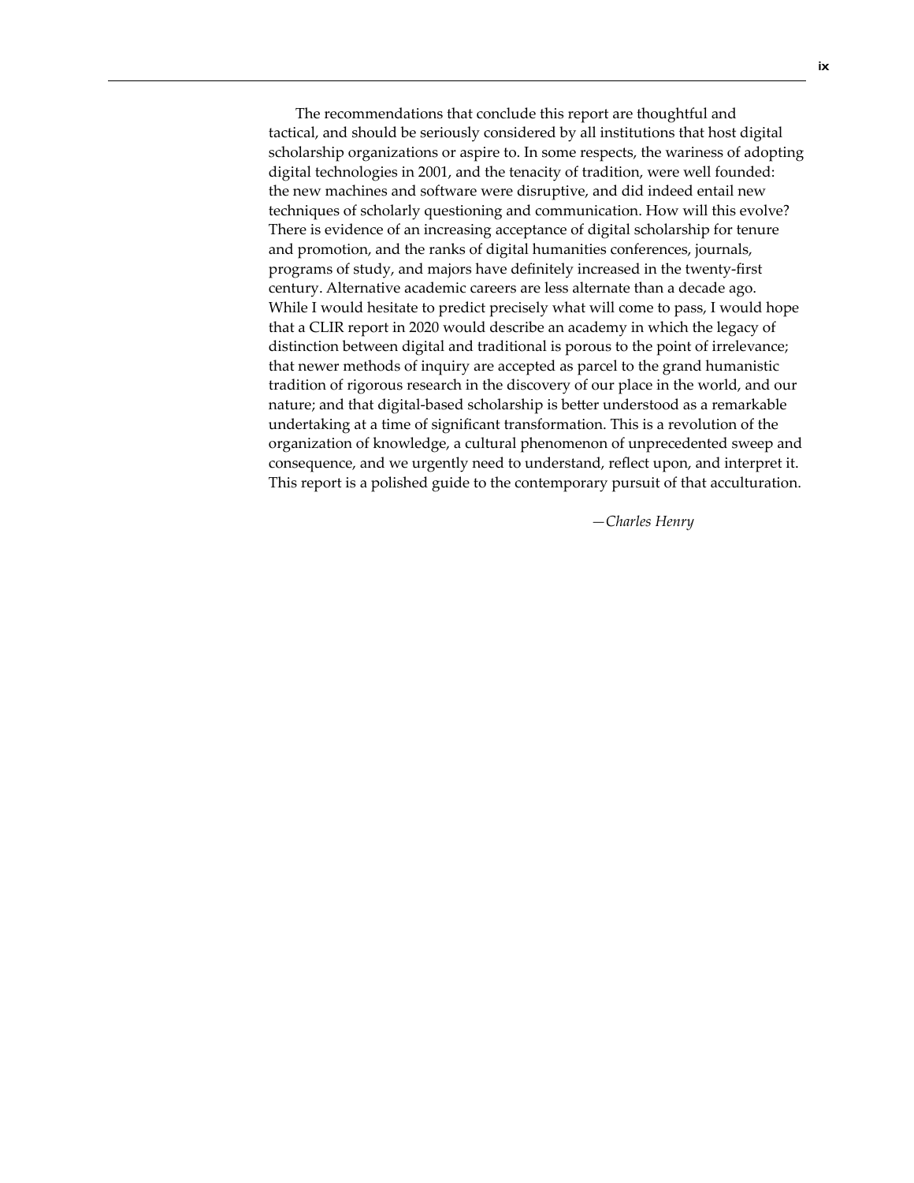The recommendations that conclude this report are thoughtful and tactical, and should be seriously considered by all institutions that host digital scholarship organizations or aspire to. In some respects, the wariness of adopting digital technologies in 2001, and the tenacity of tradition, were well founded: the new machines and software were disruptive, and did indeed entail new techniques of scholarly questioning and communication. How will this evolve? There is evidence of an increasing acceptance of digital scholarship for tenure and promotion, and the ranks of digital humanities conferences, journals, programs of study, and majors have definitely increased in the twenty-first century. Alternative academic careers are less alternate than a decade ago. While I would hesitate to predict precisely what will come to pass, I would hope that a CLIR report in 2020 would describe an academy in which the legacy of distinction between digital and traditional is porous to the point of irrelevance; that newer methods of inquiry are accepted as parcel to the grand humanistic tradition of rigorous research in the discovery of our place in the world, and our nature; and that digital-based scholarship is better understood as a remarkable undertaking at a time of significant transformation. This is a revolution of the organization of knowledge, a cultural phenomenon of unprecedented sweep and consequence, and we urgently need to understand, reflect upon, and interpret it. This report is a polished guide to the contemporary pursuit of that acculturation.

—*Charles Henry*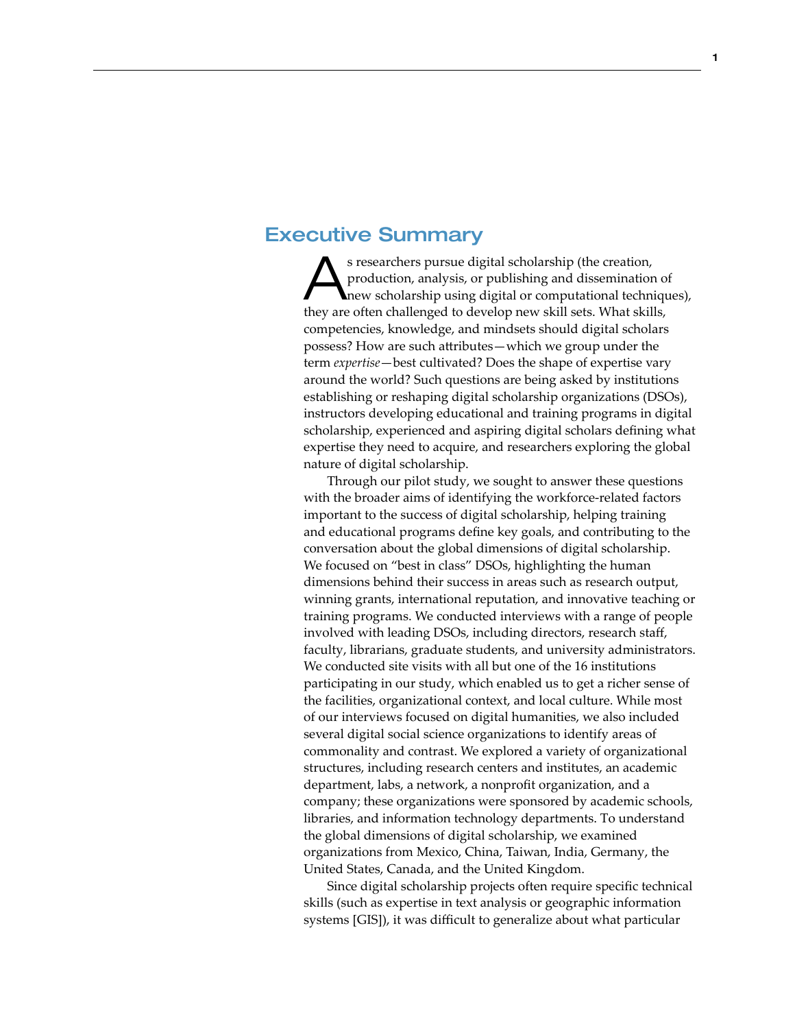## Executive Summary

As researchers pursue digital scholarship (the creation, production, analysis, or publishing and dissemination of new scholarship using digital or computational techniques), they are often challenged to develop new skill sets. What skills, competencies, knowledge, and mindsets should digital scholars possess? How are such attributes—which we group under the term *expertise*—best cultivated? Does the shape of expertise vary around the world? Such questions are being asked by institutions establishing or reshaping digital scholarship organizations (DSOs), instructors developing educational and training programs in digital scholarship, experienced and aspiring digital scholars defining what expertise they need to acquire, and researchers exploring the global nature of digital scholarship.

Through our pilot study, we sought to answer these questions with the broader aims of identifying the workforce-related factors important to the success of digital scholarship, helping training and educational programs define key goals, and contributing to the conversation about the global dimensions of digital scholarship. We focused on "best in class" DSOs, highlighting the human dimensions behind their success in areas such as research output, winning grants, international reputation, and innovative teaching or training programs. We conducted interviews with a range of people involved with leading DSOs, including directors, research staff, faculty, librarians, graduate students, and university administrators. We conducted site visits with all but one of the 16 institutions participating in our study, which enabled us to get a richer sense of the facilities, organizational context, and local culture. While most of our interviews focused on digital humanities, we also included several digital social science organizations to identify areas of commonality and contrast. We explored a variety of organizational structures, including research centers and institutes, an academic department, labs, a network, a nonprofit organization, and a company; these organizations were sponsored by academic schools, libraries, and information technology departments. To understand the global dimensions of digital scholarship, we examined organizations from Mexico, China, Taiwan, India, Germany, the United States, Canada, and the United Kingdom.

Since digital scholarship projects often require specific technical skills (such as expertise in text analysis or geographic information systems [GIS]), it was difficult to generalize about what particular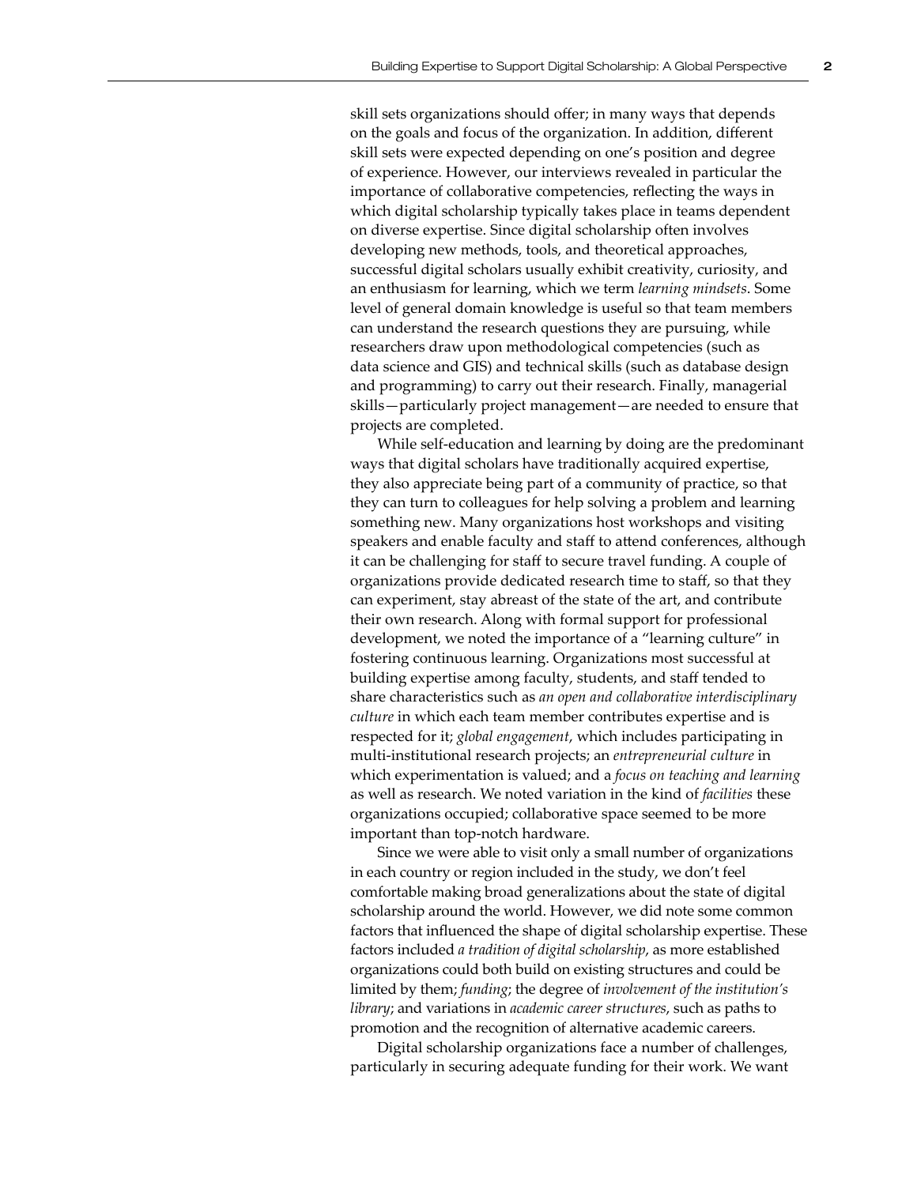skill sets organizations should offer; in many ways that depends on the goals and focus of the organization. In addition, different skill sets were expected depending on one's position and degree of experience. However, our interviews revealed in particular the importance of collaborative competencies, reflecting the ways in which digital scholarship typically takes place in teams dependent on diverse expertise. Since digital scholarship often involves developing new methods, tools, and theoretical approaches, successful digital scholars usually exhibit creativity, curiosity, and an enthusiasm for learning, which we term *learning mindsets*. Some level of general domain knowledge is useful so that team members can understand the research questions they are pursuing, while researchers draw upon methodological competencies (such as data science and GIS) and technical skills (such as database design and programming) to carry out their research. Finally, managerial skills—particularly project management—are needed to ensure that projects are completed.

While self-education and learning by doing are the predominant ways that digital scholars have traditionally acquired expertise, they also appreciate being part of a community of practice, so that they can turn to colleagues for help solving a problem and learning something new. Many organizations host workshops and visiting speakers and enable faculty and staff to attend conferences, although it can be challenging for staff to secure travel funding. A couple of organizations provide dedicated research time to staff, so that they can experiment, stay abreast of the state of the art, and contribute their own research. Along with formal support for professional development, we noted the importance of a "learning culture" in fostering continuous learning. Organizations most successful at building expertise among faculty, students, and staff tended to share characteristics such as *an open and collaborative interdisciplinary culture* in which each team member contributes expertise and is respected for it; *global engagement*, which includes participating in multi-institutional research projects; an *entrepreneurial culture* in which experimentation is valued; and a *focus on teaching and learning* as well as research. We noted variation in the kind of *facilities* these organizations occupied; collaborative space seemed to be more important than top-notch hardware.

Since we were able to visit only a small number of organizations in each country or region included in the study, we don't feel comfortable making broad generalizations about the state of digital scholarship around the world. However, we did note some common factors that influenced the shape of digital scholarship expertise. These factors included *a tradition of digital scholarship*, as more established organizations could both build on existing structures and could be limited by them; *funding*; the degree of *involvement of the institution's library*; and variations in *academic career structures*, such as paths to promotion and the recognition of alternative academic careers.

Digital scholarship organizations face a number of challenges, particularly in securing adequate funding for their work. We want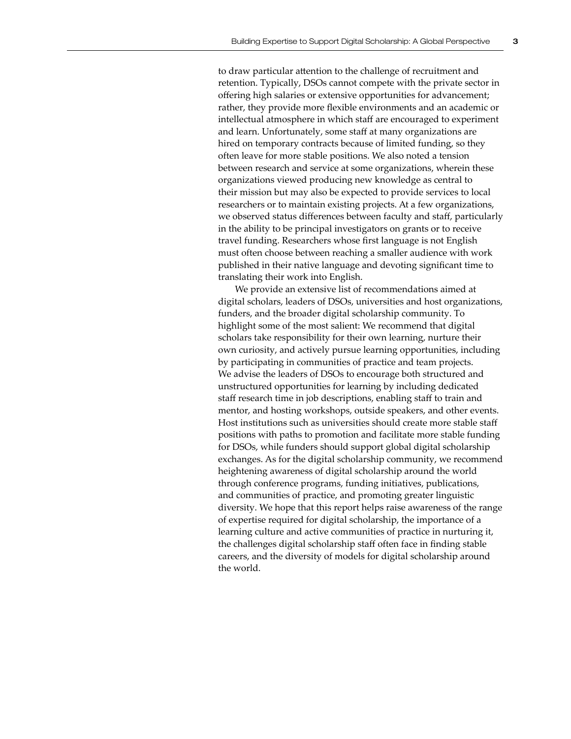to draw particular attention to the challenge of recruitment and retention. Typically, DSOs cannot compete with the private sector in offering high salaries or extensive opportunities for advancement; rather, they provide more flexible environments and an academic or intellectual atmosphere in which staff are encouraged to experiment and learn. Unfortunately, some staff at many organizations are hired on temporary contracts because of limited funding, so they often leave for more stable positions. We also noted a tension between research and service at some organizations, wherein these organizations viewed producing new knowledge as central to their mission but may also be expected to provide services to local researchers or to maintain existing projects. At a few organizations, we observed status differences between faculty and staff, particularly in the ability to be principal investigators on grants or to receive travel funding. Researchers whose first language is not English must often choose between reaching a smaller audience with work published in their native language and devoting significant time to translating their work into English.

We provide an extensive list of recommendations aimed at digital scholars, leaders of DSOs, universities and host organizations, funders, and the broader digital scholarship community. To highlight some of the most salient: We recommend that digital scholars take responsibility for their own learning, nurture their own curiosity, and actively pursue learning opportunities, including by participating in communities of practice and team projects. We advise the leaders of DSOs to encourage both structured and unstructured opportunities for learning by including dedicated staff research time in job descriptions, enabling staff to train and mentor, and hosting workshops, outside speakers, and other events. Host institutions such as universities should create more stable staff positions with paths to promotion and facilitate more stable funding for DSOs, while funders should support global digital scholarship exchanges. As for the digital scholarship community, we recommend heightening awareness of digital scholarship around the world through conference programs, funding initiatives, publications, and communities of practice, and promoting greater linguistic diversity. We hope that this report helps raise awareness of the range of expertise required for digital scholarship, the importance of a learning culture and active communities of practice in nurturing it, the challenges digital scholarship staff often face in finding stable careers, and the diversity of models for digital scholarship around the world.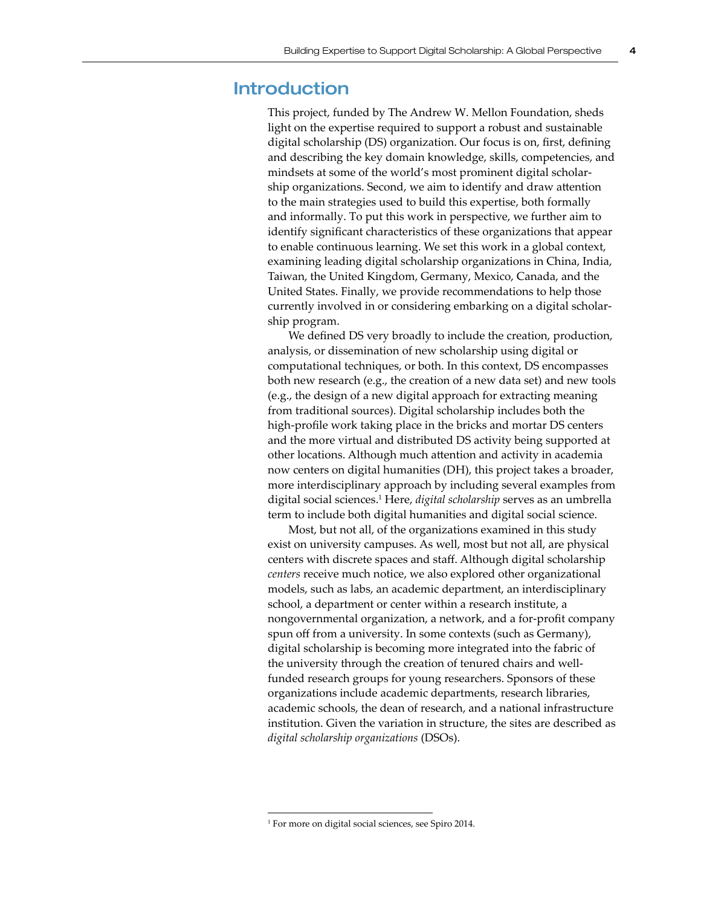## Introduction

This project, funded by The Andrew W. Mellon Foundation, sheds light on the expertise required to support a robust and sustainable digital scholarship (DS) organization. Our focus is on, first, defining and describing the key domain knowledge, skills, competencies, and mindsets at some of the world's most prominent digital scholarship organizations. Second, we aim to identify and draw attention to the main strategies used to build this expertise, both formally and informally. To put this work in perspective, we further aim to identify significant characteristics of these organizations that appear to enable continuous learning. We set this work in a global context, examining leading digital scholarship organizations in China, India, Taiwan, the United Kingdom, Germany, Mexico, Canada, and the United States. Finally, we provide recommendations to help those currently involved in or considering embarking on a digital scholarship program.

We defined DS very broadly to include the creation, production, analysis, or dissemination of new scholarship using digital or computational techniques, or both. In this context, DS encompasses both new research (e.g., the creation of a new data set) and new tools (e.g., the design of a new digital approach for extracting meaning from traditional sources). Digital scholarship includes both the high-profile work taking place in the bricks and mortar DS centers and the more virtual and distributed DS activity being supported at other locations. Although much attention and activity in academia now centers on digital humanities (DH), this project takes a broader, more interdisciplinary approach by including several examples from digital social sciences.[1] Here, *digital scholarship* serves as an umbrella term to include both digital humanities and digital social science.

Most, but not all, of the organizations examined in this study exist on university campuses. As well, most but not all, are physical centers with discrete spaces and staff. Although digital scholarship *centers* receive much notice, we also explored other organizational models, such as labs, an academic department, an interdisciplinary school, a department or center within a research institute, a nongovernmental organization, a network, and a for-profit company spun off from a university. In some contexts (such as Germany), digital scholarship is becoming more integrated into the fabric of the university through the creation of tenured chairs and well-funded research groups for young researchers. Sponsors of these organizations include academic departments, research libraries, academic schools, the dean of research, and a national infrastructure institution. Given the variation in structure, the sites are described as *digital scholarship organizations* (DSOs).

[1] For more on digital social sciences, see Spiro 2014.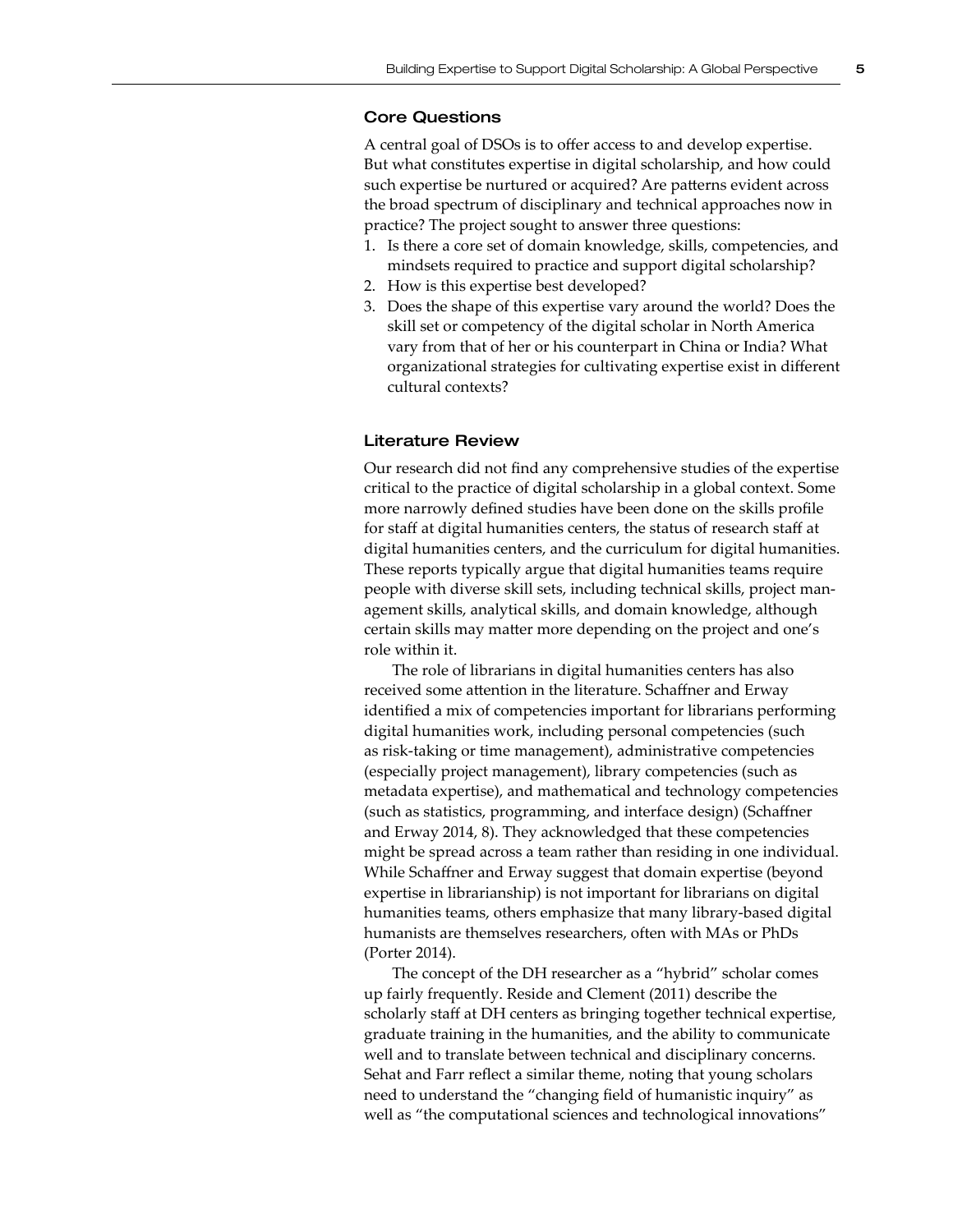## Core Questions

A central goal of DSOs is to offer access to and develop expertise. But what constitutes expertise in digital scholarship, and how could such expertise be nurtured or acquired? Are patterns evident across the broad spectrum of disciplinary and technical approaches now in practice? The project sought to answer three questions:

1. Is there a core set of domain knowledge, skills, competencies, and mindsets required to practice and support digital scholarship?
2. How is this expertise best developed?
3. Does the shape of this expertise vary around the world? Does the skill set or competency of the digital scholar in North America vary from that of her or his counterpart in China or India? What organizational strategies for cultivating expertise exist in different cultural contexts?

## Literature Review

Our research did not find any comprehensive studies of the expertise critical to the practice of digital scholarship in a global context. Some more narrowly defined studies have been done on the skills profile for staff at digital humanities centers, the status of research staff at digital humanities centers, and the curriculum for digital humanities. These reports typically argue that digital humanities teams require people with diverse skill sets, including technical skills, project management skills, analytical skills, and domain knowledge, although certain skills may matter more depending on the project and one's role within it.

The role of librarians in digital humanities centers has also received some attention in the literature. Schaffner and Erway identified a mix of competencies important for librarians performing digital humanities work, including personal competencies (such as risk-taking or time management), administrative competencies (especially project management), library competencies (such as metadata expertise), and mathematical and technology competencies (such as statistics, programming, and interface design) (Schaffner and Erway 2014, 8). They acknowledged that these competencies might be spread across a team rather than residing in one individual. While Schaffner and Erway suggest that domain expertise (beyond expertise in librarianship) is not important for librarians on digital humanities teams, others emphasize that many library-based digital humanists are themselves researchers, often with MAs or PhDs (Porter 2014).

The concept of the DH researcher as a "hybrid" scholar comes up fairly frequently. Reside and Clement (2011) describe the scholarly staff at DH centers as bringing together technical expertise, graduate training in the humanities, and the ability to communicate well and to translate between technical and disciplinary concerns. Sehat and Farr reflect a similar theme, noting that young scholars need to understand the "changing field of humanistic inquiry" as well as "the computational sciences and technological innovations"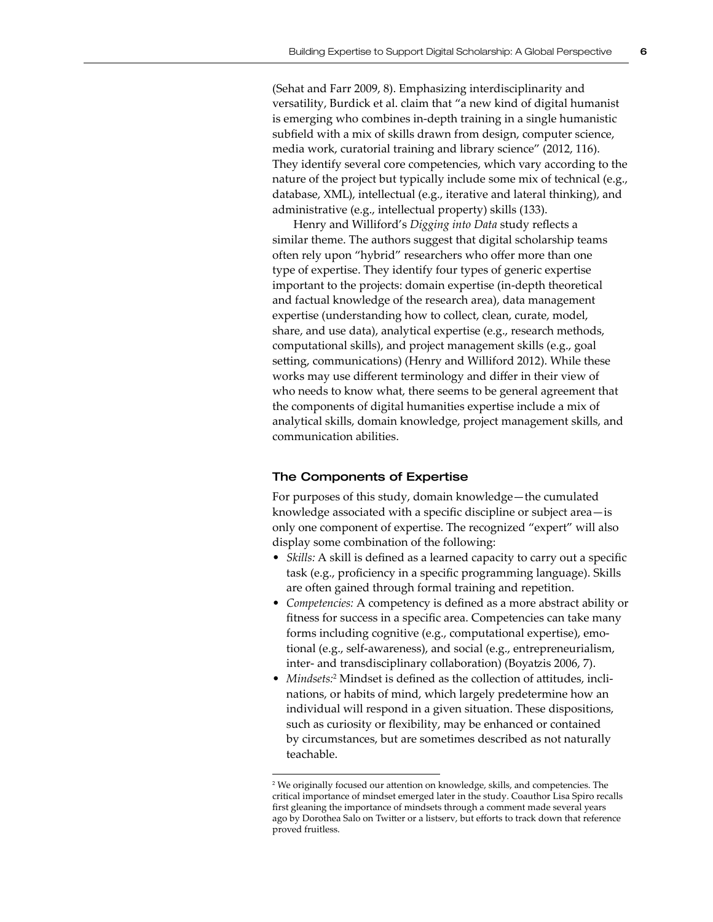(Sehat and Farr 2009, 8). Emphasizing interdisciplinarity and versatility, Burdick et al. claim that "a new kind of digital humanist is emerging who combines in-depth training in a single humanistic subfield with a mix of skills drawn from design, computer science, media work, curatorial training and library science" (2012, 116). They identify several core competencies, which vary according to the nature of the project but typically include some mix of technical (e.g., database, XML), intellectual (e.g., iterative and lateral thinking), and administrative (e.g., intellectual property) skills (133).

Henry and Williford's *Digging into Data* study reflects a similar theme. The authors suggest that digital scholarship teams often rely upon "hybrid" researchers who offer more than one type of expertise. They identify four types of generic expertise important to the projects: domain expertise (in-depth theoretical and factual knowledge of the research area), data management expertise (understanding how to collect, clean, curate, model, share, and use data), analytical expertise (e.g., research methods, computational skills), and project management skills (e.g., goal setting, communications) (Henry and Williford 2012). While these works may use different terminology and differ in their view of who needs to know what, there seems to be general agreement that the components of digital humanities expertise include a mix of analytical skills, domain knowledge, project management skills, and communication abilities.

### The Components of Expertise

For purposes of this study, domain knowledge—the cumulated knowledge associated with a specific discipline or subject area—is only one component of expertise. The recognized "expert" will also display some combination of the following:

- *Skills:* A skill is defined as a learned capacity to carry out a specific task (e.g., proficiency in a specific programming language). Skills are often gained through formal training and repetition.
- *Competencies:* A competency is defined as a more abstract ability or fitness for success in a specific area. Competencies can take many forms including cognitive (e.g., computational expertise), emotional (e.g., self-awareness), and social (e.g., entrepreneurialism, inter- and transdisciplinary collaboration) (Boyatzis 2006, 7).
- *Mindsets:*[2] Mindset is defined as the collection of attitudes, inclinations, or habits of mind, which largely predetermine how an individual will respond in a given situation. These dispositions, such as curiosity or flexibility, may be enhanced or contained by circumstances, but are sometimes described as not naturally teachable.

---

[2] We originally focused our attention on knowledge, skills, and competencies. The critical importance of mindset emerged later in the study. Coauthor Lisa Spiro recalls first gleaning the importance of mindsets through a comment made several years ago by Dorothea Salo on Twitter or a listserv, but efforts to track down that reference proved fruitless.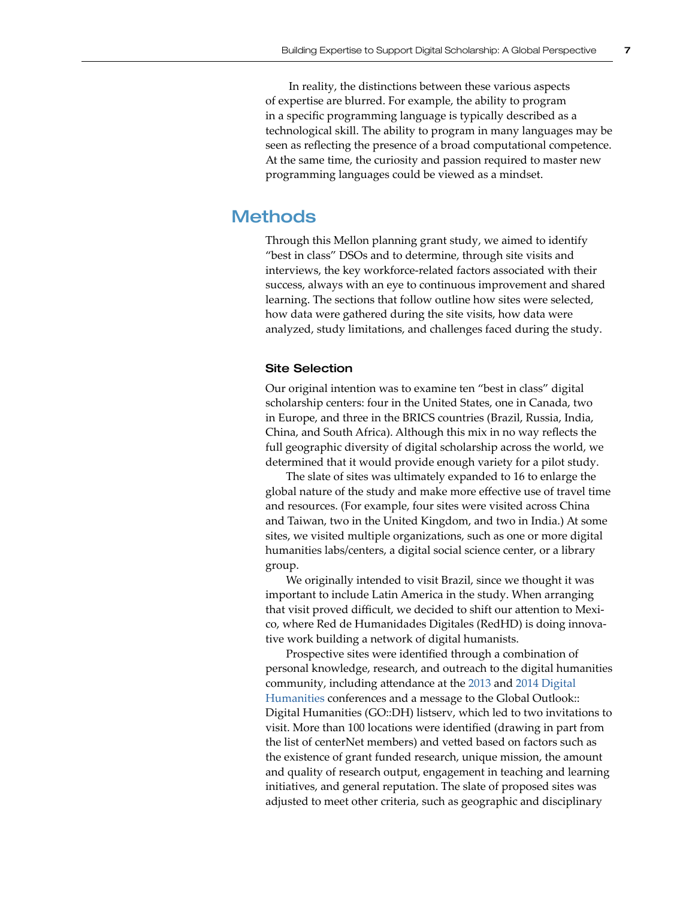In reality, the distinctions between these various aspects of expertise are blurred. For example, the ability to program in a specific programming language is typically described as a technological skill. The ability to program in many languages may be seen as reflecting the presence of a broad computational competence. At the same time, the curiosity and passion required to master new programming languages could be viewed as a mindset.

## Methods

Through this Mellon planning grant study, we aimed to identify "best in class" DSOs and to determine, through site visits and interviews, the key workforce-related factors associated with their success, always with an eye to continuous improvement and shared learning. The sections that follow outline how sites were selected, how data were gathered during the site visits, how data were analyzed, study limitations, and challenges faced during the study.

### Site Selection

Our original intention was to examine ten "best in class" digital scholarship centers: four in the United States, one in Canada, two in Europe, and three in the BRICS countries (Brazil, Russia, India, China, and South Africa). Although this mix in no way reflects the full geographic diversity of digital scholarship across the world, we determined that it would provide enough variety for a pilot study.

The slate of sites was ultimately expanded to 16 to enlarge the global nature of the study and make more effective use of travel time and resources. (For example, four sites were visited across China and Taiwan, two in the United Kingdom, and two in India.) At some sites, we visited multiple organizations, such as one or more digital humanities labs/centers, a digital social science center, or a library group.

We originally intended to visit Brazil, since we thought it was important to include Latin America in the study. When arranging that visit proved difficult, we decided to shift our attention to Mexico, where Red de Humanidades Digitales (RedHD) is doing innovative work building a network of digital humanists.

Prospective sites were identified through a combination of personal knowledge, research, and outreach to the digital humanities community, including attendance at the 2013 and 2014 Digital Humanities conferences and a message to the Global Outlook:: Digital Humanities (GO::DH) listserv, which led to two invitations to visit. More than 100 locations were identified (drawing in part from the list of centerNet members) and vetted based on factors such as the existence of grant funded research, unique mission, the amount and quality of research output, engagement in teaching and learning initiatives, and general reputation. The slate of proposed sites was adjusted to meet other criteria, such as geographic and disciplinary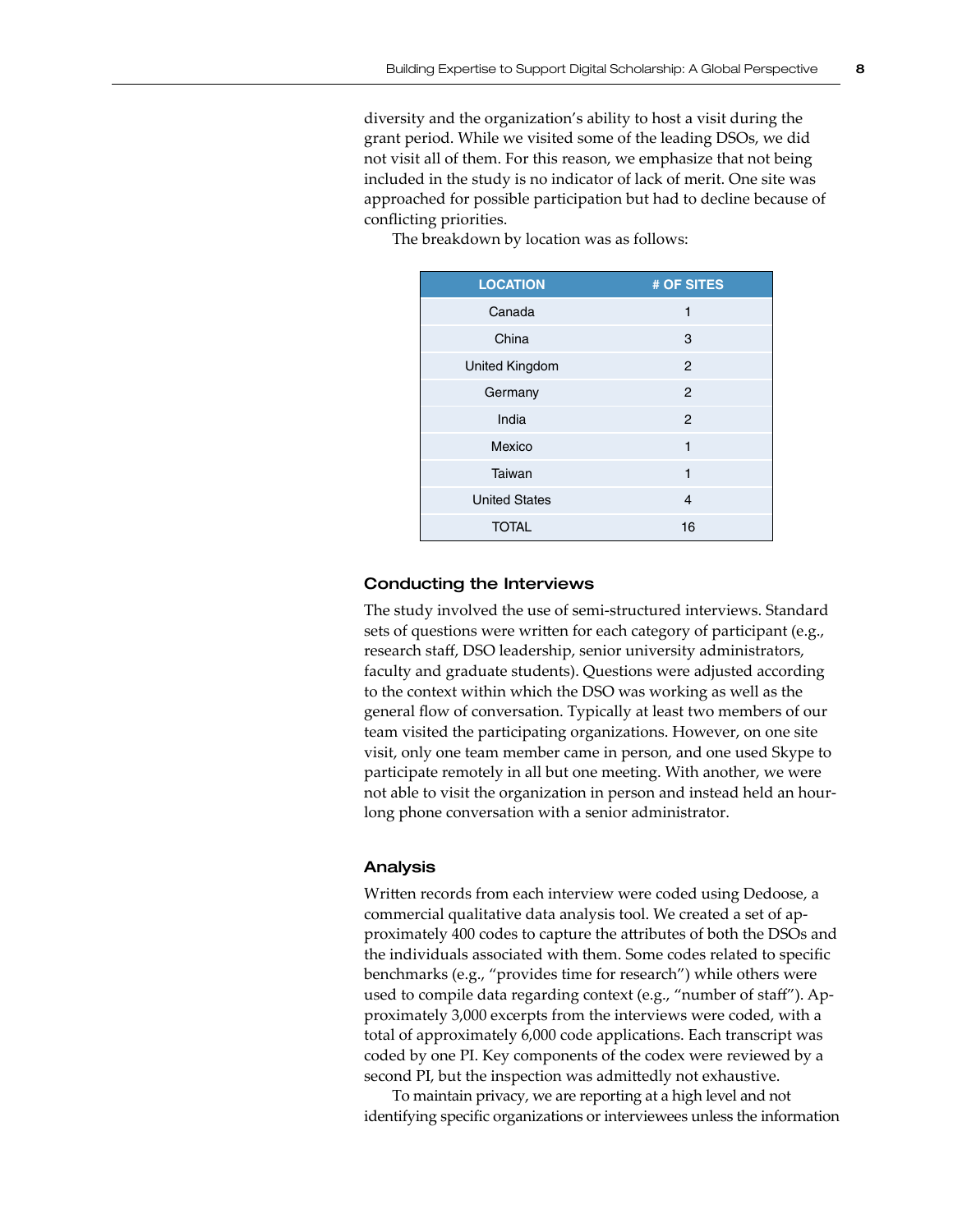diversity and the organization's ability to host a visit during the grant period. While we visited some of the leading DSOs, we did not visit all of them. For this reason, we emphasize that not being included in the study is no indicator of lack of merit. One site was approached for possible participation but had to decline because of conflicting priorities.

The breakdown by location was as follows:

| LOCATION | # OF SITES |
|---|---|
| Canada | 1 |
| China | 3 |
| United Kingdom | 2 |
| Germany | 2 |
| India | 2 |
| Mexico | 1 |
| Taiwan | 1 |
| United States | 4 |
| TOTAL | 16 |

### Conducting the Interviews

The study involved the use of semi-structured interviews. Standard sets of questions were written for each category of participant (e.g., research staff, DSO leadership, senior university administrators, faculty and graduate students). Questions were adjusted according to the context within which the DSO was working as well as the general flow of conversation. Typically at least two members of our team visited the participating organizations. However, on one site visit, only one team member came in person, and one used Skype to participate remotely in all but one meeting. With another, we were not able to visit the organization in person and instead held an hour-long phone conversation with a senior administrator.

### Analysis

Written records from each interview were coded using Dedoose, a commercial qualitative data analysis tool. We created a set of approximately 400 codes to capture the attributes of both the DSOs and the individuals associated with them. Some codes related to specific benchmarks (e.g., "provides time for research") while others were used to compile data regarding context (e.g., "number of staff"). Approximately 3,000 excerpts from the interviews were coded, with a total of approximately 6,000 code applications. Each transcript was coded by one PI. Key components of the codex were reviewed by a second PI, but the inspection was admittedly not exhaustive.

To maintain privacy, we are reporting at a high level and not identifying specific organizations or interviewees unless the information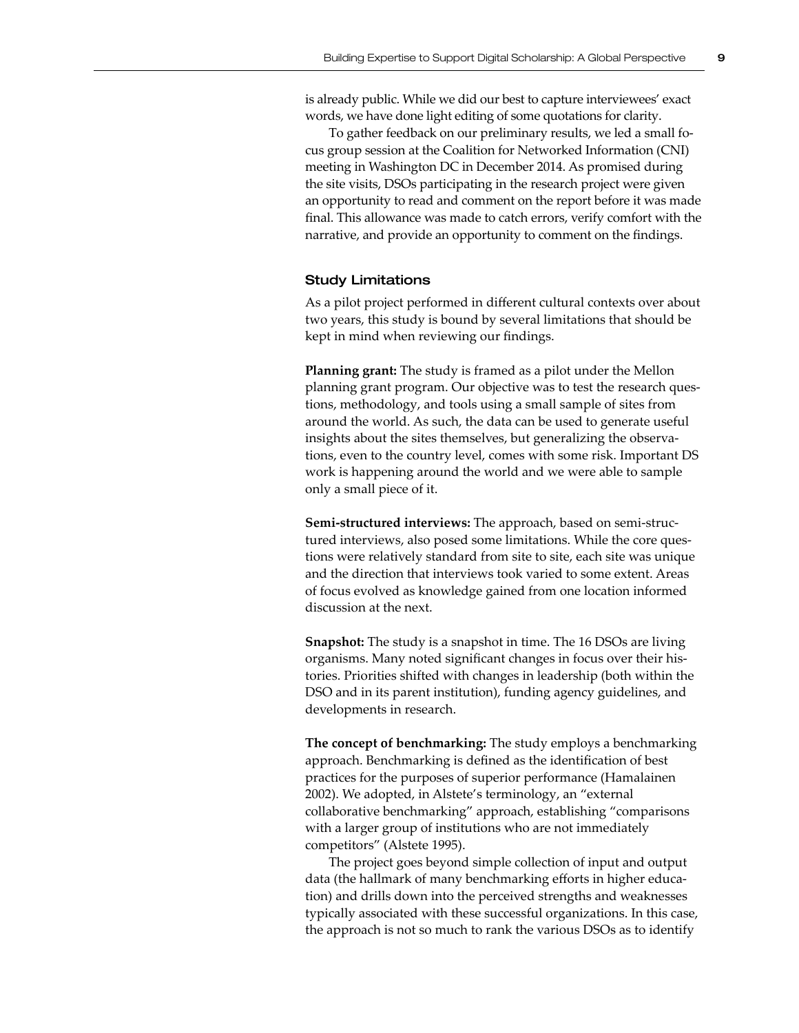is already public. While we did our best to capture interviewees' exact words, we have done light editing of some quotations for clarity.

To gather feedback on our preliminary results, we led a small focus group session at the Coalition for Networked Information (CNI) meeting in Washington DC in December 2014. As promised during the site visits, DSOs participating in the research project were given an opportunity to read and comment on the report before it was made final. This allowance was made to catch errors, verify comfort with the narrative, and provide an opportunity to comment on the findings.

### Study Limitations

As a pilot project performed in different cultural contexts over about two years, this study is bound by several limitations that should be kept in mind when reviewing our findings.

**Planning grant:** The study is framed as a pilot under the Mellon planning grant program. Our objective was to test the research questions, methodology, and tools using a small sample of sites from around the world. As such, the data can be used to generate useful insights about the sites themselves, but generalizing the observations, even to the country level, comes with some risk. Important DS work is happening around the world and we were able to sample only a small piece of it.

**Semi-structured interviews:** The approach, based on semi-structured interviews, also posed some limitations. While the core questions were relatively standard from site to site, each site was unique and the direction that interviews took varied to some extent. Areas of focus evolved as knowledge gained from one location informed discussion at the next.

**Snapshot:** The study is a snapshot in time. The 16 DSOs are living organisms. Many noted significant changes in focus over their histories. Priorities shifted with changes in leadership (both within the DSO and in its parent institution), funding agency guidelines, and developments in research.

**The concept of benchmarking:** The study employs a benchmarking approach. Benchmarking is defined as the identification of best practices for the purposes of superior performance (Hamalainen 2002). We adopted, in Alstete's terminology, an "external collaborative benchmarking" approach, establishing "comparisons with a larger group of institutions who are not immediately competitors" (Alstete 1995).

The project goes beyond simple collection of input and output data (the hallmark of many benchmarking efforts in higher education) and drills down into the perceived strengths and weaknesses typically associated with these successful organizations. In this case, the approach is not so much to rank the various DSOs as to identify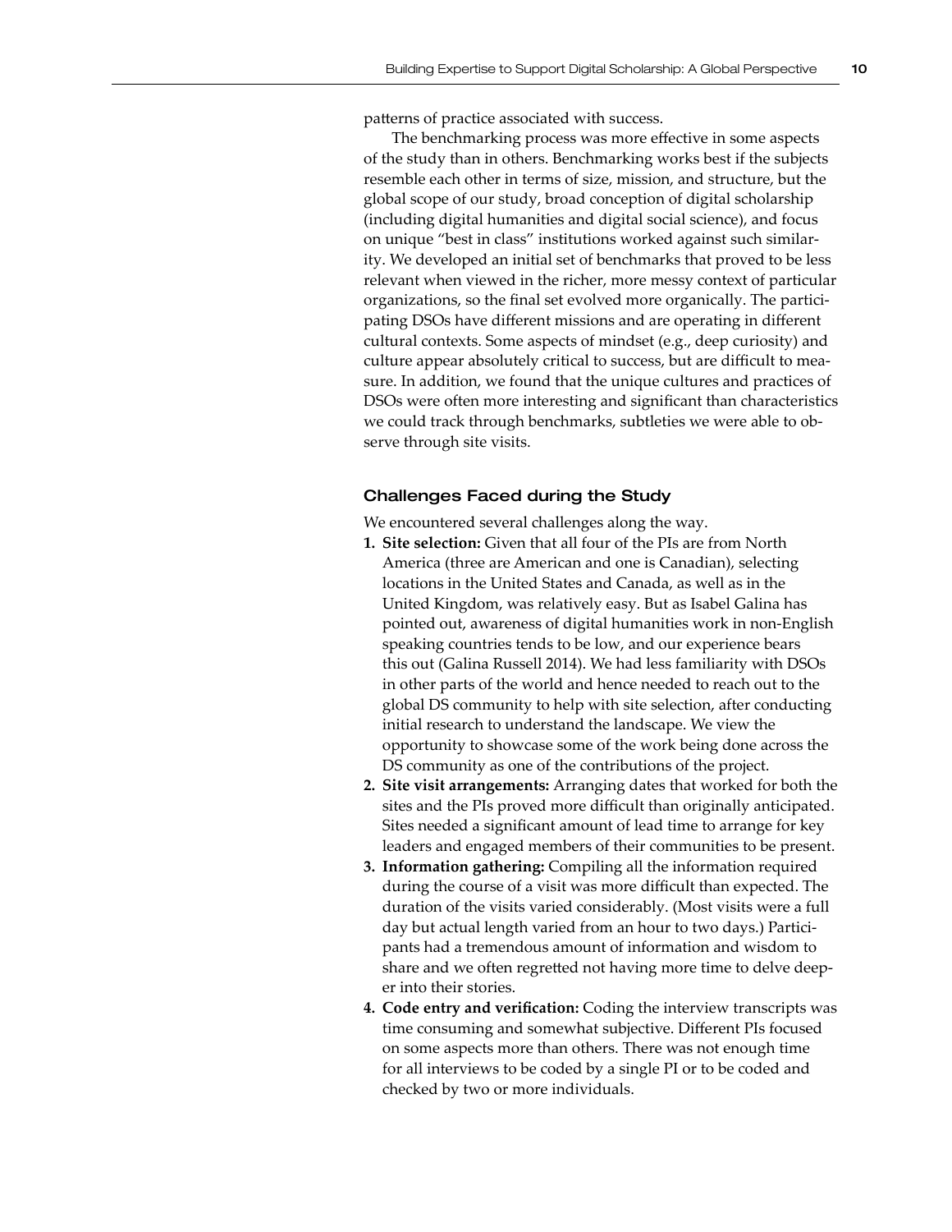patterns of practice associated with success.

The benchmarking process was more effective in some aspects of the study than in others. Benchmarking works best if the subjects resemble each other in terms of size, mission, and structure, but the global scope of our study, broad conception of digital scholarship (including digital humanities and digital social science), and focus on unique "best in class" institutions worked against such similarity. We developed an initial set of benchmarks that proved to be less relevant when viewed in the richer, more messy context of particular organizations, so the final set evolved more organically. The participating DSOs have different missions and are operating in different cultural contexts. Some aspects of mindset (e.g., deep curiosity) and culture appear absolutely critical to success, but are difficult to measure. In addition, we found that the unique cultures and practices of DSOs were often more interesting and significant than characteristics we could track through benchmarks, subtleties we were able to observe through site visits.

### Challenges Faced during the Study

We encountered several challenges along the way.

1. **Site selection:** Given that all four of the PIs are from North America (three are American and one is Canadian), selecting locations in the United States and Canada, as well as in the United Kingdom, was relatively easy. But as Isabel Galina has pointed out, awareness of digital humanities work in non-English speaking countries tends to be low, and our experience bears this out (Galina Russell 2014). We had less familiarity with DSOs in other parts of the world and hence needed to reach out to the global DS community to help with site selection, after conducting initial research to understand the landscape. We view the opportunity to showcase some of the work being done across the DS community as one of the contributions of the project.
2. **Site visit arrangements:** Arranging dates that worked for both the sites and the PIs proved more difficult than originally anticipated. Sites needed a significant amount of lead time to arrange for key leaders and engaged members of their communities to be present.
3. **Information gathering:** Compiling all the information required during the course of a visit was more difficult than expected. The duration of the visits varied considerably. (Most visits were a full day but actual length varied from an hour to two days.) Participants had a tremendous amount of information and wisdom to share and we often regretted not having more time to delve deeper into their stories.
4. **Code entry and verification:** Coding the interview transcripts was time consuming and somewhat subjective. Different PIs focused on some aspects more than others. There was not enough time for all interviews to be coded by a single PI or to be coded and checked by two or more individuals.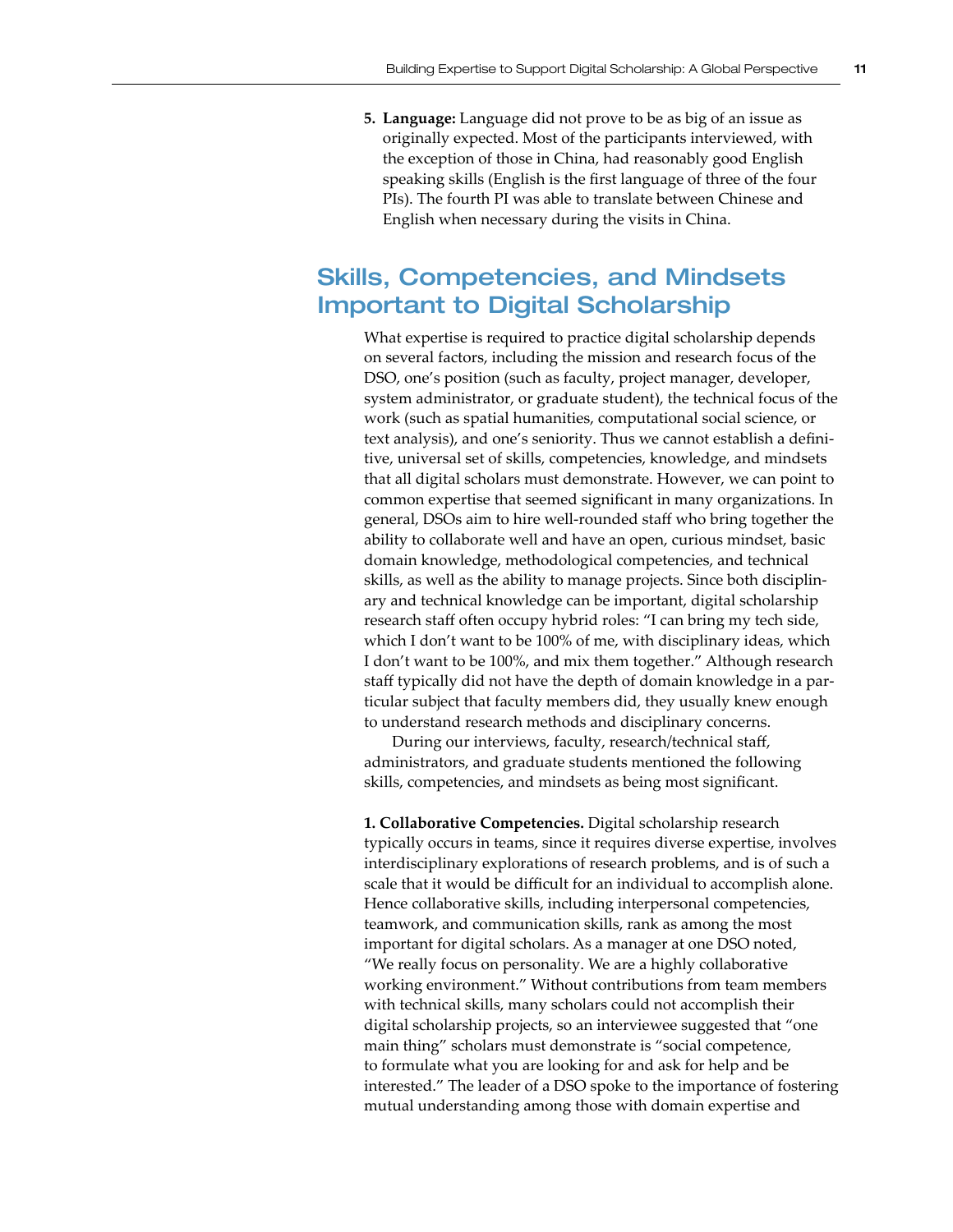5. **Language:** Language did not prove to be as big of an issue as originally expected. Most of the participants interviewed, with the exception of those in China, had reasonably good English speaking skills (English is the first language of three of the four PIs). The fourth PI was able to translate between Chinese and English when necessary during the visits in China.

## Skills, Competencies, and Mindsets Important to Digital Scholarship

What expertise is required to practice digital scholarship depends on several factors, including the mission and research focus of the DSO, one's position (such as faculty, project manager, developer, system administrator, or graduate student), the technical focus of the work (such as spatial humanities, computational social science, or text analysis), and one's seniority. Thus we cannot establish a definitive, universal set of skills, competencies, knowledge, and mindsets that all digital scholars must demonstrate. However, we can point to common expertise that seemed significant in many organizations. In general, DSOs aim to hire well-rounded staff who bring together the ability to collaborate well and have an open, curious mindset, basic domain knowledge, methodological competencies, and technical skills, as well as the ability to manage projects. Since both disciplinary and technical knowledge can be important, digital scholarship research staff often occupy hybrid roles: "I can bring my tech side, which I don't want to be 100% of me, with disciplinary ideas, which I don't want to be 100%, and mix them together." Although research staff typically did not have the depth of domain knowledge in a particular subject that faculty members did, they usually knew enough to understand research methods and disciplinary concerns.

During our interviews, faculty, research/technical staff, administrators, and graduate students mentioned the following skills, competencies, and mindsets as being most significant.

**1. Collaborative Competencies.** Digital scholarship research typically occurs in teams, since it requires diverse expertise, involves interdisciplinary explorations of research problems, and is of such a scale that it would be difficult for an individual to accomplish alone. Hence collaborative skills, including interpersonal competencies, teamwork, and communication skills, rank as among the most important for digital scholars. As a manager at one DSO noted, "We really focus on personality. We are a highly collaborative working environment." Without contributions from team members with technical skills, many scholars could not accomplish their digital scholarship projects, so an interviewee suggested that "one main thing" scholars must demonstrate is "social competence, to formulate what you are looking for and ask for help and be interested." The leader of a DSO spoke to the importance of fostering mutual understanding among those with domain expertise and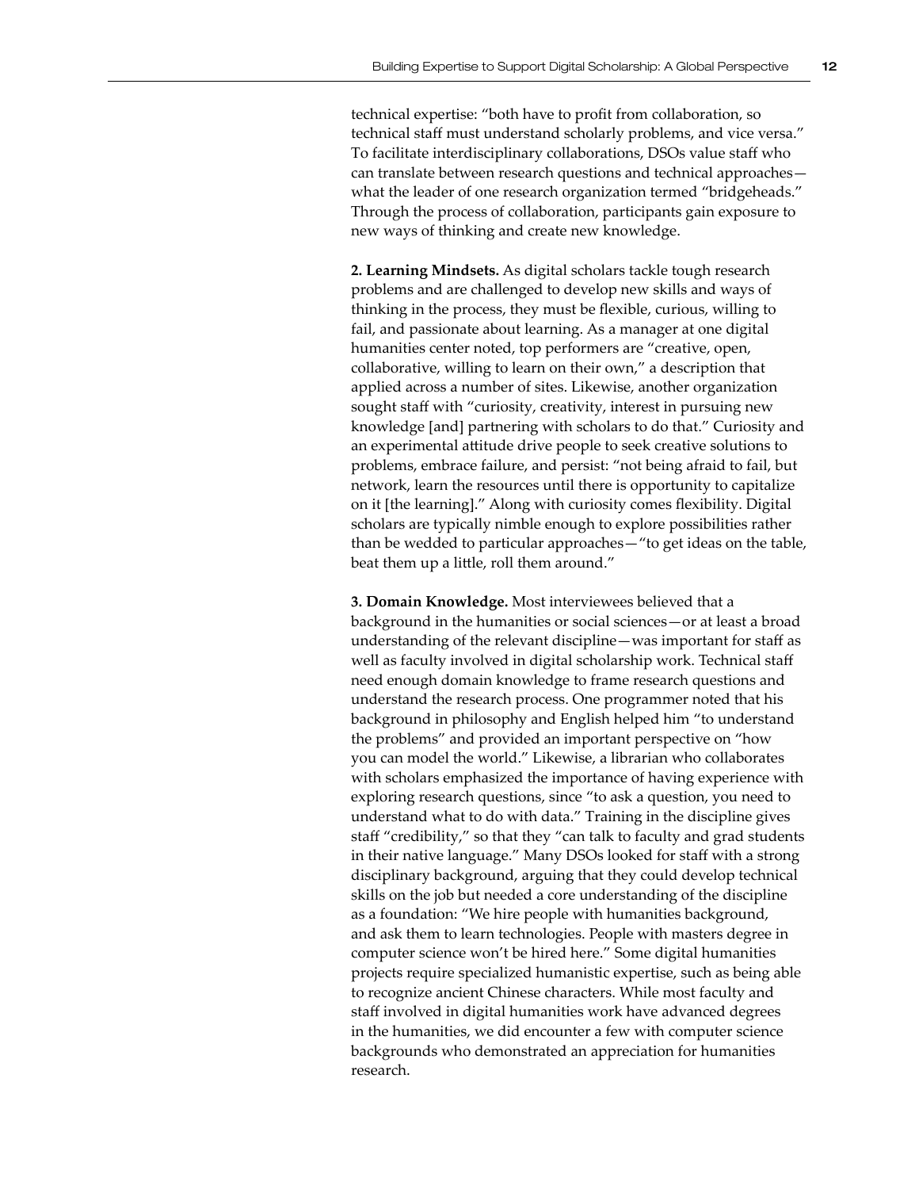technical expertise: "both have to profit from collaboration, so technical staff must understand scholarly problems, and vice versa." To facilitate interdisciplinary collaborations, DSOs value staff who can translate between research questions and technical approaches—what the leader of one research organization termed "bridgeheads." Through the process of collaboration, participants gain exposure to new ways of thinking and create new knowledge.

**2. Learning Mindsets.** As digital scholars tackle tough research problems and are challenged to develop new skills and ways of thinking in the process, they must be flexible, curious, willing to fail, and passionate about learning. As a manager at one digital humanities center noted, top performers are "creative, open, collaborative, willing to learn on their own," a description that applied across a number of sites. Likewise, another organization sought staff with "curiosity, creativity, interest in pursuing new knowledge [and] partnering with scholars to do that." Curiosity and an experimental attitude drive people to seek creative solutions to problems, embrace failure, and persist: "not being afraid to fail, but network, learn the resources until there is opportunity to capitalize on it [the learning]." Along with curiosity comes flexibility. Digital scholars are typically nimble enough to explore possibilities rather than be wedded to particular approaches—"to get ideas on the table, beat them up a little, roll them around."

**3. Domain Knowledge.** Most interviewees believed that a background in the humanities or social sciences—or at least a broad understanding of the relevant discipline—was important for staff as well as faculty involved in digital scholarship work. Technical staff need enough domain knowledge to frame research questions and understand the research process. One programmer noted that his background in philosophy and English helped him "to understand the problems" and provided an important perspective on "how you can model the world." Likewise, a librarian who collaborates with scholars emphasized the importance of having experience with exploring research questions, since "to ask a question, you need to understand what to do with data." Training in the discipline gives staff "credibility," so that they "can talk to faculty and grad students in their native language." Many DSOs looked for staff with a strong disciplinary background, arguing that they could develop technical skills on the job but needed a core understanding of the discipline as a foundation: "We hire people with humanities background, and ask them to learn technologies. People with masters degree in computer science won't be hired here." Some digital humanities projects require specialized humanistic expertise, such as being able to recognize ancient Chinese characters. While most faculty and staff involved in digital humanities work have advanced degrees in the humanities, we did encounter a few with computer science backgrounds who demonstrated an appreciation for humanities research.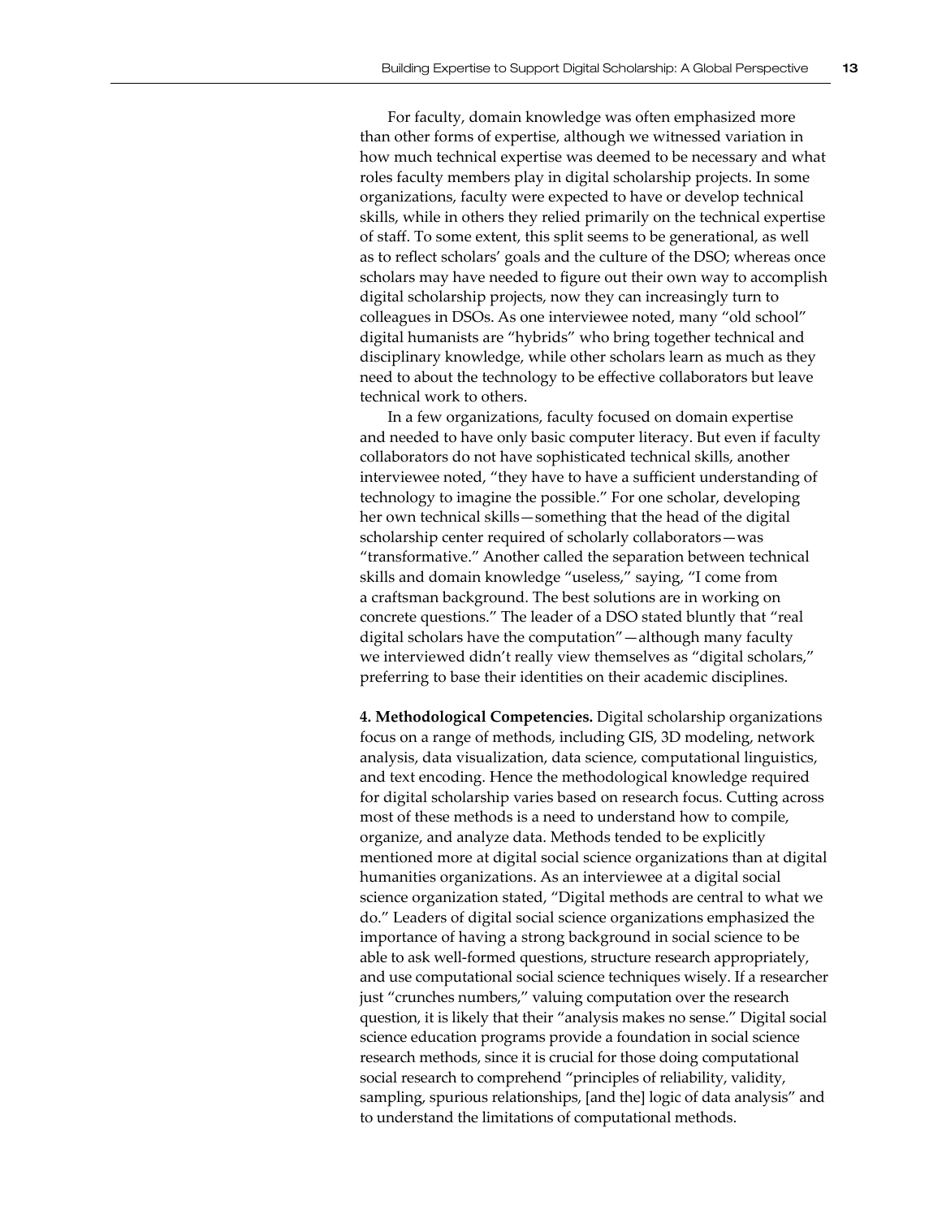For faculty, domain knowledge was often emphasized more than other forms of expertise, although we witnessed variation in how much technical expertise was deemed to be necessary and what roles faculty members play in digital scholarship projects. In some organizations, faculty were expected to have or develop technical skills, while in others they relied primarily on the technical expertise of staff. To some extent, this split seems to be generational, as well as to reflect scholars' goals and the culture of the DSO; whereas once scholars may have needed to figure out their own way to accomplish digital scholarship projects, now they can increasingly turn to colleagues in DSOs. As one interviewee noted, many "old school" digital humanists are "hybrids" who bring together technical and disciplinary knowledge, while other scholars learn as much as they need to about the technology to be effective collaborators but leave technical work to others.

In a few organizations, faculty focused on domain expertise and needed to have only basic computer literacy. But even if faculty collaborators do not have sophisticated technical skills, another interviewee noted, "they have to have a sufficient understanding of technology to imagine the possible." For one scholar, developing her own technical skills—something that the head of the digital scholarship center required of scholarly collaborators—was "transformative." Another called the separation between technical skills and domain knowledge "useless," saying, "I come from a craftsman background. The best solutions are in working on concrete questions." The leader of a DSO stated bluntly that "real digital scholars have the computation"—although many faculty we interviewed didn't really view themselves as "digital scholars," preferring to base their identities on their academic disciplines.

**4. Methodological Competencies.** Digital scholarship organizations focus on a range of methods, including GIS, 3D modeling, network analysis, data visualization, data science, computational linguistics, and text encoding. Hence the methodological knowledge required for digital scholarship varies based on research focus. Cutting across most of these methods is a need to understand how to compile, organize, and analyze data. Methods tended to be explicitly mentioned more at digital social science organizations than at digital humanities organizations. As an interviewee at a digital social science organization stated, "Digital methods are central to what we do." Leaders of digital social science organizations emphasized the importance of having a strong background in social science to be able to ask well-formed questions, structure research appropriately, and use computational social science techniques wisely. If a researcher just "crunches numbers," valuing computation over the research question, it is likely that their "analysis makes no sense." Digital social science education programs provide a foundation in social science research methods, since it is crucial for those doing computational social research to comprehend "principles of reliability, validity, sampling, spurious relationships, [and the] logic of data analysis" and to understand the limitations of computational methods.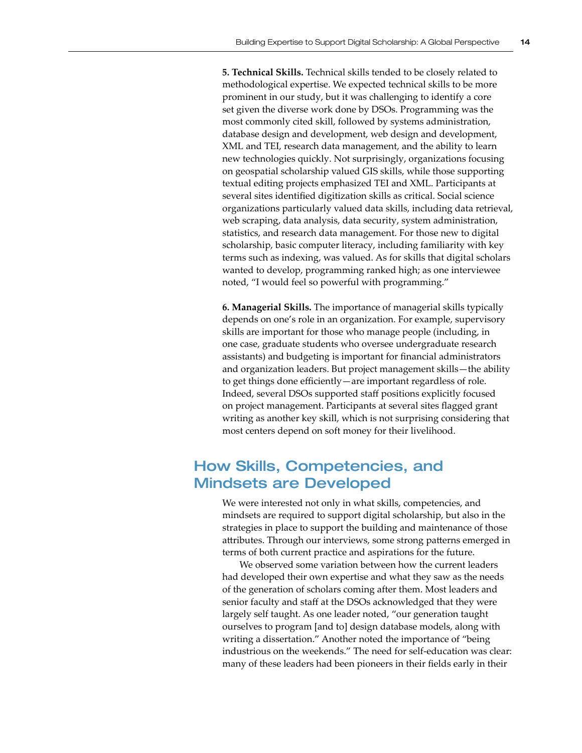**5. Technical Skills.** Technical skills tended to be closely related to methodological expertise. We expected technical skills to be more prominent in our study, but it was challenging to identify a core set given the diverse work done by DSOs. Programming was the most commonly cited skill, followed by systems administration, database design and development, web design and development, XML and TEI, research data management, and the ability to learn new technologies quickly. Not surprisingly, organizations focusing on geospatial scholarship valued GIS skills, while those supporting textual editing projects emphasized TEI and XML. Participants at several sites identified digitization skills as critical. Social science organizations particularly valued data skills, including data retrieval, web scraping, data analysis, data security, system administration, statistics, and research data management. For those new to digital scholarship, basic computer literacy, including familiarity with key terms such as indexing, was valued. As for skills that digital scholars wanted to develop, programming ranked high; as one interviewee noted, "I would feel so powerful with programming."

**6. Managerial Skills.** The importance of managerial skills typically depends on one's role in an organization. For example, supervisory skills are important for those who manage people (including, in one case, graduate students who oversee undergraduate research assistants) and budgeting is important for financial administrators and organization leaders. But project management skills—the ability to get things done efficiently—are important regardless of role. Indeed, several DSOs supported staff positions explicitly focused on project management. Participants at several sites flagged grant writing as another key skill, which is not surprising considering that most centers depend on soft money for their livelihood.

## How Skills, Competencies, and Mindsets are Developed

We were interested not only in what skills, competencies, and mindsets are required to support digital scholarship, but also in the strategies in place to support the building and maintenance of those attributes. Through our interviews, some strong patterns emerged in terms of both current practice and aspirations for the future.

We observed some variation between how the current leaders had developed their own expertise and what they saw as the needs of the generation of scholars coming after them. Most leaders and senior faculty and staff at the DSOs acknowledged that they were largely self taught. As one leader noted, "our generation taught ourselves to program [and to] design database models, along with writing a dissertation." Another noted the importance of "being industrious on the weekends." The need for self-education was clear: many of these leaders had been pioneers in their fields early in their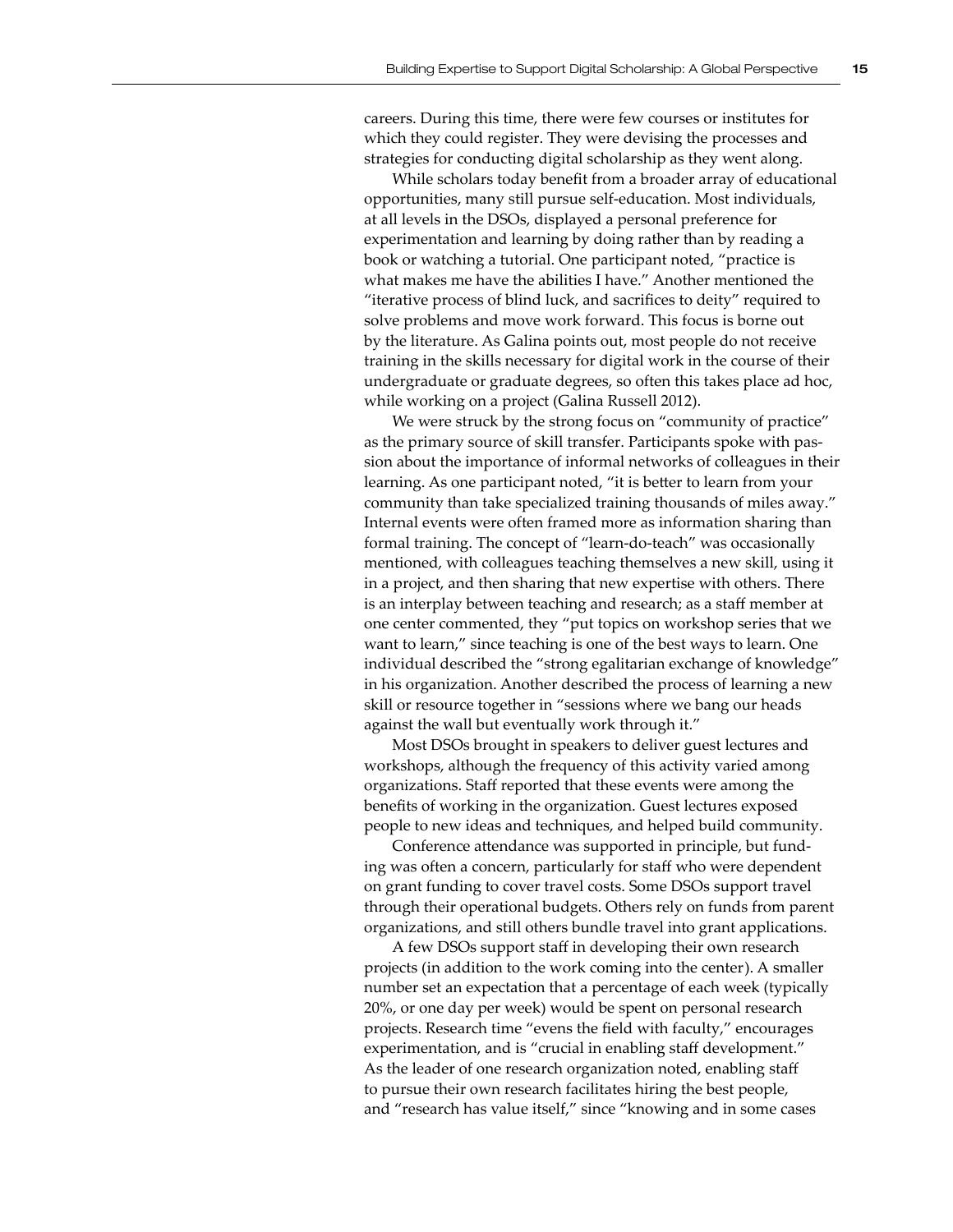careers. During this time, there were few courses or institutes for which they could register. They were devising the processes and strategies for conducting digital scholarship as they went along.

While scholars today benefit from a broader array of educational opportunities, many still pursue self-education. Most individuals, at all levels in the DSOs, displayed a personal preference for experimentation and learning by doing rather than by reading a book or watching a tutorial. One participant noted, "practice is what makes me have the abilities I have." Another mentioned the "iterative process of blind luck, and sacrifices to deity" required to solve problems and move work forward. This focus is borne out by the literature. As Galina points out, most people do not receive training in the skills necessary for digital work in the course of their undergraduate or graduate degrees, so often this takes place ad hoc, while working on a project (Galina Russell 2012).

We were struck by the strong focus on "community of practice" as the primary source of skill transfer. Participants spoke with passion about the importance of informal networks of colleagues in their learning. As one participant noted, "it is better to learn from your community than take specialized training thousands of miles away." Internal events were often framed more as information sharing than formal training. The concept of "learn-do-teach" was occasionally mentioned, with colleagues teaching themselves a new skill, using it in a project, and then sharing that new expertise with others. There is an interplay between teaching and research; as a staff member at one center commented, they "put topics on workshop series that we want to learn," since teaching is one of the best ways to learn. One individual described the "strong egalitarian exchange of knowledge" in his organization. Another described the process of learning a new skill or resource together in "sessions where we bang our heads against the wall but eventually work through it."

Most DSOs brought in speakers to deliver guest lectures and workshops, although the frequency of this activity varied among organizations. Staff reported that these events were among the benefits of working in the organization. Guest lectures exposed people to new ideas and techniques, and helped build community.

Conference attendance was supported in principle, but funding was often a concern, particularly for staff who were dependent on grant funding to cover travel costs. Some DSOs support travel through their operational budgets. Others rely on funds from parent organizations, and still others bundle travel into grant applications.

A few DSOs support staff in developing their own research projects (in addition to the work coming into the center). A smaller number set an expectation that a percentage of each week (typically 20%, or one day per week) would be spent on personal research projects. Research time "evens the field with faculty," encourages experimentation, and is "crucial in enabling staff development." As the leader of one research organization noted, enabling staff to pursue their own research facilitates hiring the best people, and "research has value itself," since "knowing and in some cases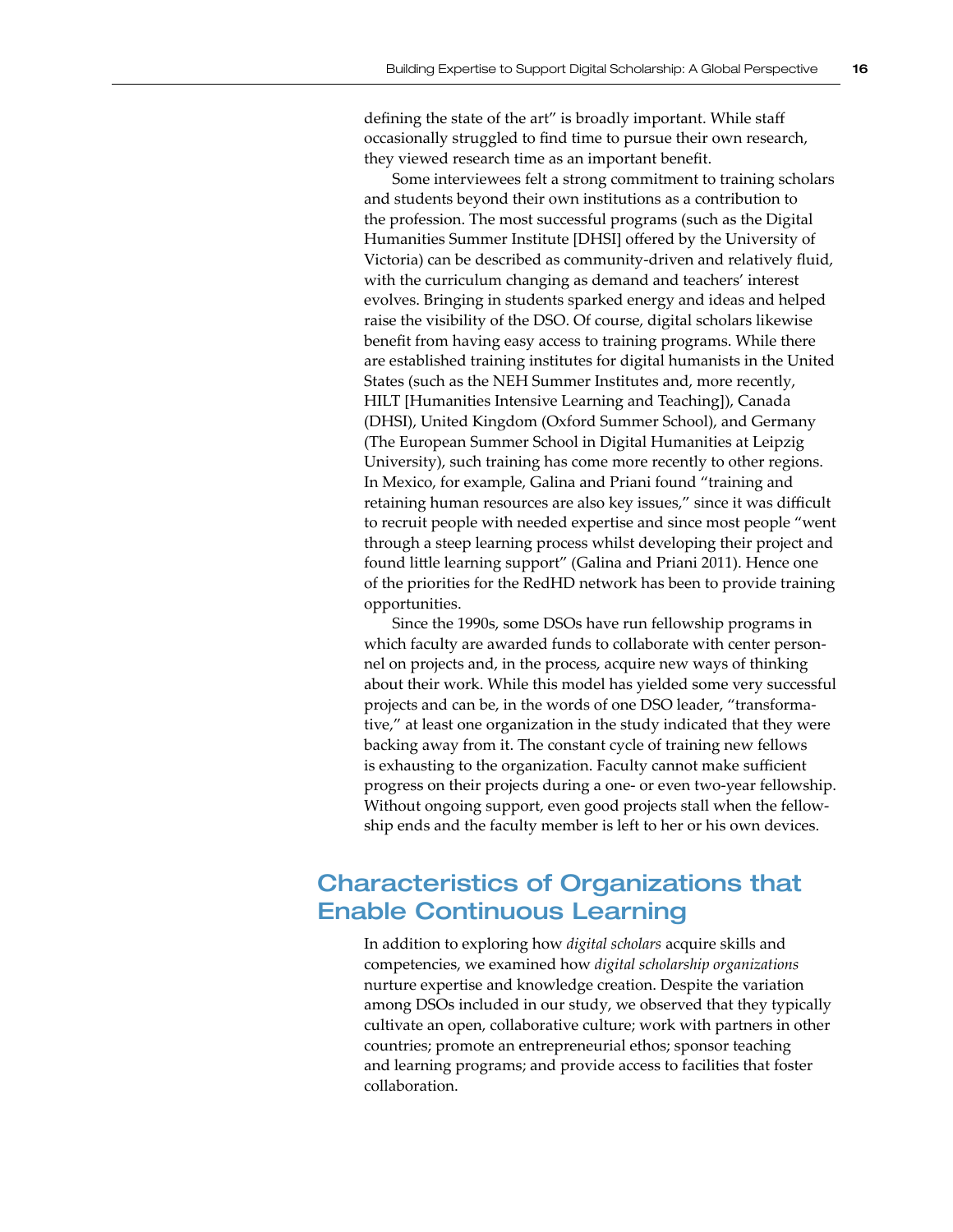defining the state of the art" is broadly important. While staff occasionally struggled to find time to pursue their own research, they viewed research time as an important benefit.

Some interviewees felt a strong commitment to training scholars and students beyond their own institutions as a contribution to the profession. The most successful programs (such as the Digital Humanities Summer Institute [DHSI] offered by the University of Victoria) can be described as community-driven and relatively fluid, with the curriculum changing as demand and teachers' interest evolves. Bringing in students sparked energy and ideas and helped raise the visibility of the DSO. Of course, digital scholars likewise benefit from having easy access to training programs. While there are established training institutes for digital humanists in the United States (such as the NEH Summer Institutes and, more recently, HILT [Humanities Intensive Learning and Teaching]), Canada (DHSI), United Kingdom (Oxford Summer School), and Germany (The European Summer School in Digital Humanities at Leipzig University), such training has come more recently to other regions. In Mexico, for example, Galina and Priani found "training and retaining human resources are also key issues," since it was difficult to recruit people with needed expertise and since most people "went through a steep learning process whilst developing their project and found little learning support" (Galina and Priani 2011). Hence one of the priorities for the RedHD network has been to provide training opportunities.

Since the 1990s, some DSOs have run fellowship programs in which faculty are awarded funds to collaborate with center personnel on projects and, in the process, acquire new ways of thinking about their work. While this model has yielded some very successful projects and can be, in the words of one DSO leader, "transformative," at least one organization in the study indicated that they were backing away from it. The constant cycle of training new fellows is exhausting to the organization. Faculty cannot make sufficient progress on their projects during a one- or even two-year fellowship. Without ongoing support, even good projects stall when the fellowship ends and the faculty member is left to her or his own devices.

## Characteristics of Organizations that Enable Continuous Learning

In addition to exploring how *digital scholars* acquire skills and competencies, we examined how *digital scholarship organizations* nurture expertise and knowledge creation. Despite the variation among DSOs included in our study, we observed that they typically cultivate an open, collaborative culture; work with partners in other countries; promote an entrepreneurial ethos; sponsor teaching and learning programs; and provide access to facilities that foster collaboration.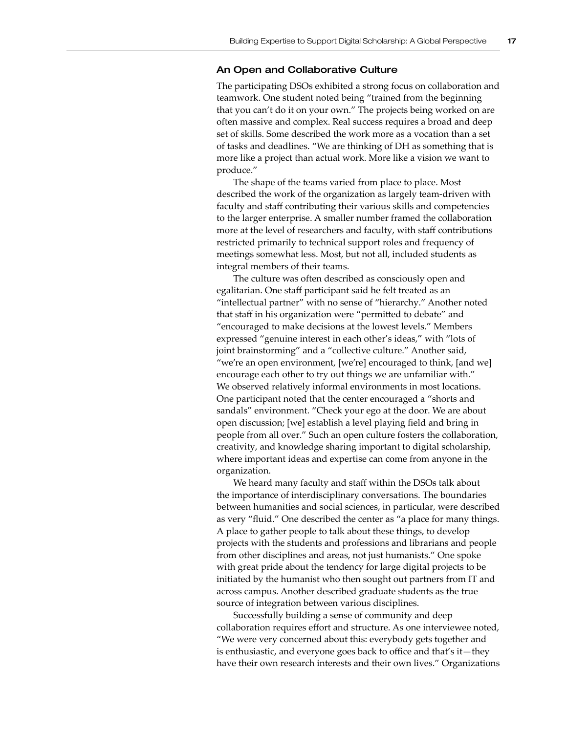### An Open and Collaborative Culture

The participating DSOs exhibited a strong focus on collaboration and teamwork. One student noted being "trained from the beginning that you can't do it on your own." The projects being worked on are often massive and complex. Real success requires a broad and deep set of skills. Some described the work more as a vocation than a set of tasks and deadlines. "We are thinking of DH as something that is more like a project than actual work. More like a vision we want to produce."

The shape of the teams varied from place to place. Most described the work of the organization as largely team-driven with faculty and staff contributing their various skills and competencies to the larger enterprise. A smaller number framed the collaboration more at the level of researchers and faculty, with staff contributions restricted primarily to technical support roles and frequency of meetings somewhat less. Most, but not all, included students as integral members of their teams.

The culture was often described as consciously open and egalitarian. One staff participant said he felt treated as an "intellectual partner" with no sense of "hierarchy." Another noted that staff in his organization were "permitted to debate" and "encouraged to make decisions at the lowest levels." Members expressed "genuine interest in each other's ideas," with "lots of joint brainstorming" and a "collective culture." Another said, "we're an open environment, [we're] encouraged to think, [and we] encourage each other to try out things we are unfamiliar with." We observed relatively informal environments in most locations. One participant noted that the center encouraged a "shorts and sandals" environment. "Check your ego at the door. We are about open discussion; [we] establish a level playing field and bring in people from all over." Such an open culture fosters the collaboration, creativity, and knowledge sharing important to digital scholarship, where important ideas and expertise can come from anyone in the organization.

We heard many faculty and staff within the DSOs talk about the importance of interdisciplinary conversations. The boundaries between humanities and social sciences, in particular, were described as very "fluid." One described the center as "a place for many things. A place to gather people to talk about these things, to develop projects with the students and professions and librarians and people from other disciplines and areas, not just humanists." One spoke with great pride about the tendency for large digital projects to be initiated by the humanist who then sought out partners from IT and across campus. Another described graduate students as the true source of integration between various disciplines.

Successfully building a sense of community and deep collaboration requires effort and structure. As one interviewee noted, "We were very concerned about this: everybody gets together and is enthusiastic, and everyone goes back to office and that's it—they have their own research interests and their own lives." Organizations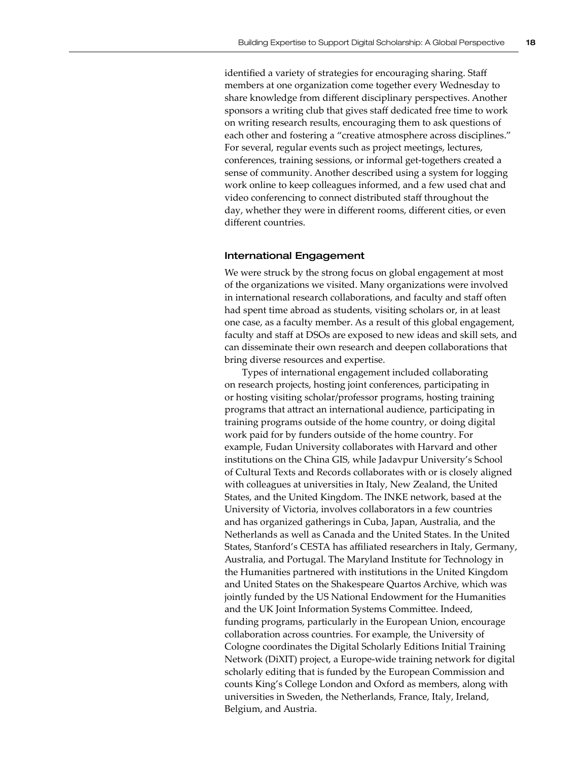identified a variety of strategies for encouraging sharing. Staff members at one organization come together every Wednesday to share knowledge from different disciplinary perspectives. Another sponsors a writing club that gives staff dedicated free time to work on writing research results, encouraging them to ask questions of each other and fostering a "creative atmosphere across disciplines." For several, regular events such as project meetings, lectures, conferences, training sessions, or informal get-togethers created a sense of community. Another described using a system for logging work online to keep colleagues informed, and a few used chat and video conferencing to connect distributed staff throughout the day, whether they were in different rooms, different cities, or even different countries.

### International Engagement

We were struck by the strong focus on global engagement at most of the organizations we visited. Many organizations were involved in international research collaborations, and faculty and staff often had spent time abroad as students, visiting scholars or, in at least one case, as a faculty member. As a result of this global engagement, faculty and staff at DSOs are exposed to new ideas and skill sets, and can disseminate their own research and deepen collaborations that bring diverse resources and expertise.

Types of international engagement included collaborating on research projects, hosting joint conferences, participating in or hosting visiting scholar/professor programs, hosting training programs that attract an international audience, participating in training programs outside of the home country, or doing digital work paid for by funders outside of the home country. For example, Fudan University collaborates with Harvard and other institutions on the China GIS, while Jadavpur University's School of Cultural Texts and Records collaborates with or is closely aligned with colleagues at universities in Italy, New Zealand, the United States, and the United Kingdom. The INKE network, based at the University of Victoria, involves collaborators in a few countries and has organized gatherings in Cuba, Japan, Australia, and the Netherlands as well as Canada and the United States. In the United States, Stanford's CESTA has affiliated researchers in Italy, Germany, Australia, and Portugal. The Maryland Institute for Technology in the Humanities partnered with institutions in the United Kingdom and United States on the Shakespeare Quartos Archive, which was jointly funded by the US National Endowment for the Humanities and the UK Joint Information Systems Committee. Indeed, funding programs, particularly in the European Union, encourage collaboration across countries. For example, the University of Cologne coordinates the Digital Scholarly Editions Initial Training Network (DiXIT) project, a Europe-wide training network for digital scholarly editing that is funded by the European Commission and counts King's College London and Oxford as members, along with universities in Sweden, the Netherlands, France, Italy, Ireland, Belgium, and Austria.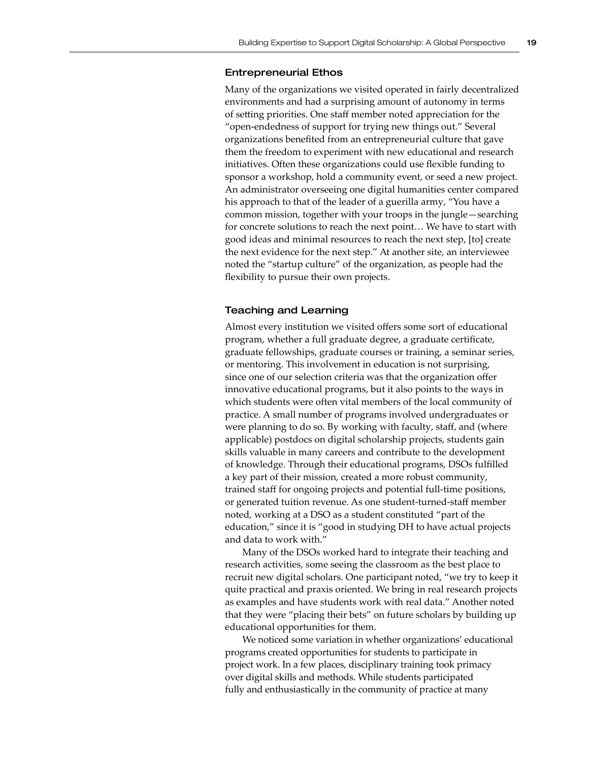### Entrepreneurial Ethos

Many of the organizations we visited operated in fairly decentralized environments and had a surprising amount of autonomy in terms of setting priorities. One staff member noted appreciation for the "open-endedness of support for trying new things out." Several organizations benefited from an entrepreneurial culture that gave them the freedom to experiment with new educational and research initiatives. Often these organizations could use flexible funding to sponsor a workshop, hold a community event, or seed a new project. An administrator overseeing one digital humanities center compared his approach to that of the leader of a guerilla army, "You have a common mission, together with your troops in the jungle—searching for concrete solutions to reach the next point… We have to start with good ideas and minimal resources to reach the next step, [to] create the next evidence for the next step." At another site, an interviewee noted the "startup culture" of the organization, as people had the flexibility to pursue their own projects.

### Teaching and Learning

Almost every institution we visited offers some sort of educational program, whether a full graduate degree, a graduate certificate, graduate fellowships, graduate courses or training, a seminar series, or mentoring. This involvement in education is not surprising, since one of our selection criteria was that the organization offer innovative educational programs, but it also points to the ways in which students were often vital members of the local community of practice. A small number of programs involved undergraduates or were planning to do so. By working with faculty, staff, and (where applicable) postdocs on digital scholarship projects, students gain skills valuable in many careers and contribute to the development of knowledge. Through their educational programs, DSOs fulfilled a key part of their mission, created a more robust community, trained staff for ongoing projects and potential full-time positions, or generated tuition revenue. As one student-turned-staff member noted, working at a DSO as a student constituted "part of the education," since it is "good in studying DH to have actual projects and data to work with."

Many of the DSOs worked hard to integrate their teaching and research activities, some seeing the classroom as the best place to recruit new digital scholars. One participant noted, "we try to keep it quite practical and praxis oriented. We bring in real research projects as examples and have students work with real data." Another noted that they were "placing their bets" on future scholars by building up educational opportunities for them.

We noticed some variation in whether organizations' educational programs created opportunities for students to participate in project work. In a few places, disciplinary training took primacy over digital skills and methods. While students participated fully and enthusiastically in the community of practice at many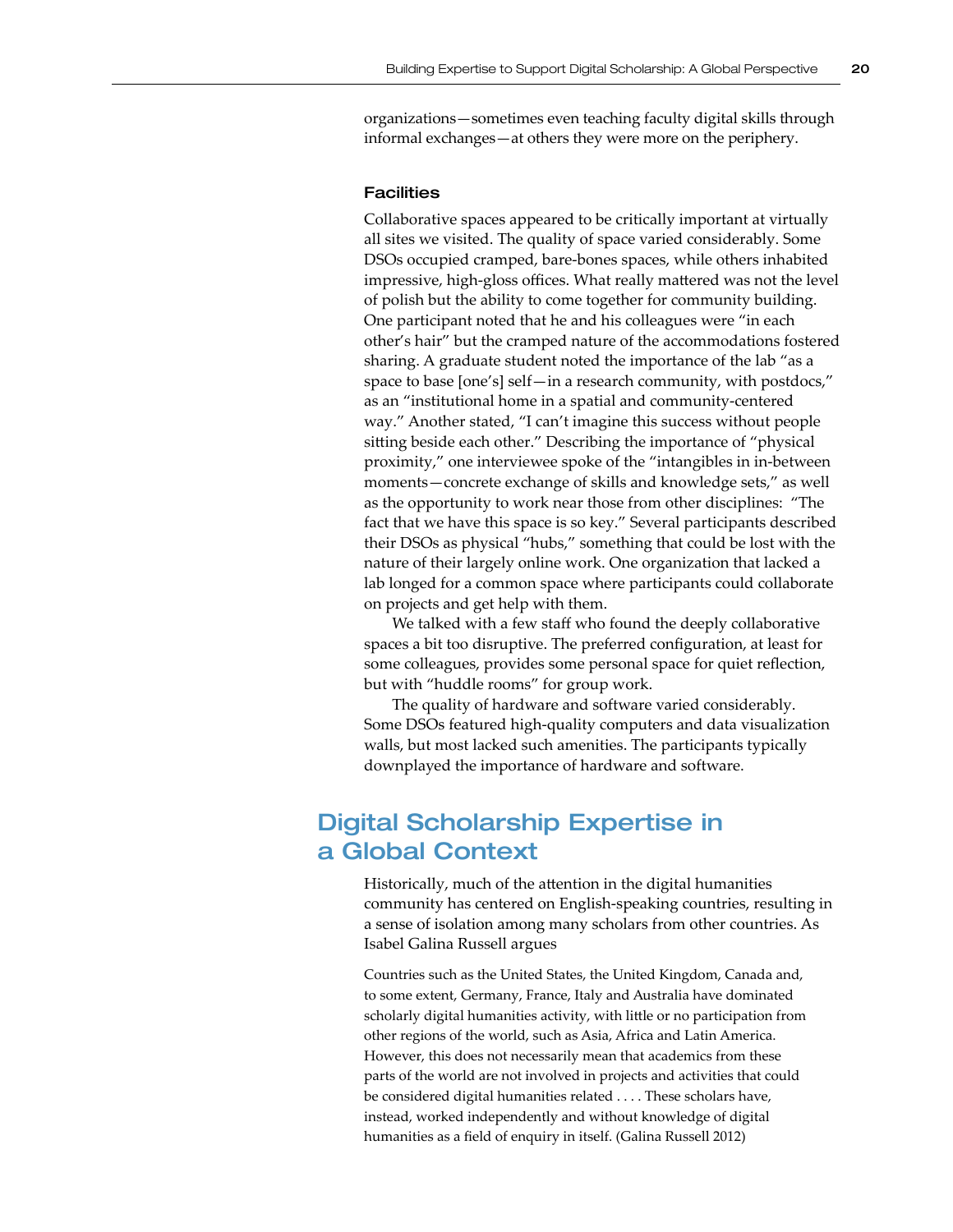organizations—sometimes even teaching faculty digital skills through informal exchanges—at others they were more on the periphery.

### Facilities

Collaborative spaces appeared to be critically important at virtually all sites we visited. The quality of space varied considerably. Some DSOs occupied cramped, bare-bones spaces, while others inhabited impressive, high-gloss offices. What really mattered was not the level of polish but the ability to come together for community building. One participant noted that he and his colleagues were "in each other's hair" but the cramped nature of the accommodations fostered sharing. A graduate student noted the importance of the lab "as a space to base [one's] self—in a research community, with postdocs," as an "institutional home in a spatial and community-centered way." Another stated, "I can't imagine this success without people sitting beside each other." Describing the importance of "physical proximity," one interviewee spoke of the "intangibles in in-between moments—concrete exchange of skills and knowledge sets," as well as the opportunity to work near those from other disciplines: "The fact that we have this space is so key." Several participants described their DSOs as physical "hubs," something that could be lost with the nature of their largely online work. One organization that lacked a lab longed for a common space where participants could collaborate on projects and get help with them.

We talked with a few staff who found the deeply collaborative spaces a bit too disruptive. The preferred configuration, at least for some colleagues, provides some personal space for quiet reflection, but with "huddle rooms" for group work.

The quality of hardware and software varied considerably. Some DSOs featured high-quality computers and data visualization walls, but most lacked such amenities. The participants typically downplayed the importance of hardware and software.

## Digital Scholarship Expertise in a Global Context

Historically, much of the attention in the digital humanities community has centered on English-speaking countries, resulting in a sense of isolation among many scholars from other countries. As Isabel Galina Russell argues

> Countries such as the United States, the United Kingdom, Canada and, to some extent, Germany, France, Italy and Australia have dominated scholarly digital humanities activity, with little or no participation from other regions of the world, such as Asia, Africa and Latin America. However, this does not necessarily mean that academics from these parts of the world are not involved in projects and activities that could be considered digital humanities related . . . . These scholars have, instead, worked independently and without knowledge of digital humanities as a field of enquiry in itself. (Galina Russell 2012)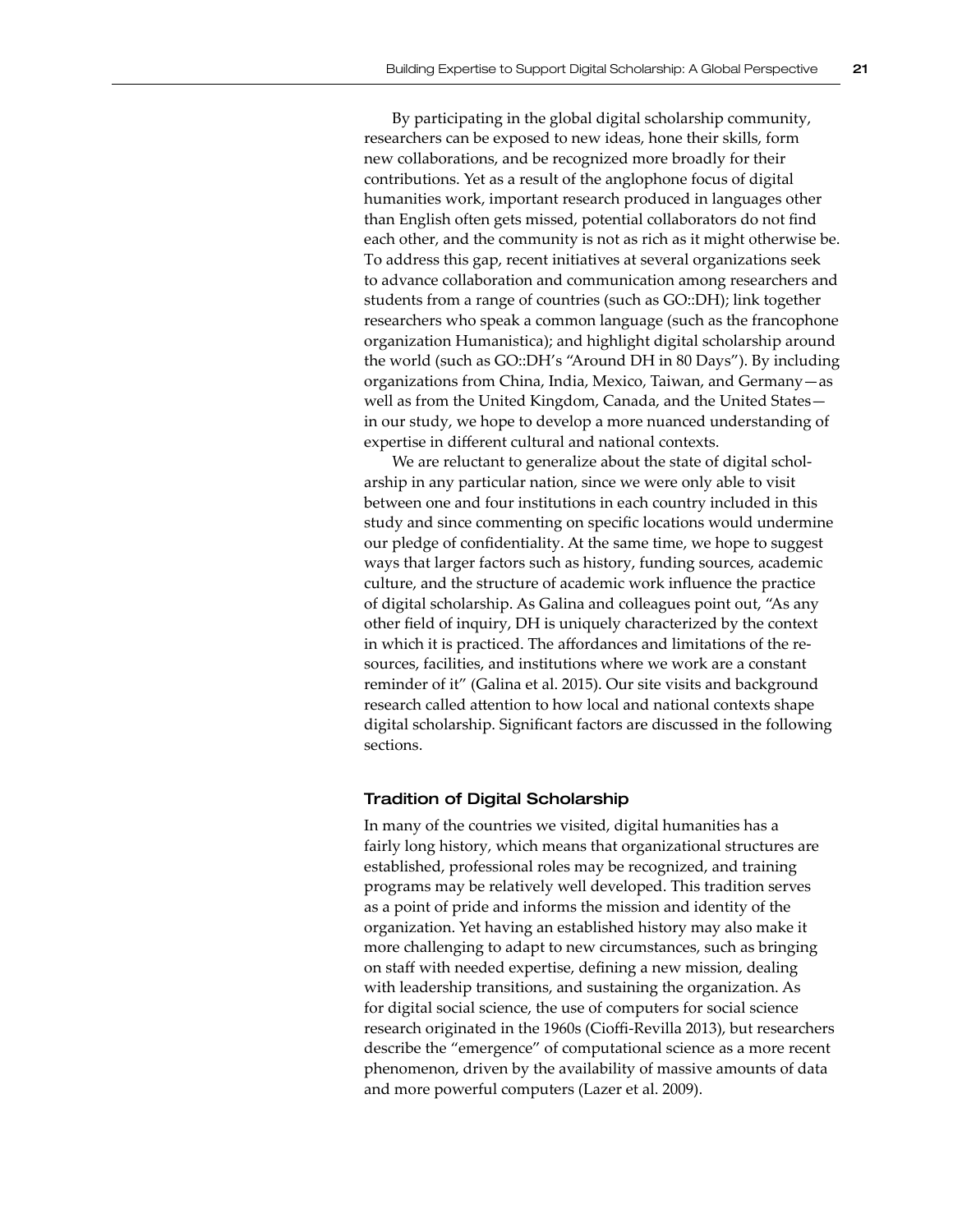By participating in the global digital scholarship community, researchers can be exposed to new ideas, hone their skills, form new collaborations, and be recognized more broadly for their contributions. Yet as a result of the anglophone focus of digital humanities work, important research produced in languages other than English often gets missed, potential collaborators do not find each other, and the community is not as rich as it might otherwise be. To address this gap, recent initiatives at several organizations seek to advance collaboration and communication among researchers and students from a range of countries (such as GO::DH); link together researchers who speak a common language (such as the francophone organization Humanistica); and highlight digital scholarship around the world (such as GO::DH's "Around DH in 80 Days"). By including organizations from China, India, Mexico, Taiwan, and Germany—as well as from the United Kingdom, Canada, and the United States—in our study, we hope to develop a more nuanced understanding of expertise in different cultural and national contexts.

We are reluctant to generalize about the state of digital scholarship in any particular nation, since we were only able to visit between one and four institutions in each country included in this study and since commenting on specific locations would undermine our pledge of confidentiality. At the same time, we hope to suggest ways that larger factors such as history, funding sources, academic culture, and the structure of academic work influence the practice of digital scholarship. As Galina and colleagues point out, "As any other field of inquiry, DH is uniquely characterized by the context in which it is practiced. The affordances and limitations of the resources, facilities, and institutions where we work are a constant reminder of it" (Galina et al. 2015). Our site visits and background research called attention to how local and national contexts shape digital scholarship. Significant factors are discussed in the following sections.

### Tradition of Digital Scholarship

In many of the countries we visited, digital humanities has a fairly long history, which means that organizational structures are established, professional roles may be recognized, and training programs may be relatively well developed. This tradition serves as a point of pride and informs the mission and identity of the organization. Yet having an established history may also make it more challenging to adapt to new circumstances, such as bringing on staff with needed expertise, defining a new mission, dealing with leadership transitions, and sustaining the organization. As for digital social science, the use of computers for social science research originated in the 1960s (Cioffi-Revilla 2013), but researchers describe the "emergence" of computational science as a more recent phenomenon, driven by the availability of massive amounts of data and more powerful computers (Lazer et al. 2009).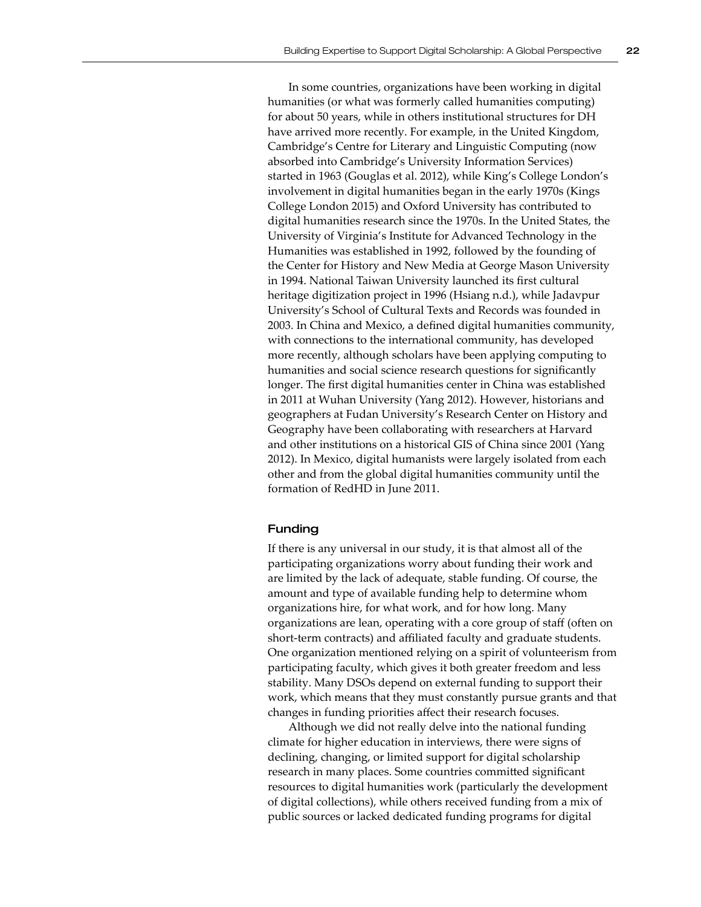In some countries, organizations have been working in digital humanities (or what was formerly called humanities computing) for about 50 years, while in others institutional structures for DH have arrived more recently. For example, in the United Kingdom, Cambridge's Centre for Literary and Linguistic Computing (now absorbed into Cambridge's University Information Services) started in 1963 (Gouglas et al. 2012), while King's College London's involvement in digital humanities began in the early 1970s (Kings College London 2015) and Oxford University has contributed to digital humanities research since the 1970s. In the United States, the University of Virginia's Institute for Advanced Technology in the Humanities was established in 1992, followed by the founding of the Center for History and New Media at George Mason University in 1994. National Taiwan University launched its first cultural heritage digitization project in 1996 (Hsiang n.d.), while Jadavpur University's School of Cultural Texts and Records was founded in 2003. In China and Mexico, a defined digital humanities community, with connections to the international community, has developed more recently, although scholars have been applying computing to humanities and social science research questions for significantly longer. The first digital humanities center in China was established in 2011 at Wuhan University (Yang 2012). However, historians and geographers at Fudan University's Research Center on History and Geography have been collaborating with researchers at Harvard and other institutions on a historical GIS of China since 2001 (Yang 2012). In Mexico, digital humanists were largely isolated from each other and from the global digital humanities community until the formation of RedHD in June 2011.

## Funding

If there is any universal in our study, it is that almost all of the participating organizations worry about funding their work and are limited by the lack of adequate, stable funding. Of course, the amount and type of available funding help to determine whom organizations hire, for what work, and for how long. Many organizations are lean, operating with a core group of staff (often on short-term contracts) and affiliated faculty and graduate students. One organization mentioned relying on a spirit of volunteerism from participating faculty, which gives it both greater freedom and less stability. Many DSOs depend on external funding to support their work, which means that they must constantly pursue grants and that changes in funding priorities affect their research focuses.

Although we did not really delve into the national funding climate for higher education in interviews, there were signs of declining, changing, or limited support for digital scholarship research in many places. Some countries committed significant resources to digital humanities work (particularly the development of digital collections), while others received funding from a mix of public sources or lacked dedicated funding programs for digital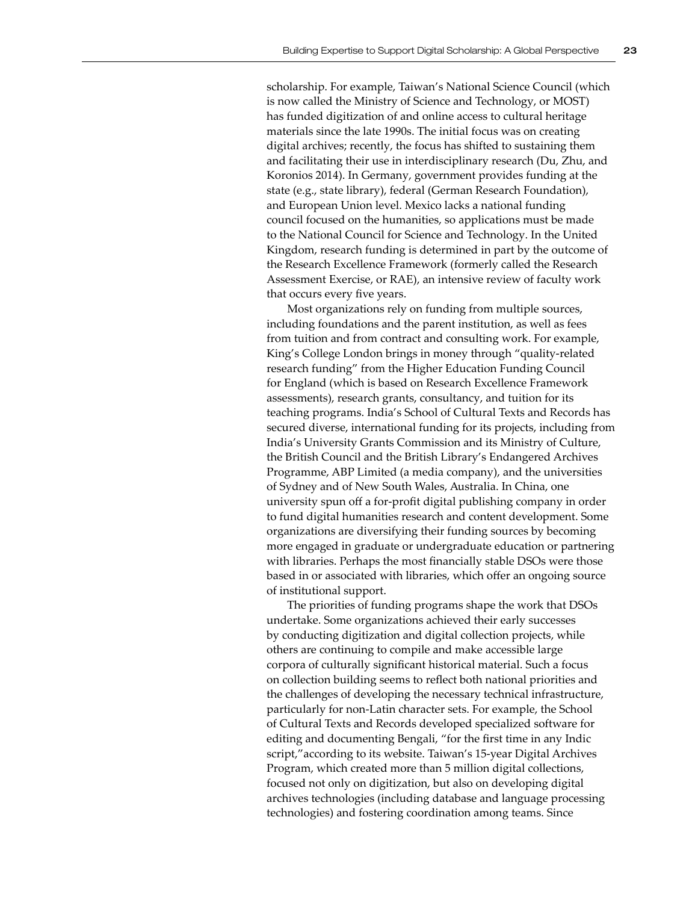scholarship. For example, Taiwan's National Science Council (which is now called the Ministry of Science and Technology, or MOST) has funded digitization of and online access to cultural heritage materials since the late 1990s. The initial focus was on creating digital archives; recently, the focus has shifted to sustaining them and facilitating their use in interdisciplinary research (Du, Zhu, and Koronios 2014). In Germany, government provides funding at the state (e.g., state library), federal (German Research Foundation), and European Union level. Mexico lacks a national funding council focused on the humanities, so applications must be made to the National Council for Science and Technology. In the United Kingdom, research funding is determined in part by the outcome of the Research Excellence Framework (formerly called the Research Assessment Exercise, or RAE), an intensive review of faculty work that occurs every five years.

Most organizations rely on funding from multiple sources, including foundations and the parent institution, as well as fees from tuition and from contract and consulting work. For example, King's College London brings in money through "quality-related research funding" from the Higher Education Funding Council for England (which is based on Research Excellence Framework assessments), research grants, consultancy, and tuition for its teaching programs. India's School of Cultural Texts and Records has secured diverse, international funding for its projects, including from India's University Grants Commission and its Ministry of Culture, the British Council and the British Library's Endangered Archives Programme, ABP Limited (a media company), and the universities of Sydney and of New South Wales, Australia. In China, one university spun off a for-profit digital publishing company in order to fund digital humanities research and content development. Some organizations are diversifying their funding sources by becoming more engaged in graduate or undergraduate education or partnering with libraries. Perhaps the most financially stable DSOs were those based in or associated with libraries, which offer an ongoing source of institutional support.

The priorities of funding programs shape the work that DSOs undertake. Some organizations achieved their early successes by conducting digitization and digital collection projects, while others are continuing to compile and make accessible large corpora of culturally significant historical material. Such a focus on collection building seems to reflect both national priorities and the challenges of developing the necessary technical infrastructure, particularly for non-Latin character sets. For example, the School of Cultural Texts and Records developed specialized software for editing and documenting Bengali, "for the first time in any Indic script," according to its website. Taiwan's 15-year Digital Archives Program, which created more than 5 million digital collections, focused not only on digitization, but also on developing digital archives technologies (including database and language processing technologies) and fostering coordination among teams. Since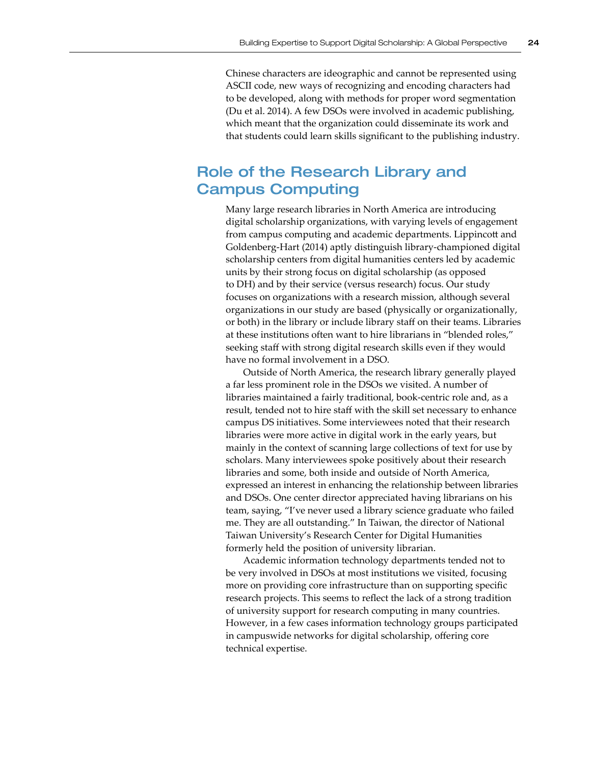Chinese characters are ideographic and cannot be represented using ASCII code, new ways of recognizing and encoding characters had to be developed, along with methods for proper word segmentation (Du et al. 2014). A few DSOs were involved in academic publishing, which meant that the organization could disseminate its work and that students could learn skills significant to the publishing industry.

## Role of the Research Library and Campus Computing

Many large research libraries in North America are introducing digital scholarship organizations, with varying levels of engagement from campus computing and academic departments. Lippincott and Goldenberg-Hart (2014) aptly distinguish library-championed digital scholarship centers from digital humanities centers led by academic units by their strong focus on digital scholarship (as opposed to DH) and by their service (versus research) focus. Our study focuses on organizations with a research mission, although several organizations in our study are based (physically or organizationally, or both) in the library or include library staff on their teams. Libraries at these institutions often want to hire librarians in "blended roles," seeking staff with strong digital research skills even if they would have no formal involvement in a DSO.

Outside of North America, the research library generally played a far less prominent role in the DSOs we visited. A number of libraries maintained a fairly traditional, book-centric role and, as a result, tended not to hire staff with the skill set necessary to enhance campus DS initiatives. Some interviewees noted that their research libraries were more active in digital work in the early years, but mainly in the context of scanning large collections of text for use by scholars. Many interviewees spoke positively about their research libraries and some, both inside and outside of North America, expressed an interest in enhancing the relationship between libraries and DSOs. One center director appreciated having librarians on his team, saying, "I've never used a library science graduate who failed me. They are all outstanding." In Taiwan, the director of National Taiwan University's Research Center for Digital Humanities formerly held the position of university librarian.

Academic information technology departments tended not to be very involved in DSOs at most institutions we visited, focusing more on providing core infrastructure than on supporting specific research projects. This seems to reflect the lack of a strong tradition of university support for research computing in many countries. However, in a few cases information technology groups participated in campuswide networks for digital scholarship, offering core technical expertise.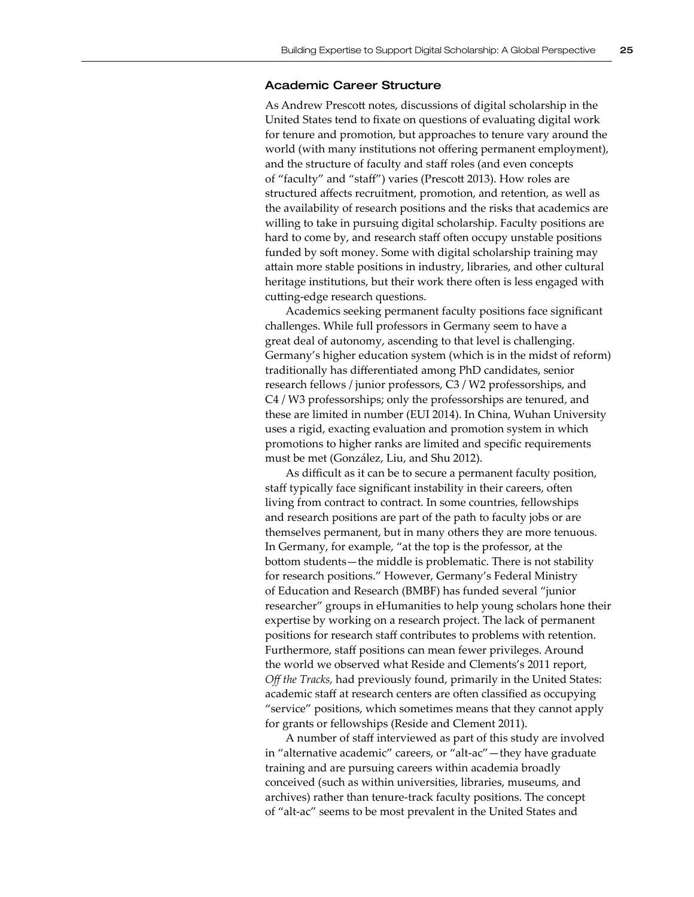### Academic Career Structure

As Andrew Prescott notes, discussions of digital scholarship in the United States tend to fixate on questions of evaluating digital work for tenure and promotion, but approaches to tenure vary around the world (with many institutions not offering permanent employment), and the structure of faculty and staff roles (and even concepts of "faculty" and "staff") varies (Prescott 2013). How roles are structured affects recruitment, promotion, and retention, as well as the availability of research positions and the risks that academics are willing to take in pursuing digital scholarship. Faculty positions are hard to come by, and research staff often occupy unstable positions funded by soft money. Some with digital scholarship training may attain more stable positions in industry, libraries, and other cultural heritage institutions, but their work there often is less engaged with cutting-edge research questions.

Academics seeking permanent faculty positions face significant challenges. While full professors in Germany seem to have a great deal of autonomy, ascending to that level is challenging. Germany's higher education system (which is in the midst of reform) traditionally has differentiated among PhD candidates, senior research fellows / junior professors, C3 / W2 professorships, and C4 / W3 professorships; only the professorships are tenured, and these are limited in number (EUI 2014). In China, Wuhan University uses a rigid, exacting evaluation and promotion system in which promotions to higher ranks are limited and specific requirements must be met (González, Liu, and Shu 2012).

As difficult as it can be to secure a permanent faculty position, staff typically face significant instability in their careers, often living from contract to contract. In some countries, fellowships and research positions are part of the path to faculty jobs or are themselves permanent, but in many others they are more tenuous. In Germany, for example, "at the top is the professor, at the bottom students—the middle is problematic. There is not stability for research positions." However, Germany's Federal Ministry of Education and Research (BMBF) has funded several "junior researcher" groups in eHumanities to help young scholars hone their expertise by working on a research project. The lack of permanent positions for research staff contributes to problems with retention. Furthermore, staff positions can mean fewer privileges. Around the world we observed what Reside and Clements's 2011 report, *Off the Tracks,* had previously found, primarily in the United States: academic staff at research centers are often classified as occupying "service" positions, which sometimes means that they cannot apply for grants or fellowships (Reside and Clement 2011).

A number of staff interviewed as part of this study are involved in "alternative academic" careers, or "alt-ac"—they have graduate training and are pursuing careers within academia broadly conceived (such as within universities, libraries, museums, and archives) rather than tenure-track faculty positions. The concept of "alt-ac" seems to be most prevalent in the United States and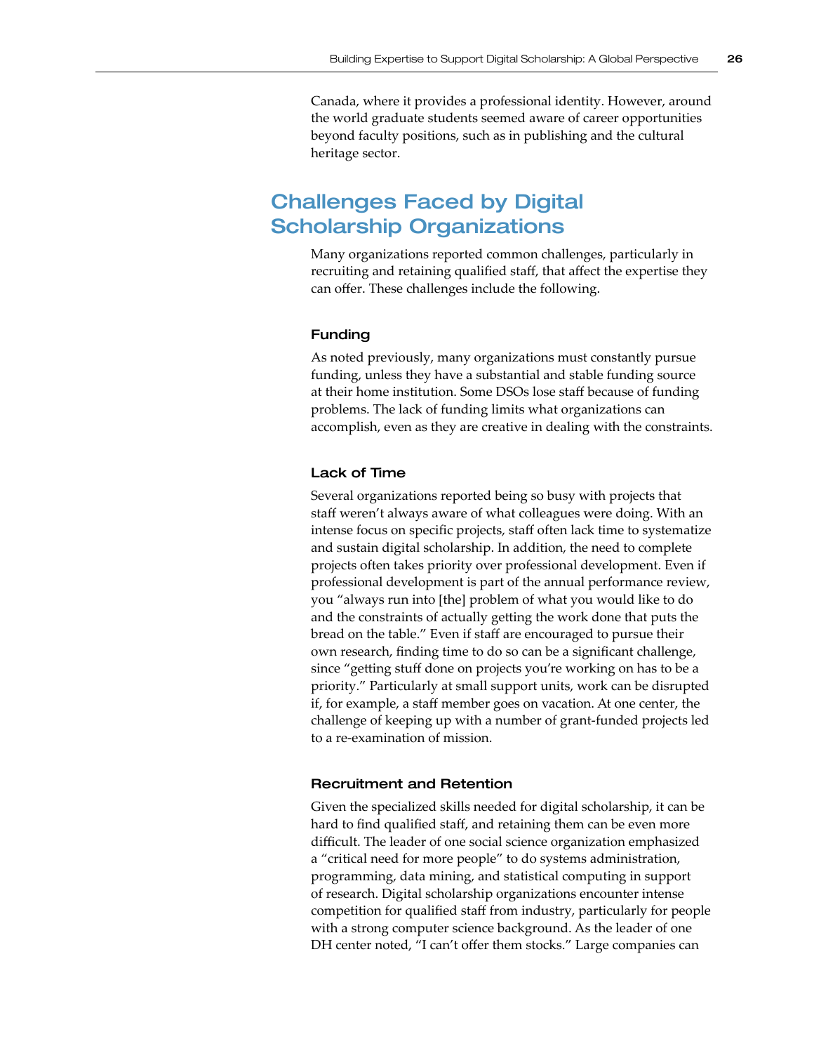Canada, where it provides a professional identity. However, around the world graduate students seemed aware of career opportunities beyond faculty positions, such as in publishing and the cultural heritage sector.

## Challenges Faced by Digital Scholarship Organizations

Many organizations reported common challenges, particularly in recruiting and retaining qualified staff, that affect the expertise they can offer. These challenges include the following.

### Funding

As noted previously, many organizations must constantly pursue funding, unless they have a substantial and stable funding source at their home institution. Some DSOs lose staff because of funding problems. The lack of funding limits what organizations can accomplish, even as they are creative in dealing with the constraints.

### Lack of Time

Several organizations reported being so busy with projects that staff weren't always aware of what colleagues were doing. With an intense focus on specific projects, staff often lack time to systematize and sustain digital scholarship. In addition, the need to complete projects often takes priority over professional development. Even if professional development is part of the annual performance review, you "always run into [the] problem of what you would like to do and the constraints of actually getting the work done that puts the bread on the table." Even if staff are encouraged to pursue their own research, finding time to do so can be a significant challenge, since "getting stuff done on projects you're working on has to be a priority." Particularly at small support units, work can be disrupted if, for example, a staff member goes on vacation. At one center, the challenge of keeping up with a number of grant-funded projects led to a re-examination of mission.

### Recruitment and Retention

Given the specialized skills needed for digital scholarship, it can be hard to find qualified staff, and retaining them can be even more difficult. The leader of one social science organization emphasized a "critical need for more people" to do systems administration, programming, data mining, and statistical computing in support of research. Digital scholarship organizations encounter intense competition for qualified staff from industry, particularly for people with a strong computer science background. As the leader of one DH center noted, "I can't offer them stocks." Large companies can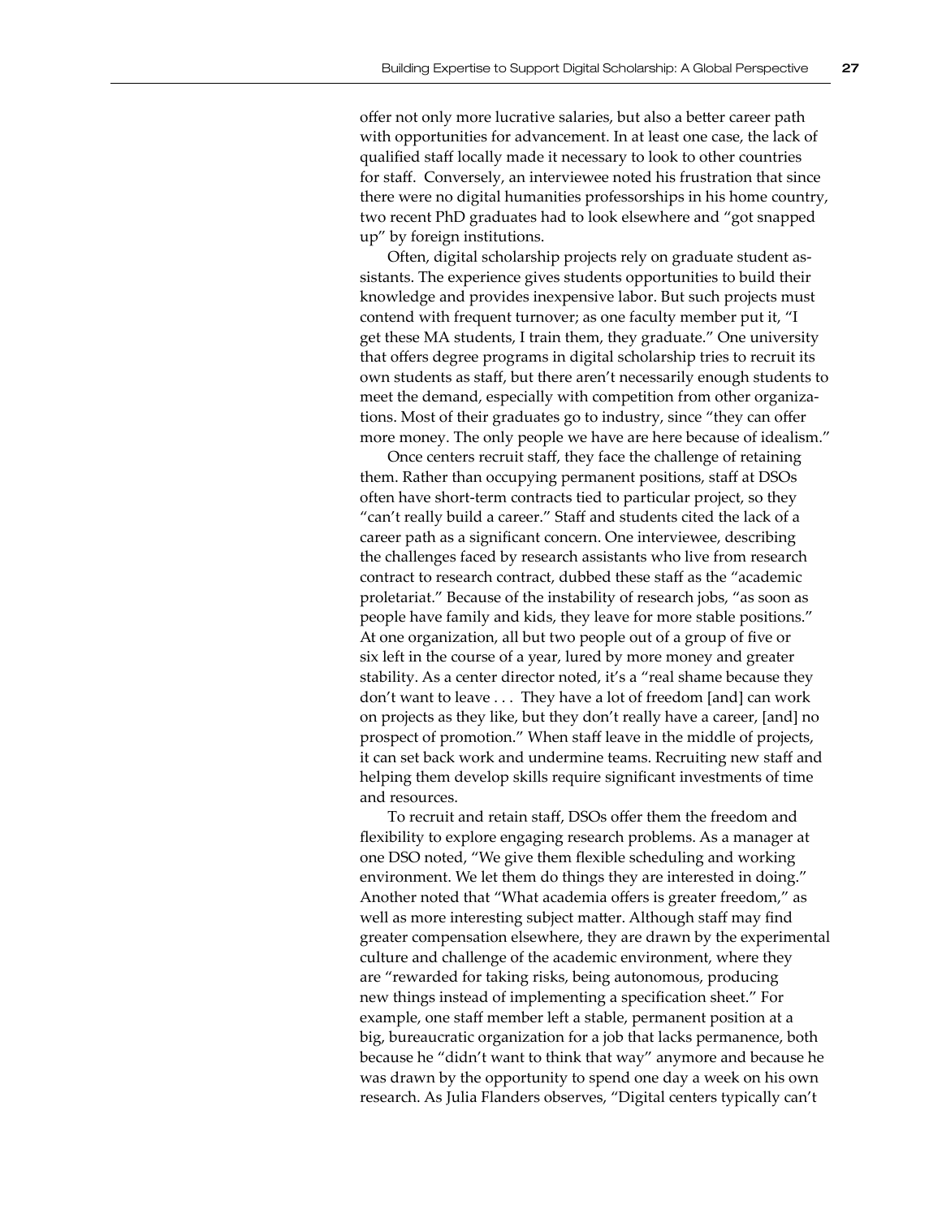offer not only more lucrative salaries, but also a better career path with opportunities for advancement. In at least one case, the lack of qualified staff locally made it necessary to look to other countries for staff. Conversely, an interviewee noted his frustration that since there were no digital humanities professorships in his home country, two recent PhD graduates had to look elsewhere and "got snapped up" by foreign institutions.

Often, digital scholarship projects rely on graduate student assistants. The experience gives students opportunities to build their knowledge and provides inexpensive labor. But such projects must contend with frequent turnover; as one faculty member put it, "I get these MA students, I train them, they graduate." One university that offers degree programs in digital scholarship tries to recruit its own students as staff, but there aren't necessarily enough students to meet the demand, especially with competition from other organizations. Most of their graduates go to industry, since "they can offer more money. The only people we have are here because of idealism."

Once centers recruit staff, they face the challenge of retaining them. Rather than occupying permanent positions, staff at DSOs often have short-term contracts tied to particular project, so they "can't really build a career." Staff and students cited the lack of a career path as a significant concern. One interviewee, describing the challenges faced by research assistants who live from research contract to research contract, dubbed these staff as the "academic proletariat." Because of the instability of research jobs, "as soon as people have family and kids, they leave for more stable positions." At one organization, all but two people out of a group of five or six left in the course of a year, lured by more money and greater stability. As a center director noted, it's a "real shame because they don't want to leave . . . They have a lot of freedom [and] can work on projects as they like, but they don't really have a career, [and] no prospect of promotion." When staff leave in the middle of projects, it can set back work and undermine teams. Recruiting new staff and helping them develop skills require significant investments of time and resources.

To recruit and retain staff, DSOs offer them the freedom and flexibility to explore engaging research problems. As a manager at one DSO noted, "We give them flexible scheduling and working environment. We let them do things they are interested in doing." Another noted that "What academia offers is greater freedom," as well as more interesting subject matter. Although staff may find greater compensation elsewhere, they are drawn by the experimental culture and challenge of the academic environment, where they are "rewarded for taking risks, being autonomous, producing new things instead of implementing a specification sheet." For example, one staff member left a stable, permanent position at a big, bureaucratic organization for a job that lacks permanence, both because he "didn't want to think that way" anymore and because he was drawn by the opportunity to spend one day a week on his own research. As Julia Flanders observes, "Digital centers typically can't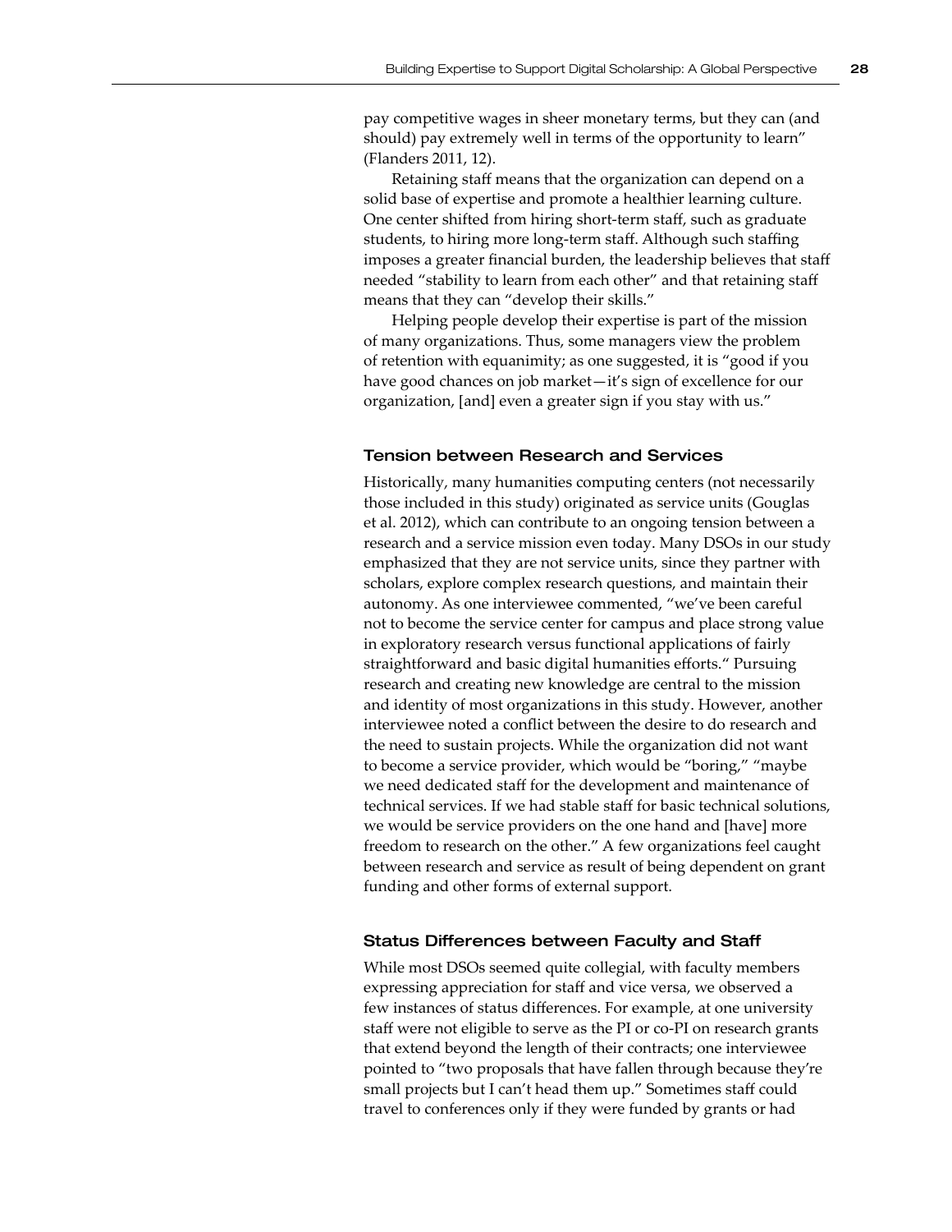pay competitive wages in sheer monetary terms, but they can (and should) pay extremely well in terms of the opportunity to learn" (Flanders 2011, 12).

Retaining staff means that the organization can depend on a solid base of expertise and promote a healthier learning culture. One center shifted from hiring short-term staff, such as graduate students, to hiring more long-term staff. Although such staffing imposes a greater financial burden, the leadership believes that staff needed "stability to learn from each other" and that retaining staff means that they can "develop their skills."

Helping people develop their expertise is part of the mission of many organizations. Thus, some managers view the problem of retention with equanimity; as one suggested, it is "good if you have good chances on job market—it's sign of excellence for our organization, [and] even a greater sign if you stay with us."

### Tension between Research and Services

Historically, many humanities computing centers (not necessarily those included in this study) originated as service units (Gouglas et al. 2012), which can contribute to an ongoing tension between a research and a service mission even today. Many DSOs in our study emphasized that they are not service units, since they partner with scholars, explore complex research questions, and maintain their autonomy. As one interviewee commented, "we've been careful not to become the service center for campus and place strong value in exploratory research versus functional applications of fairly straightforward and basic digital humanities efforts." Pursuing research and creating new knowledge are central to the mission and identity of most organizations in this study. However, another interviewee noted a conflict between the desire to do research and the need to sustain projects. While the organization did not want to become a service provider, which would be "boring," "maybe we need dedicated staff for the development and maintenance of technical services. If we had stable staff for basic technical solutions, we would be service providers on the one hand and [have] more freedom to research on the other." A few organizations feel caught between research and service as result of being dependent on grant funding and other forms of external support.

### Status Differences between Faculty and Staff

While most DSOs seemed quite collegial, with faculty members expressing appreciation for staff and vice versa, we observed a few instances of status differences. For example, at one university staff were not eligible to serve as the PI or co-PI on research grants that extend beyond the length of their contracts; one interviewee pointed to "two proposals that have fallen through because they're small projects but I can't head them up." Sometimes staff could travel to conferences only if they were funded by grants or had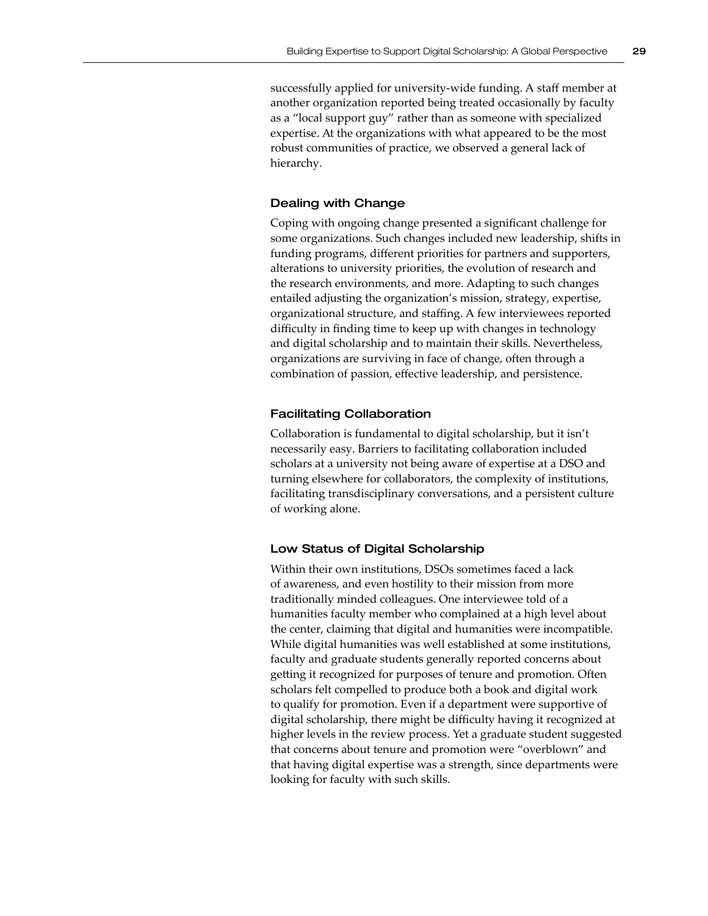successfully applied for university-wide funding. A staff member at another organization reported being treated occasionally by faculty as a "local support guy" rather than as someone with specialized expertise. At the organizations with what appeared to be the most robust communities of practice, we observed a general lack of hierarchy.

### Dealing with Change

Coping with ongoing change presented a significant challenge for some organizations. Such changes included new leadership, shifts in funding programs, different priorities for partners and supporters, alterations to university priorities, the evolution of research and the research environments, and more. Adapting to such changes entailed adjusting the organization's mission, strategy, expertise, organizational structure, and staffing. A few interviewees reported difficulty in finding time to keep up with changes in technology and digital scholarship and to maintain their skills. Nevertheless, organizations are surviving in face of change, often through a combination of passion, effective leadership, and persistence.

### Facilitating Collaboration

Collaboration is fundamental to digital scholarship, but it isn't necessarily easy. Barriers to facilitating collaboration included scholars at a university not being aware of expertise at a DSO and turning elsewhere for collaborators, the complexity of institutions, facilitating transdisciplinary conversations, and a persistent culture of working alone.

### Low Status of Digital Scholarship

Within their own institutions, DSOs sometimes faced a lack of awareness, and even hostility to their mission from more traditionally minded colleagues. One interviewee told of a humanities faculty member who complained at a high level about the center, claiming that digital and humanities were incompatible. While digital humanities was well established at some institutions, faculty and graduate students generally reported concerns about getting it recognized for purposes of tenure and promotion. Often scholars felt compelled to produce both a book and digital work to qualify for promotion. Even if a department were supportive of digital scholarship, there might be difficulty having it recognized at higher levels in the review process. Yet a graduate student suggested that concerns about tenure and promotion were "overblown" and that having digital expertise was a strength, since departments were looking for faculty with such skills.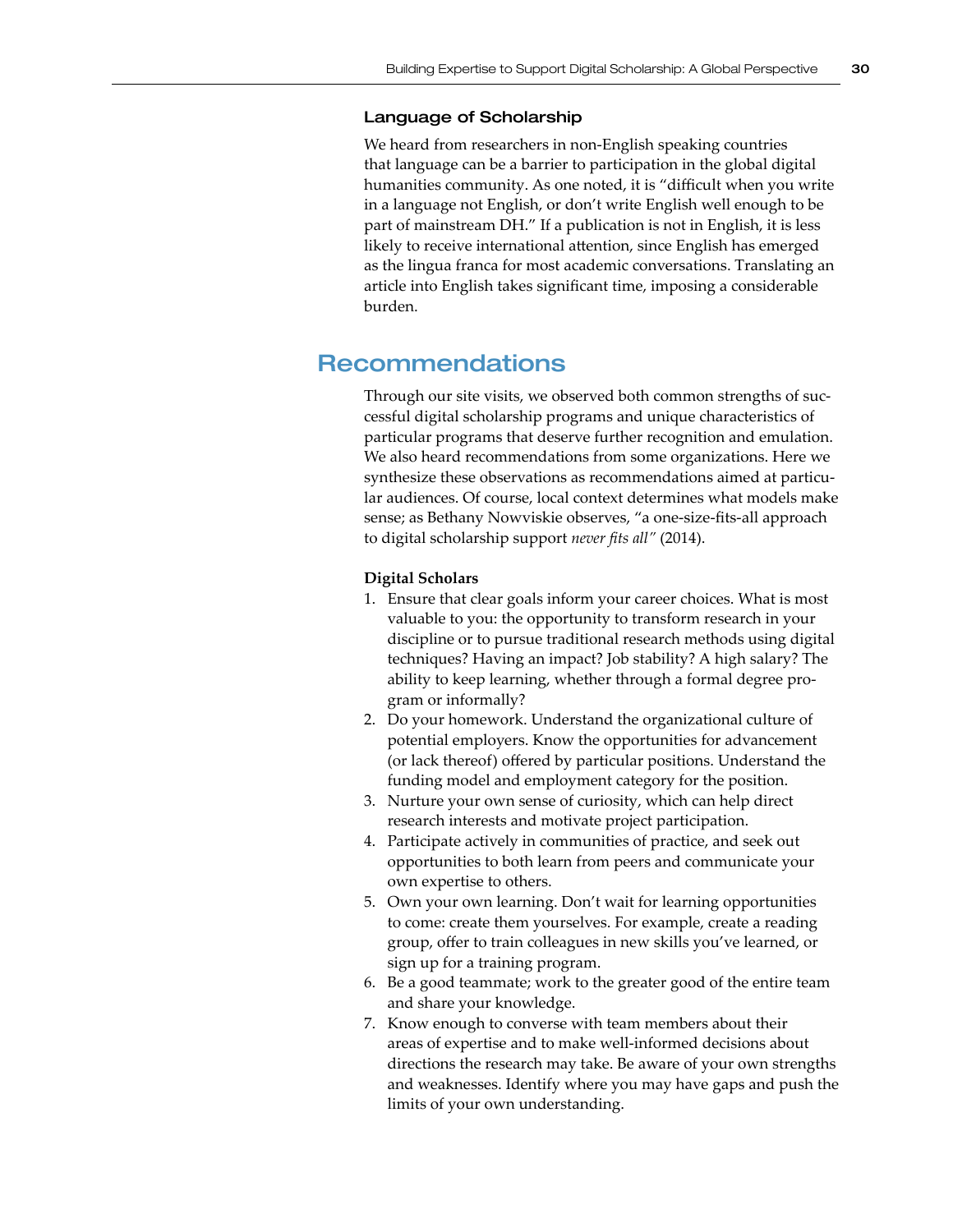### Language of Scholarship

We heard from researchers in non-English speaking countries that language can be a barrier to participation in the global digital humanities community. As one noted, it is "difficult when you write in a language not English, or don't write English well enough to be part of mainstream DH." If a publication is not in English, it is less likely to receive international attention, since English has emerged as the lingua franca for most academic conversations. Translating an article into English takes significant time, imposing a considerable burden.

## Recommendations

Through our site visits, we observed both common strengths of successful digital scholarship programs and unique characteristics of particular programs that deserve further recognition and emulation. We also heard recommendations from some organizations. Here we synthesize these observations as recommendations aimed at particular audiences. Of course, local context determines what models make sense; as Bethany Nowviskie observes, "a one-size-fits-all approach to digital scholarship support *never fits all"* (2014).

**Digital Scholars**

1. Ensure that clear goals inform your career choices. What is most valuable to you: the opportunity to transform research in your discipline or to pursue traditional research methods using digital techniques? Having an impact? Job stability? A high salary? The ability to keep learning, whether through a formal degree program or informally?
2. Do your homework. Understand the organizational culture of potential employers. Know the opportunities for advancement (or lack thereof) offered by particular positions. Understand the funding model and employment category for the position.
3. Nurture your own sense of curiosity, which can help direct research interests and motivate project participation.
4. Participate actively in communities of practice, and seek out opportunities to both learn from peers and communicate your own expertise to others.
5. Own your own learning. Don't wait for learning opportunities to come: create them yourselves. For example, create a reading group, offer to train colleagues in new skills you've learned, or sign up for a training program.
6. Be a good teammate; work to the greater good of the entire team and share your knowledge.
7. Know enough to converse with team members about their areas of expertise and to make well-informed decisions about directions the research may take. Be aware of your own strengths and weaknesses. Identify where you may have gaps and push the limits of your own understanding.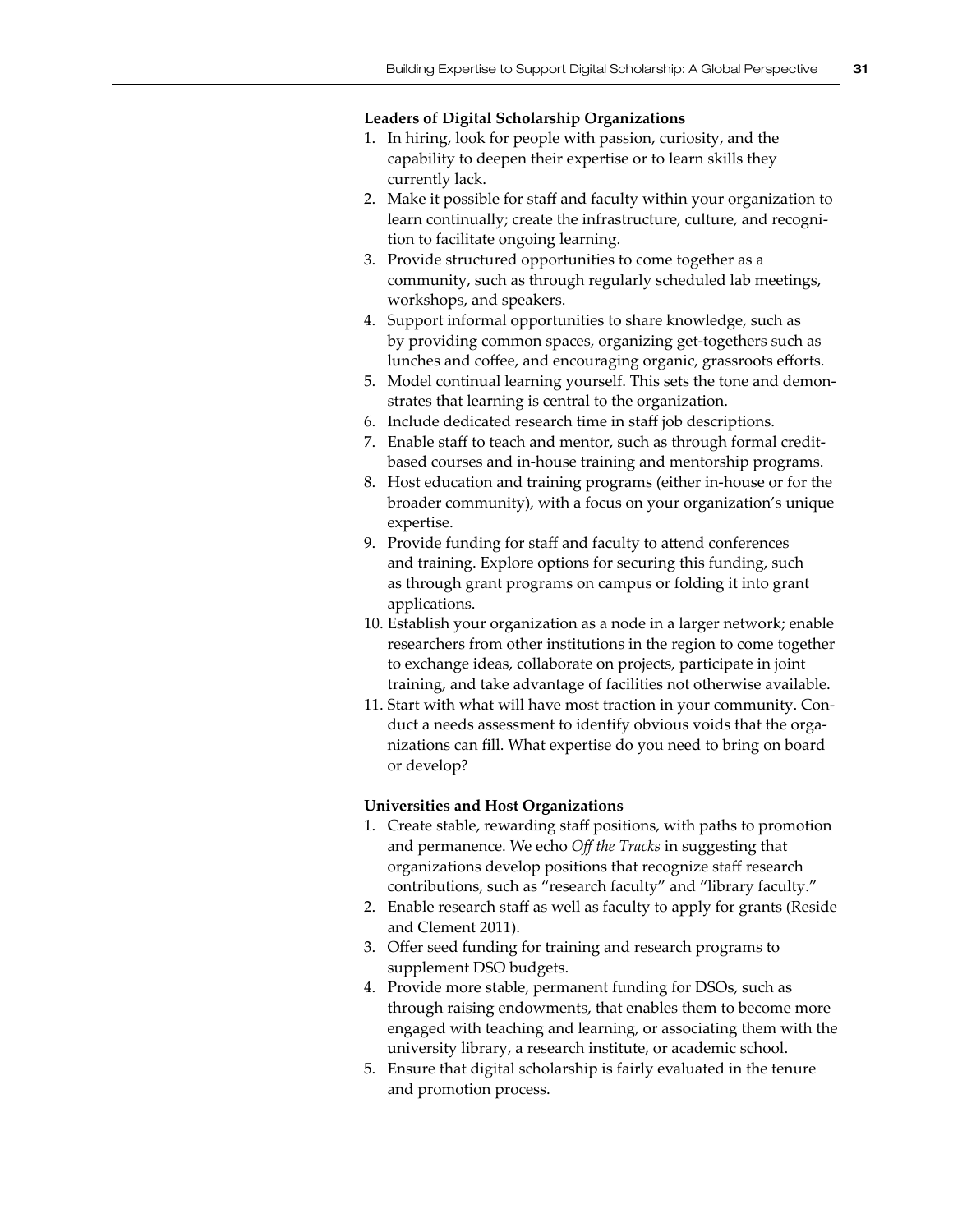**Leaders of Digital Scholarship Organizations**

1. In hiring, look for people with passion, curiosity, and the capability to deepen their expertise or to learn skills they currently lack.
2. Make it possible for staff and faculty within your organization to learn continually; create the infrastructure, culture, and recognition to facilitate ongoing learning.
3. Provide structured opportunities to come together as a community, such as through regularly scheduled lab meetings, workshops, and speakers.
4. Support informal opportunities to share knowledge, such as by providing common spaces, organizing get-togethers such as lunches and coffee, and encouraging organic, grassroots efforts.
5. Model continual learning yourself. This sets the tone and demonstrates that learning is central to the organization.
6. Include dedicated research time in staff job descriptions.
7. Enable staff to teach and mentor, such as through formal credit-based courses and in-house training and mentorship programs.
8. Host education and training programs (either in-house or for the broader community), with a focus on your organization's unique expertise.
9. Provide funding for staff and faculty to attend conferences and training. Explore options for securing this funding, such as through grant programs on campus or folding it into grant applications.
10. Establish your organization as a node in a larger network; enable researchers from other institutions in the region to come together to exchange ideas, collaborate on projects, participate in joint training, and take advantage of facilities not otherwise available.
11. Start with what will have most traction in your community. Conduct a needs assessment to identify obvious voids that the organizations can fill. What expertise do you need to bring on board or develop?

**Universities and Host Organizations**

1. Create stable, rewarding staff positions, with paths to promotion and permanence. We echo *Off the Tracks* in suggesting that organizations develop positions that recognize staff research contributions, such as "research faculty" and "library faculty."
2. Enable research staff as well as faculty to apply for grants (Reside and Clement 2011).
3. Offer seed funding for training and research programs to supplement DSO budgets.
4. Provide more stable, permanent funding for DSOs, such as through raising endowments, that enables them to become more engaged with teaching and learning, or associating them with the university library, a research institute, or academic school.
5. Ensure that digital scholarship is fairly evaluated in the tenure and promotion process.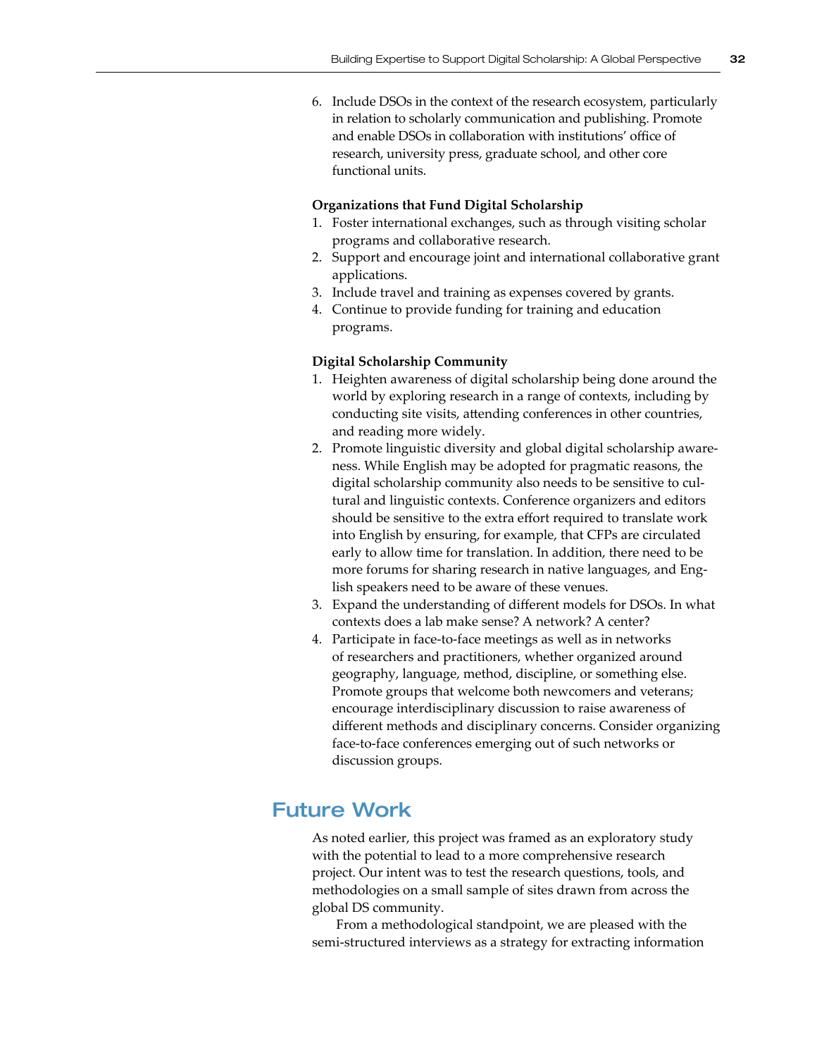6. Include DSOs in the context of the research ecosystem, particularly in relation to scholarly communication and publishing. Promote and enable DSOs in collaboration with institutions' office of research, university press, graduate school, and other core functional units.

**Organizations that Fund Digital Scholarship**

1. Foster international exchanges, such as through visiting scholar programs and collaborative research.
2. Support and encourage joint and international collaborative grant applications.
3. Include travel and training as expenses covered by grants.
4. Continue to provide funding for training and education programs.

**Digital Scholarship Community**

1. Heighten awareness of digital scholarship being done around the world by exploring research in a range of contexts, including by conducting site visits, attending conferences in other countries, and reading more widely.
2. Promote linguistic diversity and global digital scholarship awareness. While English may be adopted for pragmatic reasons, the digital scholarship community also needs to be sensitive to cultural and linguistic contexts. Conference organizers and editors should be sensitive to the extra effort required to translate work into English by ensuring, for example, that CFPs are circulated early to allow time for translation. In addition, there need to be more forums for sharing research in native languages, and English speakers need to be aware of these venues.
3. Expand the understanding of different models for DSOs. In what contexts does a lab make sense? A network? A center?
4. Participate in face-to-face meetings as well as in networks of researchers and practitioners, whether organized around geography, language, method, discipline, or something else. Promote groups that welcome both newcomers and veterans; encourage interdisciplinary discussion to raise awareness of different methods and disciplinary concerns. Consider organizing face-to-face conferences emerging out of such networks or discussion groups.

## Future Work

As noted earlier, this project was framed as an exploratory study with the potential to lead to a more comprehensive research project. Our intent was to test the research questions, tools, and methodologies on a small sample of sites drawn from across the global DS community.

From a methodological standpoint, we are pleased with the semi-structured interviews as a strategy for extracting information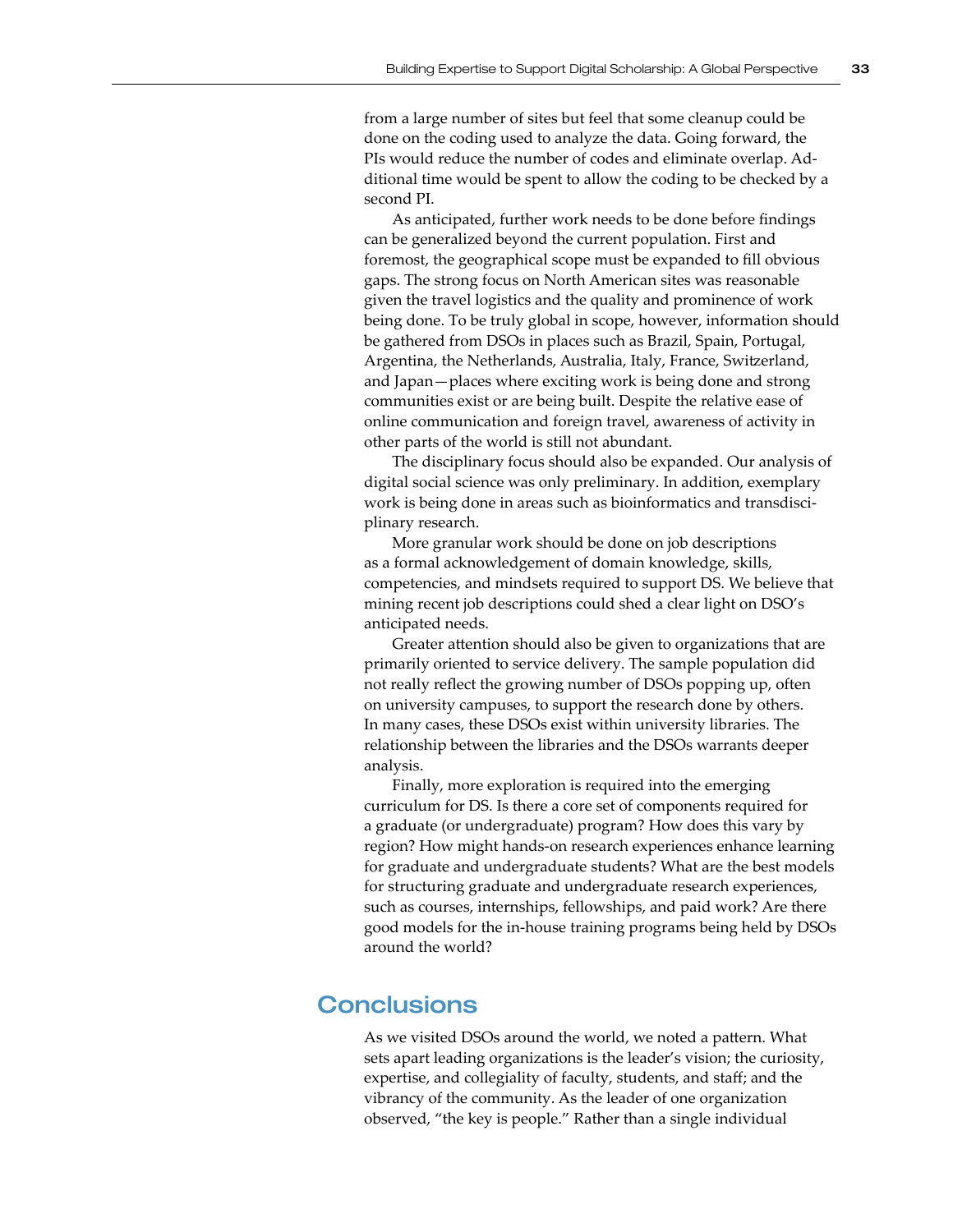from a large number of sites but feel that some cleanup could be done on the coding used to analyze the data. Going forward, the PIs would reduce the number of codes and eliminate overlap. Additional time would be spent to allow the coding to be checked by a second PI.

As anticipated, further work needs to be done before findings can be generalized beyond the current population. First and foremost, the geographical scope must be expanded to fill obvious gaps. The strong focus on North American sites was reasonable given the travel logistics and the quality and prominence of work being done. To be truly global in scope, however, information should be gathered from DSOs in places such as Brazil, Spain, Portugal, Argentina, the Netherlands, Australia, Italy, France, Switzerland, and Japan—places where exciting work is being done and strong communities exist or are being built. Despite the relative ease of online communication and foreign travel, awareness of activity in other parts of the world is still not abundant.

The disciplinary focus should also be expanded. Our analysis of digital social science was only preliminary. In addition, exemplary work is being done in areas such as bioinformatics and transdisciplinary research.

More granular work should be done on job descriptions as a formal acknowledgement of domain knowledge, skills, competencies, and mindsets required to support DS. We believe that mining recent job descriptions could shed a clear light on DSO's anticipated needs.

Greater attention should also be given to organizations that are primarily oriented to service delivery. The sample population did not really reflect the growing number of DSOs popping up, often on university campuses, to support the research done by others. In many cases, these DSOs exist within university libraries. The relationship between the libraries and the DSOs warrants deeper analysis.

Finally, more exploration is required into the emerging curriculum for DS. Is there a core set of components required for a graduate (or undergraduate) program? How does this vary by region? How might hands-on research experiences enhance learning for graduate and undergraduate students? What are the best models for structuring graduate and undergraduate research experiences, such as courses, internships, fellowships, and paid work? Are there good models for the in-house training programs being held by DSOs around the world?

## Conclusions

As we visited DSOs around the world, we noted a pattern. What sets apart leading organizations is the leader's vision; the curiosity, expertise, and collegiality of faculty, students, and staff; and the vibrancy of the community. As the leader of one organization observed, "the key is people." Rather than a single individual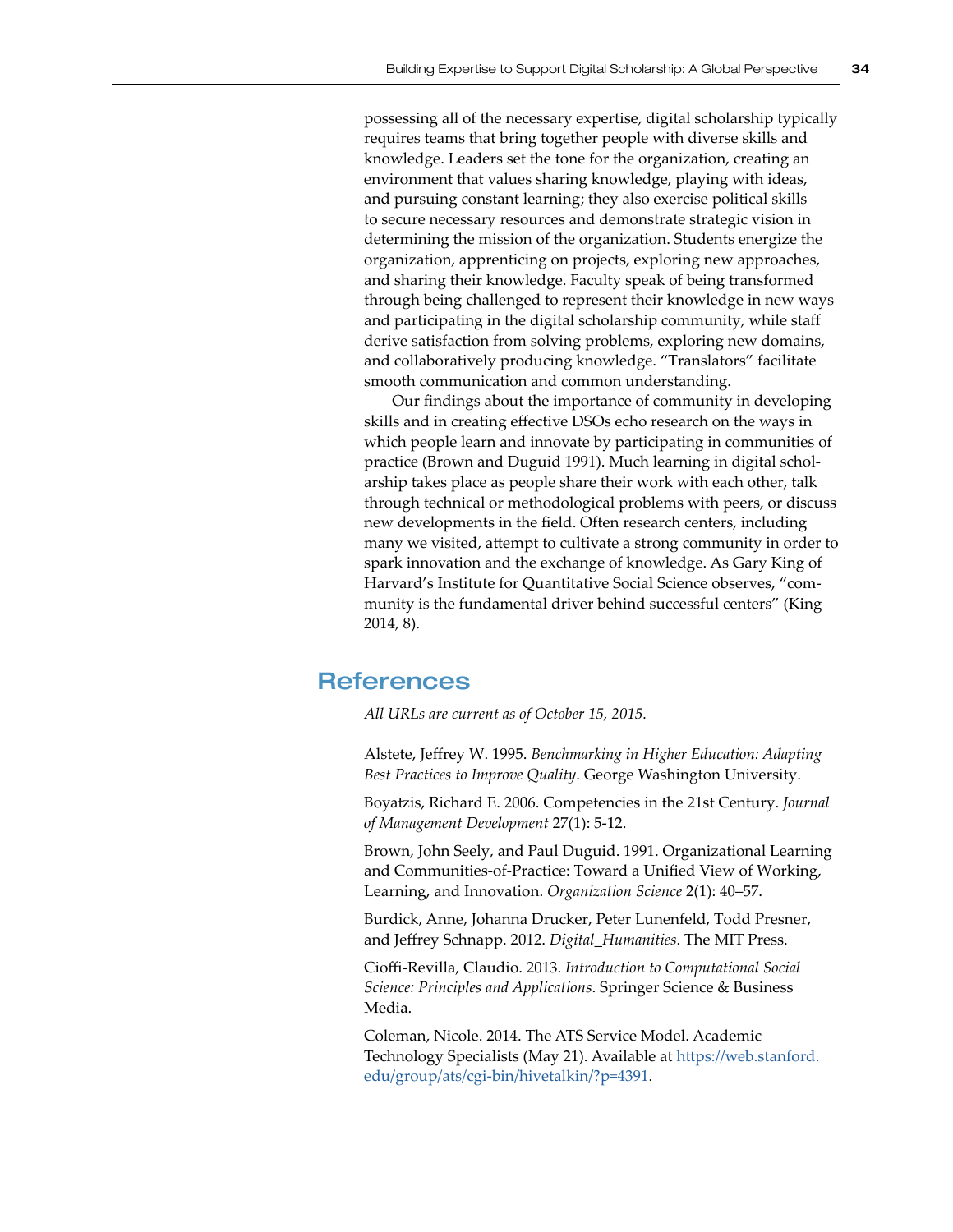possessing all of the necessary expertise, digital scholarship typically requires teams that bring together people with diverse skills and knowledge. Leaders set the tone for the organization, creating an environment that values sharing knowledge, playing with ideas, and pursuing constant learning; they also exercise political skills to secure necessary resources and demonstrate strategic vision in determining the mission of the organization. Students energize the organization, apprenticing on projects, exploring new approaches, and sharing their knowledge. Faculty speak of being transformed through being challenged to represent their knowledge in new ways and participating in the digital scholarship community, while staff derive satisfaction from solving problems, exploring new domains, and collaboratively producing knowledge. "Translators" facilitate smooth communication and common understanding.

Our findings about the importance of community in developing skills and in creating effective DSOs echo research on the ways in which people learn and innovate by participating in communities of practice (Brown and Duguid 1991). Much learning in digital scholarship takes place as people share their work with each other, talk through technical or methodological problems with peers, or discuss new developments in the field. Often research centers, including many we visited, attempt to cultivate a strong community in order to spark innovation and the exchange of knowledge. As Gary King of Harvard's Institute for Quantitative Social Science observes, "community is the fundamental driver behind successful centers" (King 2014, 8).

## References

*All URLs are current as of October 15, 2015.*

Alstete, Jeffrey W. 1995. *Benchmarking in Higher Education: Adapting Best Practices to Improve Quality*. George Washington University.

Boyatzis, Richard E. 2006. Competencies in the 21st Century. *Journal of Management Development* 27(1): 5-12.

Brown, John Seely, and Paul Duguid. 1991. Organizational Learning and Communities-of-Practice: Toward a Unified View of Working, Learning, and Innovation. *Organization Science* 2(1): 40–57.

Burdick, Anne, Johanna Drucker, Peter Lunenfeld, Todd Presner, and Jeffrey Schnapp. 2012. *Digital_Humanities*. The MIT Press.

Cioffi-Revilla, Claudio. 2013. *Introduction to Computational Social Science: Principles and Applications*. Springer Science & Business Media.

Coleman, Nicole. 2014. The ATS Service Model. Academic Technology Specialists (May 21). Available at https://web.stanford.edu/group/ats/cgi-bin/hivetalkin/?p=4391.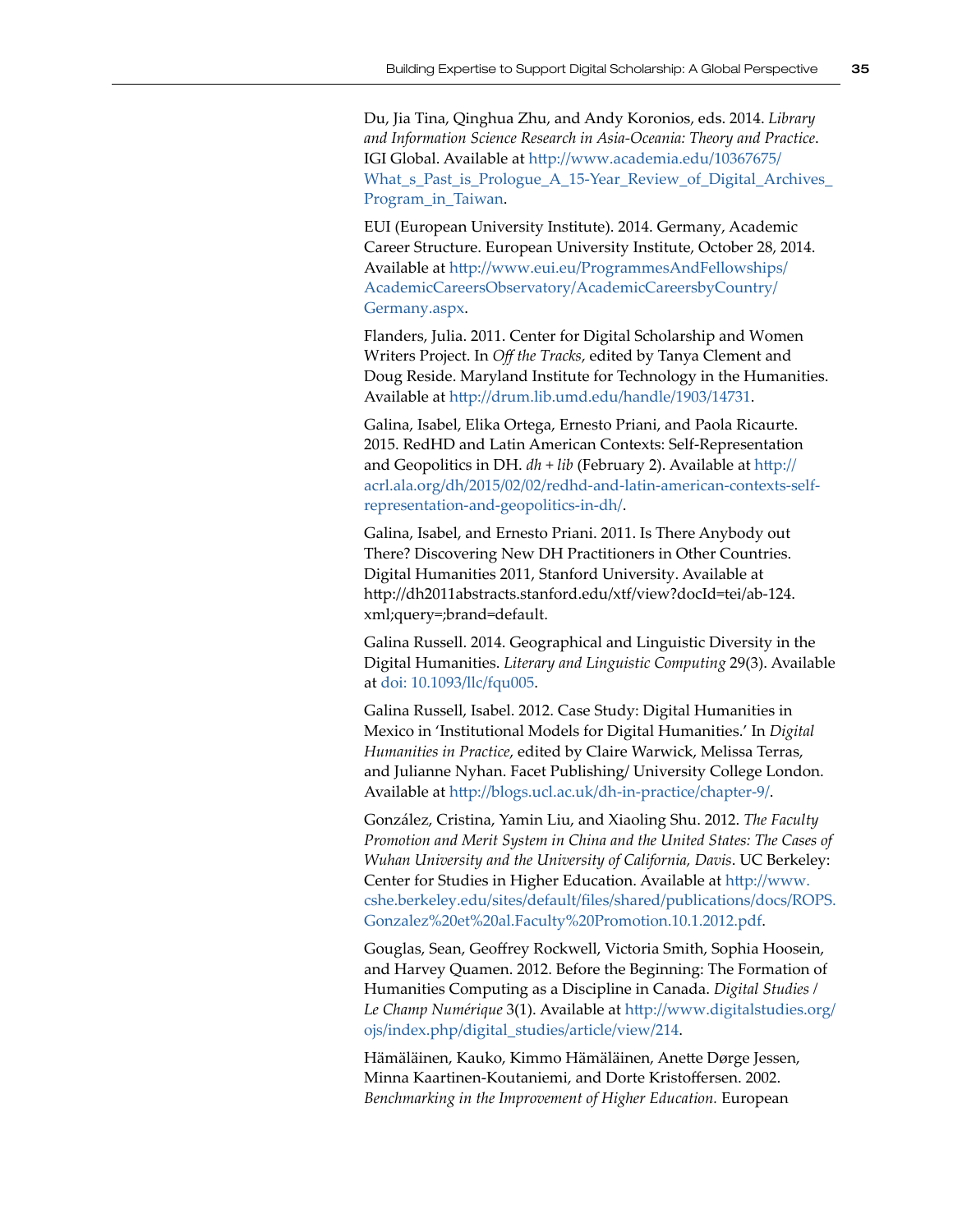Du, Jia Tina, Qinghua Zhu, and Andy Koronios, eds. 2014. *Library and Information Science Research in Asia-Oceania: Theory and Practice*. IGI Global. Available at http://www.academia.edu/10367675/What_s_Past_is_Prologue_A_15-Year_Review_of_Digital_Archives_Program_in_Taiwan.

EUI (European University Institute). 2014. Germany, Academic Career Structure. European University Institute, October 28, 2014. Available at http://www.eui.eu/ProgrammesAndFellowships/AcademicCareersObservatory/AcademicCareersbyCountry/Germany.aspx.

Flanders, Julia. 2011. Center for Digital Scholarship and Women Writers Project. In *Off the Tracks*, edited by Tanya Clement and Doug Reside. Maryland Institute for Technology in the Humanities. Available at http://drum.lib.umd.edu/handle/1903/14731.

Galina, Isabel, Elika Ortega, Ernesto Priani, and Paola Ricaurte. 2015. RedHD and Latin American Contexts: Self-Representation and Geopolitics in DH. *dh + lib* (February 2). Available at http://acrl.ala.org/dh/2015/02/02/redhd-and-latin-american-contexts-self-representation-and-geopolitics-in-dh/.

Galina, Isabel, and Ernesto Priani. 2011. Is There Anybody out There? Discovering New DH Practitioners in Other Countries. Digital Humanities 2011, Stanford University. Available at http://dh2011abstracts.stanford.edu/xtf/view?docId=tei/ab-124.xml;query=;brand=default.

Galina Russell. 2014. Geographical and Linguistic Diversity in the Digital Humanities. *Literary and Linguistic Computing* 29(3). Available at doi: 10.1093/llc/fqu005.

Galina Russell, Isabel. 2012. Case Study: Digital Humanities in Mexico in 'Institutional Models for Digital Humanities.' In *Digital Humanities in Practice*, edited by Claire Warwick, Melissa Terras, and Julianne Nyhan. Facet Publishing/ University College London. Available at http://blogs.ucl.ac.uk/dh-in-practice/chapter-9/.

González, Cristina, Yamin Liu, and Xiaoling Shu. 2012. *The Faculty Promotion and Merit System in China and the United States: The Cases of Wuhan University and the University of California, Davis*. UC Berkeley: Center for Studies in Higher Education. Available at http://www.cshe.berkeley.edu/sites/default/files/shared/publications/docs/ROPS.Gonzalez%20et%20al.Faculty%20Promotion.10.1.2012.pdf.

Gouglas, Sean, Geoffrey Rockwell, Victoria Smith, Sophia Hoosein, and Harvey Quamen. 2012. Before the Beginning: The Formation of Humanities Computing as a Discipline in Canada. *Digital Studies / Le Champ Numérique* 3(1). Available at http://www.digitalstudies.org/ojs/index.php/digital_studies/article/view/214.

Hämäläinen, Kauko, Kimmo Hämäläinen, Anette Dørge Jessen, Minna Kaartinen-Koutaniemi, and Dorte Kristoffersen. 2002. *Benchmarking in the Improvement of Higher Education.* European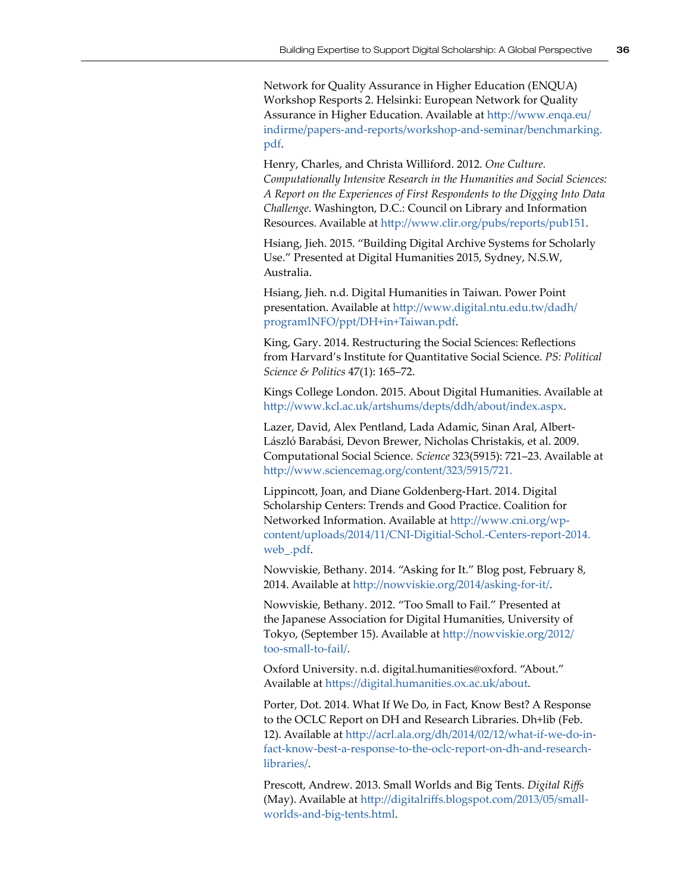Network for Quality Assurance in Higher Education (ENQUA) Workshop Resports 2. Helsinki: European Network for Quality Assurance in Higher Education. Available at http://www.enqa.eu/indirme/papers-and-reports/workshop-and-seminar/benchmarking.pdf.

Henry, Charles, and Christa Williford. 2012. *One Culture. Computationally Intensive Research in the Humanities and Social Sciences: A Report on the Experiences of First Respondents to the Digging Into Data Challenge*. Washington, D.C.: Council on Library and Information Resources. Available at http://www.clir.org/pubs/reports/pub151.

Hsiang, Jieh. 2015. "Building Digital Archive Systems for Scholarly Use." Presented at Digital Humanities 2015, Sydney, N.S.W, Australia.

Hsiang, Jieh. n.d. Digital Humanities in Taiwan. Power Point presentation. Available at http://www.digital.ntu.edu.tw/dadh/programINFO/ppt/DH+in+Taiwan.pdf.

King, Gary. 2014. Restructuring the Social Sciences: Reflections from Harvard's Institute for Quantitative Social Science. *PS: Political Science & Politics* 47(1): 165–72.

Kings College London. 2015. About Digital Humanities. Available at http://www.kcl.ac.uk/artshums/depts/ddh/about/index.aspx.

Lazer, David, Alex Pentland, Lada Adamic, Sinan Aral, Albert-László Barabási, Devon Brewer, Nicholas Christakis, et al. 2009. Computational Social Science. *Science* 323(5915): 721–23. Available at http://www.sciencemag.org/content/323/5915/721.

Lippincott, Joan, and Diane Goldenberg-Hart. 2014. Digital Scholarship Centers: Trends and Good Practice. Coalition for Networked Information. Available at http://www.cni.org/wp-content/uploads/2014/11/CNI-Digitial-Schol.-Centers-report-2014.web_.pdf.

Nowviskie, Bethany. 2014. "Asking for It." Blog post, February 8, 2014. Available at http://nowviskie.org/2014/asking-for-it/.

Nowviskie, Bethany. 2012. "Too Small to Fail." Presented at the Japanese Association for Digital Humanities, University of Tokyo, (September 15). Available at http://nowviskie.org/2012/too-small-to-fail/.

Oxford University. n.d. digital.humanities@oxford. "About." Available at https://digital.humanities.ox.ac.uk/about.

Porter, Dot. 2014. What If We Do, in Fact, Know Best? A Response to the OCLC Report on DH and Research Libraries. Dh+lib (Feb. 12). Available at http://acrl.ala.org/dh/2014/02/12/what-if-we-do-in-fact-know-best-a-response-to-the-oclc-report-on-dh-and-research-libraries/.

Prescott, Andrew. 2013. Small Worlds and Big Tents. *Digital Riffs* (May). Available at http://digitalriffs.blogspot.com/2013/05/small-worlds-and-big-tents.html.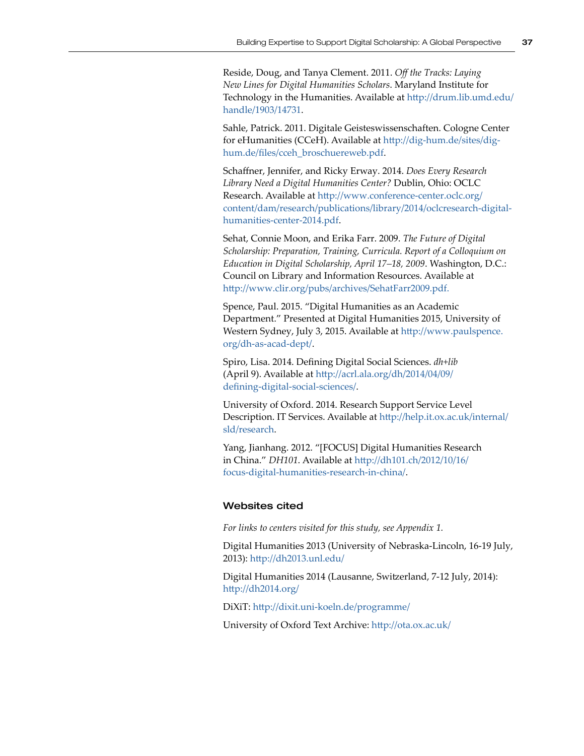Reside, Doug, and Tanya Clement. 2011. *Off the Tracks: Laying New Lines for Digital Humanities Scholars*. Maryland Institute for Technology in the Humanities. Available at http://drum.lib.umd.edu/handle/1903/14731.

Sahle, Patrick. 2011. Digitale Geisteswissenschaften. Cologne Center for eHumanities (CCeH). Available at http://dig-hum.de/sites/dig-hum.de/files/cceh_broschuereweb.pdf.

Schaffner, Jennifer, and Ricky Erway. 2014. *Does Every Research Library Need a Digital Humanities Center?* Dublin, Ohio: OCLC Research. Available at http://www.conference-center.oclc.org/content/dam/research/publications/library/2014/oclcresearch-digital-humanities-center-2014.pdf.

Sehat, Connie Moon, and Erika Farr. 2009. *The Future of Digital Scholarship: Preparation, Training, Curricula. Report of a Colloquium on Education in Digital Scholarship, April 17–18, 2009*. Washington, D.C.: Council on Library and Information Resources. Available at http://www.clir.org/pubs/archives/SehatFarr2009.pdf.

Spence, Paul. 2015. "Digital Humanities as an Academic Department." Presented at Digital Humanities 2015, University of Western Sydney, July 3, 2015. Available at http://www.paulspence.org/dh-as-acad-dept/.

Spiro, Lisa. 2014. Defining Digital Social Sciences. *dh+lib* (April 9). Available at http://acrl.ala.org/dh/2014/04/09/defining-digital-social-sciences/.

University of Oxford. 2014. Research Support Service Level Description. IT Services. Available at http://help.it.ox.ac.uk/internal/sld/research.

Yang, Jianhang. 2012. "[FOCUS] Digital Humanities Research in China." *DH101*. Available at http://dh101.ch/2012/10/16/focus-digital-humanities-research-in-china/.

### Websites cited

*For links to centers visited for this study, see Appendix 1.*

Digital Humanities 2013 (University of Nebraska-Lincoln, 16-19 July, 2013): http://dh2013.unl.edu/

Digital Humanities 2014 (Lausanne, Switzerland, 7-12 July, 2014): http://dh2014.org/

DiXiT: http://dixit.uni-koeln.de/programme/

University of Oxford Text Archive: http://ota.ox.ac.uk/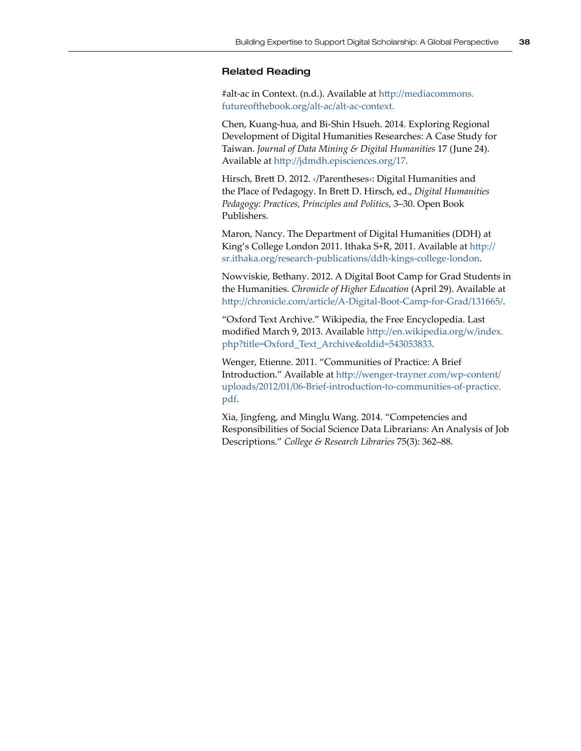## Related Reading

#alt-ac in Context. (n.d.). Available at http://mediacommons.futureofthebook.org/alt-ac/alt-ac-context.

Chen, Kuang-hua, and Bi-Shin Hsueh. 2014. Exploring Regional Development of Digital Humanities Researches: A Case Study for Taiwan. *Journal of Data Mining & Digital Humanities* 17 (June 24). Available at http://jdmdh.episciences.org/17.

Hirsch, Brett D. 2012. ‹/Parentheses›: Digital Humanities and the Place of Pedagogy. In Brett D. Hirsch, ed., *Digital Humanities Pedagogy: Practices, Principles and Politics*, 3–30. Open Book Publishers.

Maron, Nancy. The Department of Digital Humanities (DDH) at King's College London 2011. Ithaka S+R, 2011. Available at http://sr.ithaka.org/research-publications/ddh-kings-college-london.

Nowviskie, Bethany. 2012. A Digital Boot Camp for Grad Students in the Humanities. *Chronicle of Higher Education* (April 29). Available at http://chronicle.com/article/A-Digital-Boot-Camp-for-Grad/131665/.

"Oxford Text Archive." Wikipedia, the Free Encyclopedia. Last modified March 9, 2013. Available http://en.wikipedia.org/w/index.php?title=Oxford_Text_Archive&oldid=543053833.

Wenger, Etienne. 2011. "Communities of Practice: A Brief Introduction." Available at http://wenger-trayner.com/wp-content/uploads/2012/01/06-Brief-introduction-to-communities-of-practice.pdf.

Xia, Jingfeng, and Minglu Wang. 2014. "Competencies and Responsibilities of Social Science Data Librarians: An Analysis of Job Descriptions." *College & Research Libraries* 75(3): 362–88.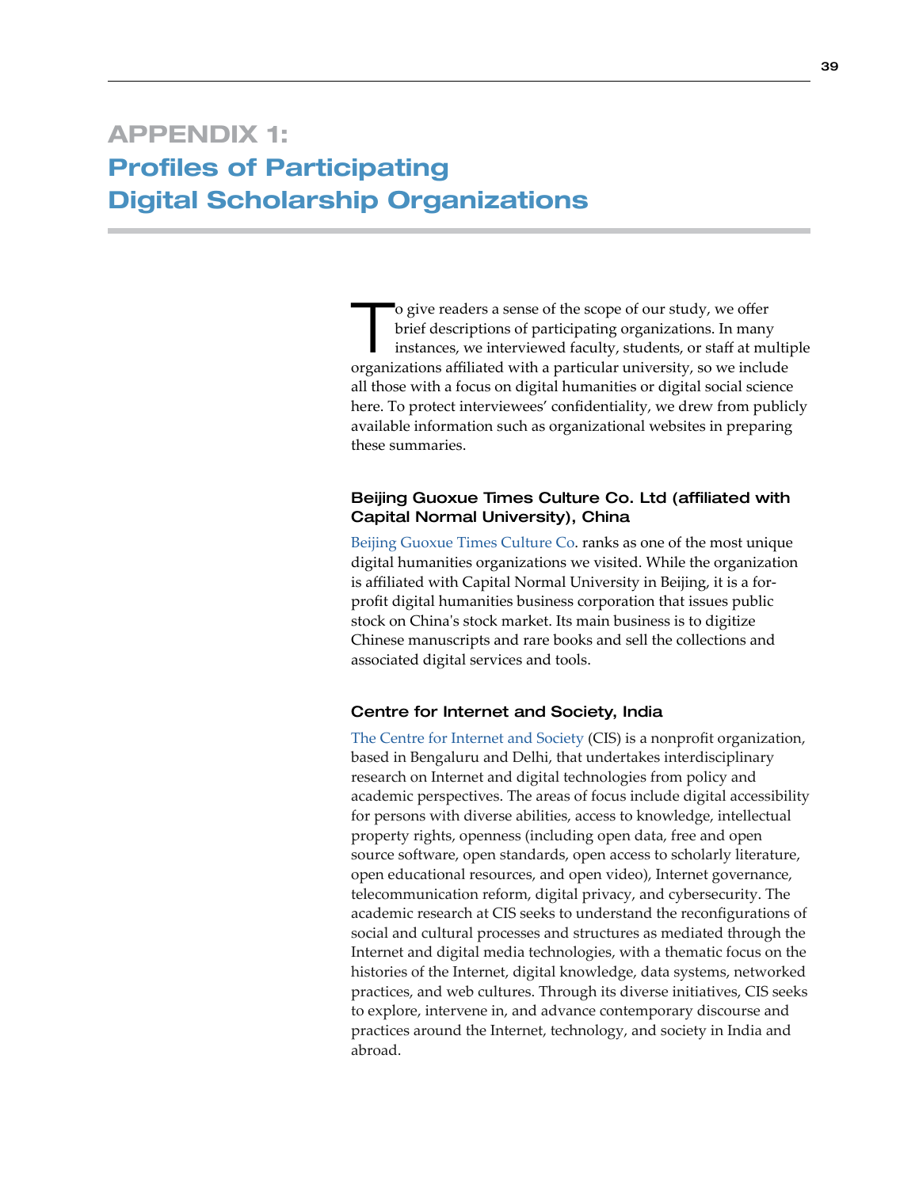# APPENDIX 1: Profiles of Participating Digital Scholarship Organizations

To give readers a sense of the scope of our study, we offer brief descriptions of participating organizations. In many instances, we interviewed faculty, students, or staff at multiple organizations affiliated with a particular university, so we include all those with a focus on digital humanities or digital social science here. To protect interviewees' confidentiality, we drew from publicly available information such as organizational websites in preparing these summaries.

### Beijing Guoxue Times Culture Co. Ltd (affiliated with Capital Normal University), China

Beijing Guoxue Times Culture Co. ranks as one of the most unique digital humanities organizations we visited. While the organization is affiliated with Capital Normal University in Beijing, it is a for-profit digital humanities business corporation that issues public stock on China's stock market. Its main business is to digitize Chinese manuscripts and rare books and sell the collections and associated digital services and tools.

### Centre for Internet and Society, India

The Centre for Internet and Society (CIS) is a nonprofit organization, based in Bengaluru and Delhi, that undertakes interdisciplinary research on Internet and digital technologies from policy and academic perspectives. The areas of focus include digital accessibility for persons with diverse abilities, access to knowledge, intellectual property rights, openness (including open data, free and open source software, open standards, open access to scholarly literature, open educational resources, and open video), Internet governance, telecommunication reform, digital privacy, and cybersecurity. The academic research at CIS seeks to understand the reconfigurations of social and cultural processes and structures as mediated through the Internet and digital media technologies, with a thematic focus on the histories of the Internet, digital knowledge, data systems, networked practices, and web cultures. Through its diverse initiatives, CIS seeks to explore, intervene in, and advance contemporary discourse and practices around the Internet, technology, and society in India and abroad.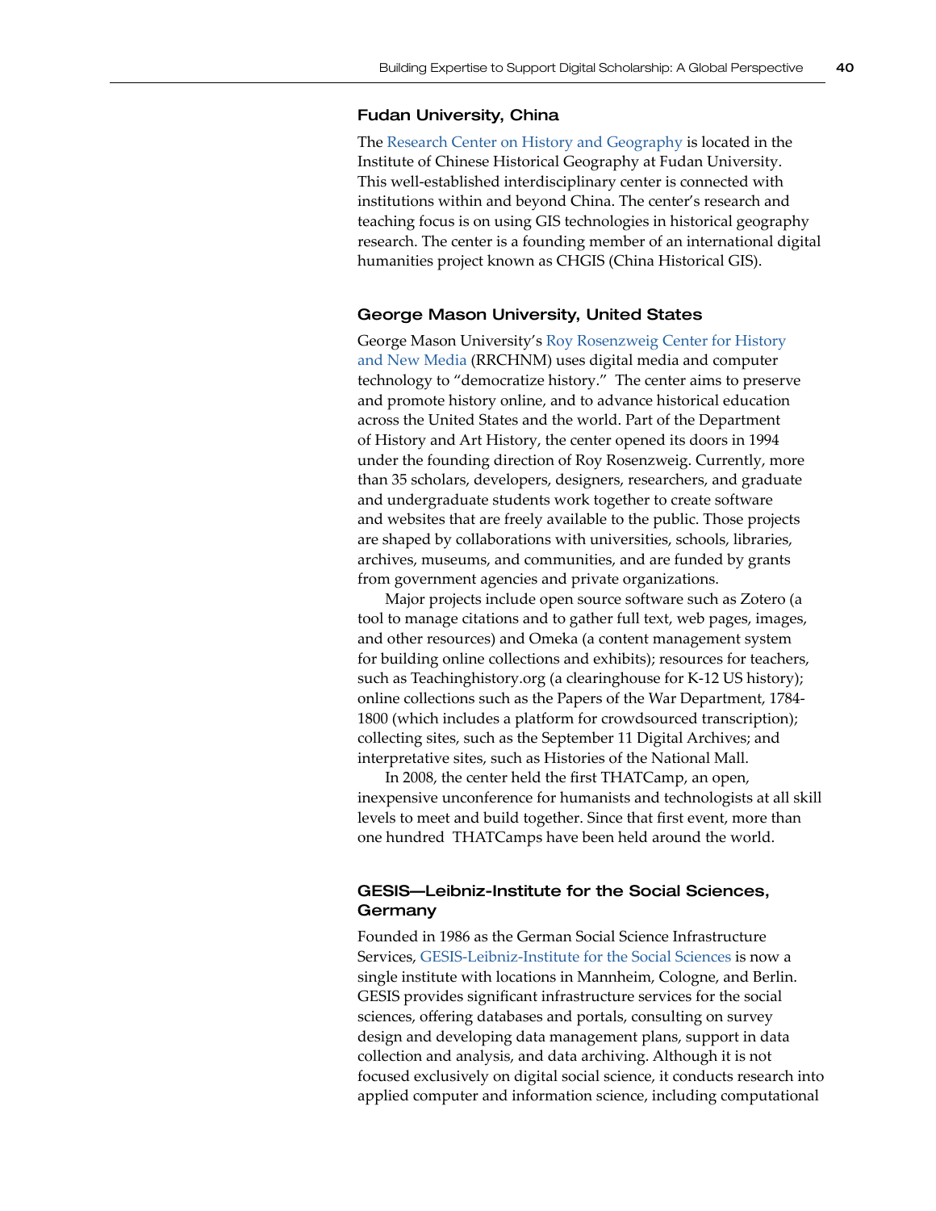### Fudan University, China

The Research Center on History and Geography is located in the Institute of Chinese Historical Geography at Fudan University. This well-established interdisciplinary center is connected with institutions within and beyond China. The center's research and teaching focus is on using GIS technologies in historical geography research. The center is a founding member of an international digital humanities project known as CHGIS (China Historical GIS).

### George Mason University, United States

George Mason University's Roy Rosenzweig Center for History and New Media (RRCHNM) uses digital media and computer technology to "democratize history." The center aims to preserve and promote history online, and to advance historical education across the United States and the world. Part of the Department of History and Art History, the center opened its doors in 1994 under the founding direction of Roy Rosenzweig. Currently, more than 35 scholars, developers, designers, researchers, and graduate and undergraduate students work together to create software and websites that are freely available to the public. Those projects are shaped by collaborations with universities, schools, libraries, archives, museums, and communities, and are funded by grants from government agencies and private organizations.

Major projects include open source software such as Zotero (a tool to manage citations and to gather full text, web pages, images, and other resources) and Omeka (a content management system for building online collections and exhibits); resources for teachers, such as Teachinghistory.org (a clearinghouse for K-12 US history); online collections such as the Papers of the War Department, 1784-1800 (which includes a platform for crowdsourced transcription); collecting sites, such as the September 11 Digital Archives; and interpretative sites, such as Histories of the National Mall.

In 2008, the center held the first THATCamp, an open, inexpensive unconference for humanists and technologists at all skill levels to meet and build together. Since that first event, more than one hundred THATCamps have been held around the world.

### GESIS—Leibniz-Institute for the Social Sciences, Germany

Founded in 1986 as the German Social Science Infrastructure Services, GESIS-Leibniz-Institute for the Social Sciences is now a single institute with locations in Mannheim, Cologne, and Berlin. GESIS provides significant infrastructure services for the social sciences, offering databases and portals, consulting on survey design and developing data management plans, support in data collection and analysis, and data archiving. Although it is not focused exclusively on digital social science, it conducts research into applied computer and information science, including computational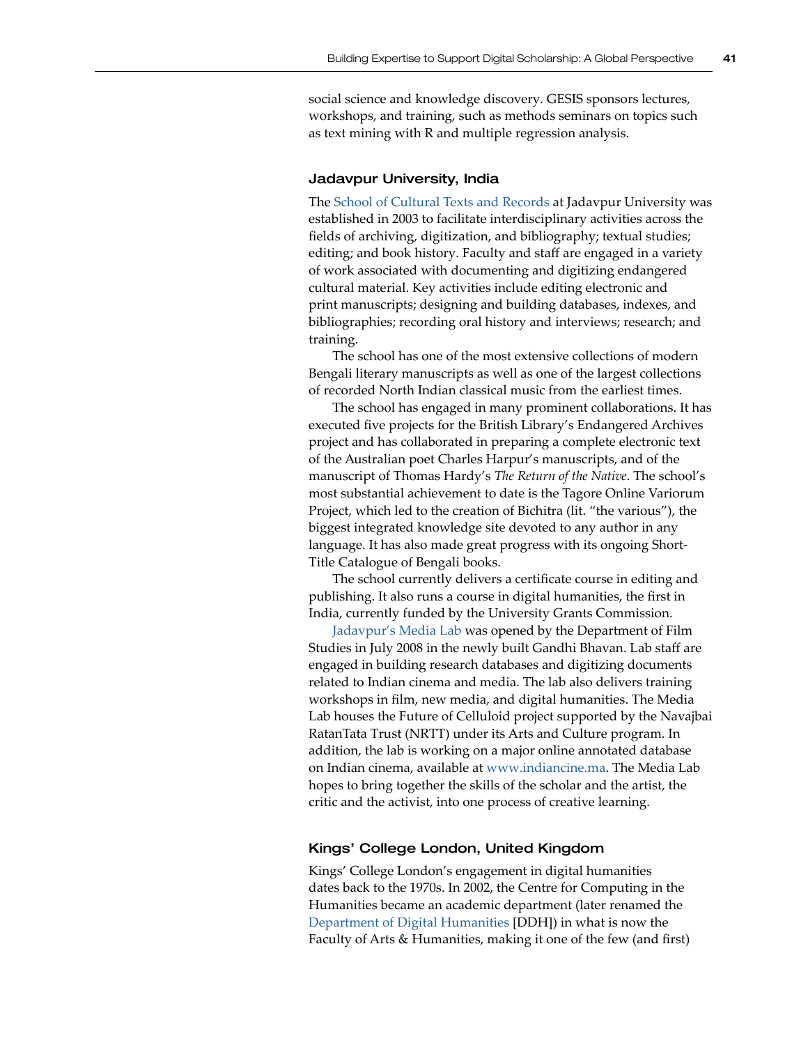social science and knowledge discovery. GESIS sponsors lectures, workshops, and training, such as methods seminars on topics such as text mining with R and multiple regression analysis.

### Jadavpur University, India

The School of Cultural Texts and Records at Jadavpur University was established in 2003 to facilitate interdisciplinary activities across the fields of archiving, digitization, and bibliography; textual studies; editing; and book history. Faculty and staff are engaged in a variety of work associated with documenting and digitizing endangered cultural material. Key activities include editing electronic and print manuscripts; designing and building databases, indexes, and bibliographies; recording oral history and interviews; research; and training.

The school has one of the most extensive collections of modern Bengali literary manuscripts as well as one of the largest collections of recorded North Indian classical music from the earliest times.

The school has engaged in many prominent collaborations. It has executed five projects for the British Library's Endangered Archives project and has collaborated in preparing a complete electronic text of the Australian poet Charles Harpur's manuscripts, and of the manuscript of Thomas Hardy's *The Return of the Native*. The school's most substantial achievement to date is the Tagore Online Variorum Project, which led to the creation of Bichitra (lit. "the various"), the biggest integrated knowledge site devoted to any author in any language. It has also made great progress with its ongoing Short-Title Catalogue of Bengali books.

The school currently delivers a certificate course in editing and publishing. It also runs a course in digital humanities, the first in India, currently funded by the University Grants Commission.

Jadavpur's Media Lab was opened by the Department of Film Studies in July 2008 in the newly built Gandhi Bhavan. Lab staff are engaged in building research databases and digitizing documents related to Indian cinema and media. The lab also delivers training workshops in film, new media, and digital humanities. The Media Lab houses the Future of Celluloid project supported by the Navajbai RatanTata Trust (NRTT) under its Arts and Culture program. In addition, the lab is working on a major online annotated database on Indian cinema, available at www.indiancine.ma. The Media Lab hopes to bring together the skills of the scholar and the artist, the critic and the activist, into one process of creative learning.

### Kings' College London, United Kingdom

Kings' College London's engagement in digital humanities dates back to the 1970s. In 2002, the Centre for Computing in the Humanities became an academic department (later renamed the Department of Digital Humanities [DDH]) in what is now the Faculty of Arts & Humanities, making it one of the few (and first)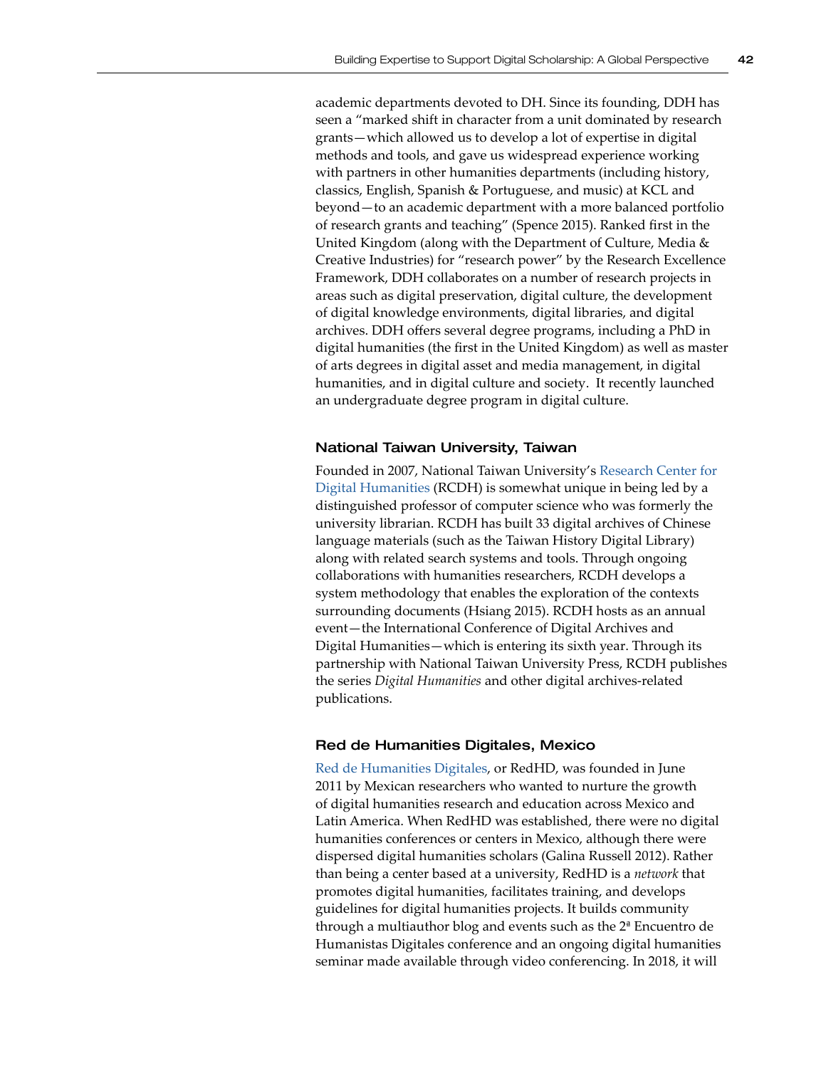academic departments devoted to DH. Since its founding, DDH has seen a "marked shift in character from a unit dominated by research grants—which allowed us to develop a lot of expertise in digital methods and tools, and gave us widespread experience working with partners in other humanities departments (including history, classics, English, Spanish & Portuguese, and music) at KCL and beyond—to an academic department with a more balanced portfolio of research grants and teaching" (Spence 2015). Ranked first in the United Kingdom (along with the Department of Culture, Media & Creative Industries) for "research power" by the Research Excellence Framework, DDH collaborates on a number of research projects in areas such as digital preservation, digital culture, the development of digital knowledge environments, digital libraries, and digital archives. DDH offers several degree programs, including a PhD in digital humanities (the first in the United Kingdom) as well as master of arts degrees in digital asset and media management, in digital humanities, and in digital culture and society. It recently launched an undergraduate degree program in digital culture.

### National Taiwan University, Taiwan

Founded in 2007, National Taiwan University's Research Center for Digital Humanities (RCDH) is somewhat unique in being led by a distinguished professor of computer science who was formerly the university librarian. RCDH has built 33 digital archives of Chinese language materials (such as the Taiwan History Digital Library) along with related search systems and tools. Through ongoing collaborations with humanities researchers, RCDH develops a system methodology that enables the exploration of the contexts surrounding documents (Hsiang 2015). RCDH hosts as an annual event—the International Conference of Digital Archives and Digital Humanities—which is entering its sixth year. Through its partnership with National Taiwan University Press, RCDH publishes the series *Digital Humanities* and other digital archives-related publications.

### Red de Humanities Digitales, Mexico

Red de Humanities Digitales, or RedHD, was founded in June 2011 by Mexican researchers who wanted to nurture the growth of digital humanities research and education across Mexico and Latin America. When RedHD was established, there were no digital humanities conferences or centers in Mexico, although there were dispersed digital humanities scholars (Galina Russell 2012). Rather than being a center based at a university, RedHD is a *network* that promotes digital humanities, facilitates training, and develops guidelines for digital humanities projects. It builds community through a multiauthor blog and events such as the 2ª Encuentro de Humanistas Digitales conference and an ongoing digital humanities seminar made available through video conferencing. In 2018, it will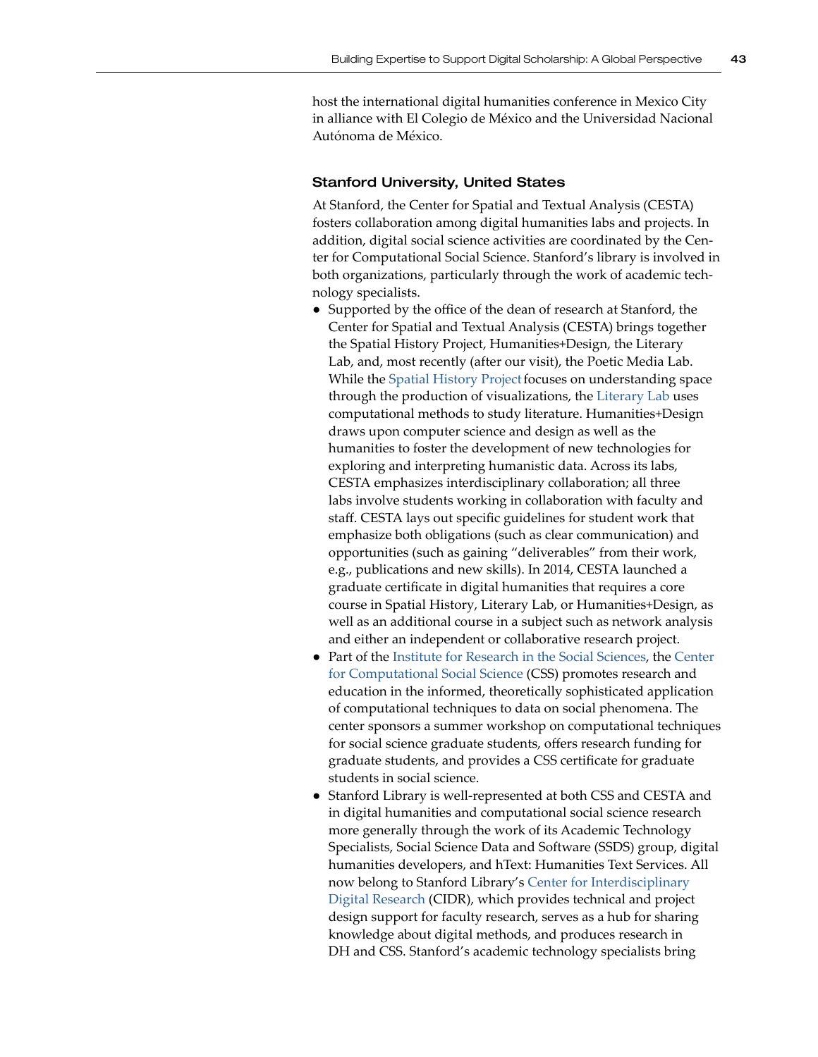host the international digital humanities conference in Mexico City in alliance with El Colegio de México and the Universidad Nacional Autónoma de México.

### Stanford University, United States

At Stanford, the Center for Spatial and Textual Analysis (CESTA) fosters collaboration among digital humanities labs and projects. In addition, digital social science activities are coordinated by the Center for Computational Social Science. Stanford's library is involved in both organizations, particularly through the work of academic technology specialists.

- Supported by the office of the dean of research at Stanford, the Center for Spatial and Textual Analysis (CESTA) brings together the Spatial History Project, Humanities+Design, the Literary Lab, and, most recently (after our visit), the Poetic Media Lab. While the Spatial History Project focuses on understanding space through the production of visualizations, the Literary Lab uses computational methods to study literature. Humanities+Design draws upon computer science and design as well as the humanities to foster the development of new technologies for exploring and interpreting humanistic data. Across its labs, CESTA emphasizes interdisciplinary collaboration; all three labs involve students working in collaboration with faculty and staff. CESTA lays out specific guidelines for student work that emphasize both obligations (such as clear communication) and opportunities (such as gaining "deliverables" from their work, e.g., publications and new skills). In 2014, CESTA launched a graduate certificate in digital humanities that requires a core course in Spatial History, Literary Lab, or Humanities+Design, as well as an additional course in a subject such as network analysis and either an independent or collaborative research project.
- Part of the Institute for Research in the Social Sciences, the Center for Computational Social Science (CSS) promotes research and education in the informed, theoretically sophisticated application of computational techniques to data on social phenomena. The center sponsors a summer workshop on computational techniques for social science graduate students, offers research funding for graduate students, and provides a CSS certificate for graduate students in social science.
- Stanford Library is well-represented at both CSS and CESTA and in digital humanities and computational social science research more generally through the work of its Academic Technology Specialists, Social Science Data and Software (SSDS) group, digital humanities developers, and hText: Humanities Text Services. All now belong to Stanford Library's Center for Interdisciplinary Digital Research (CIDR), which provides technical and project design support for faculty research, serves as a hub for sharing knowledge about digital methods, and produces research in DH and CSS. Stanford's academic technology specialists bring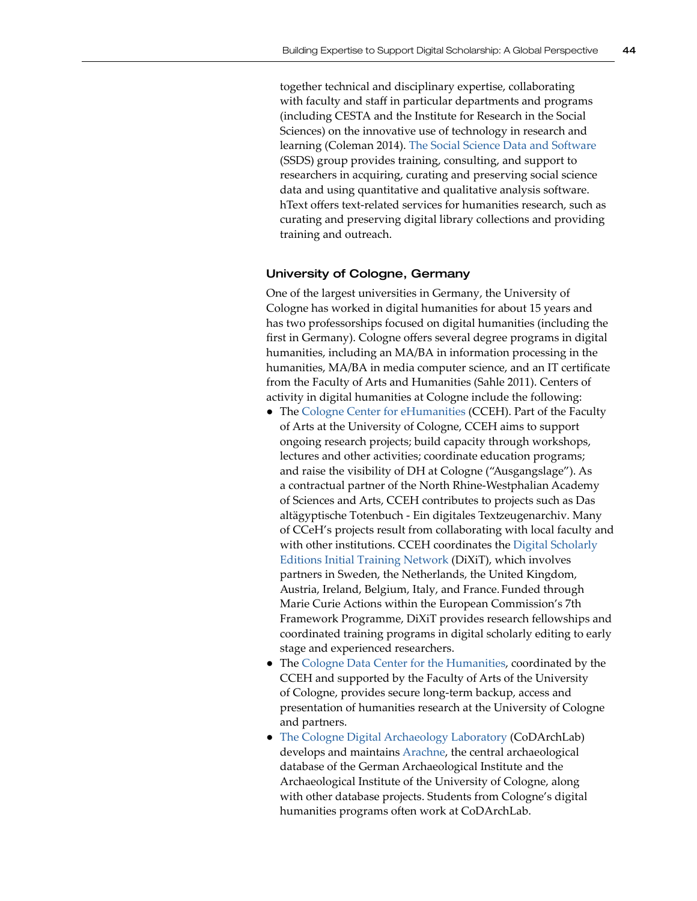together technical and disciplinary expertise, collaborating with faculty and staff in particular departments and programs (including CESTA and the Institute for Research in the Social Sciences) on the innovative use of technology in research and learning (Coleman 2014). The Social Science Data and Software (SSDS) group provides training, consulting, and support to researchers in acquiring, curating and preserving social science data and using quantitative and qualitative analysis software. hText offers text-related services for humanities research, such as curating and preserving digital library collections and providing training and outreach.

### University of Cologne, Germany

One of the largest universities in Germany, the University of Cologne has worked in digital humanities for about 15 years and has two professorships focused on digital humanities (including the first in Germany). Cologne offers several degree programs in digital humanities, including an MA/BA in information processing in the humanities, MA/BA in media computer science, and an IT certificate from the Faculty of Arts and Humanities (Sahle 2011). Centers of activity in digital humanities at Cologne include the following:

- The Cologne Center for eHumanities (CCEH). Part of the Faculty of Arts at the University of Cologne, CCEH aims to support ongoing research projects; build capacity through workshops, lectures and other activities; coordinate education programs; and raise the visibility of DH at Cologne ("Ausgangslage"). As a contractual partner of the North Rhine-Westphalian Academy of Sciences and Arts, CCEH contributes to projects such as Das altägyptische Totenbuch - Ein digitales Textzeugenarchiv. Many of CCeH's projects result from collaborating with local faculty and with other institutions. CCEH coordinates the Digital Scholarly Editions Initial Training Network (DiXiT), which involves partners in Sweden, the Netherlands, the United Kingdom, Austria, Ireland, Belgium, Italy, and France. Funded through Marie Curie Actions within the European Commission's 7th Framework Programme, DiXiT provides research fellowships and coordinated training programs in digital scholarly editing to early stage and experienced researchers.
- The Cologne Data Center for the Humanities, coordinated by the CCEH and supported by the Faculty of Arts of the University of Cologne, provides secure long-term backup, access and presentation of humanities research at the University of Cologne and partners.
- The Cologne Digital Archaeology Laboratory (CoDArchLab) develops and maintains Arachne, the central archaeological database of the German Archaeological Institute and the Archaeological Institute of the University of Cologne, along with other database projects. Students from Cologne's digital humanities programs often work at CoDArchLab.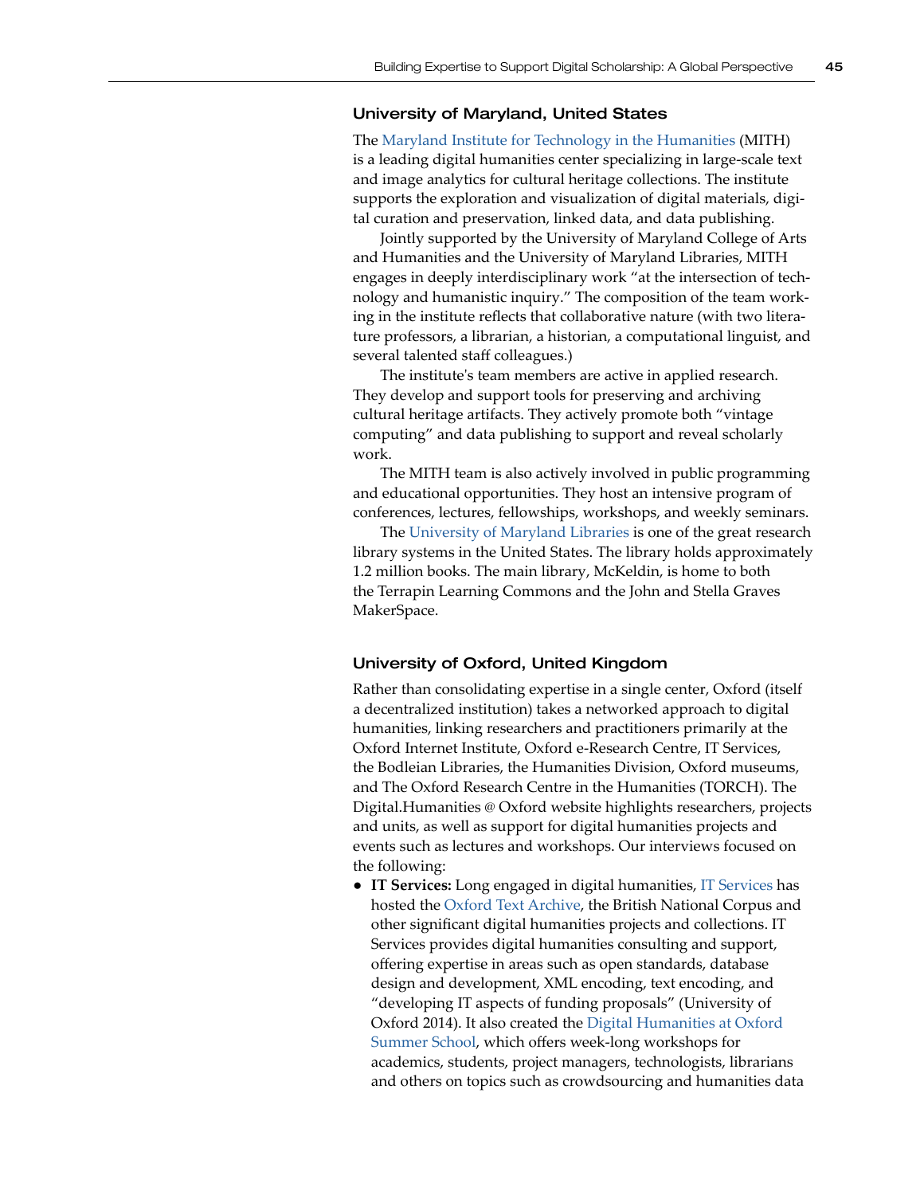### University of Maryland, United States

The Maryland Institute for Technology in the Humanities (MITH) is a leading digital humanities center specializing in large-scale text and image analytics for cultural heritage collections. The institute supports the exploration and visualization of digital materials, digital curation and preservation, linked data, and data publishing.

Jointly supported by the University of Maryland College of Arts and Humanities and the University of Maryland Libraries, MITH engages in deeply interdisciplinary work "at the intersection of technology and humanistic inquiry." The composition of the team working in the institute reflects that collaborative nature (with two literature professors, a librarian, a historian, a computational linguist, and several talented staff colleagues.)

The institute's team members are active in applied research. They develop and support tools for preserving and archiving cultural heritage artifacts. They actively promote both "vintage computing" and data publishing to support and reveal scholarly work.

The MITH team is also actively involved in public programming and educational opportunities. They host an intensive program of conferences, lectures, fellowships, workshops, and weekly seminars.

The University of Maryland Libraries is one of the great research library systems in the United States. The library holds approximately 1.2 million books. The main library, McKeldin, is home to both the Terrapin Learning Commons and the John and Stella Graves MakerSpace.

### University of Oxford, United Kingdom

Rather than consolidating expertise in a single center, Oxford (itself a decentralized institution) takes a networked approach to digital humanities, linking researchers and practitioners primarily at the Oxford Internet Institute, Oxford e-Research Centre, IT Services, the Bodleian Libraries, the Humanities Division, Oxford museums, and The Oxford Research Centre in the Humanities (TORCH). The Digital.Humanities @ Oxford website highlights researchers, projects and units, as well as support for digital humanities projects and events such as lectures and workshops. Our interviews focused on the following:

- **IT Services:** Long engaged in digital humanities, IT Services has hosted the Oxford Text Archive, the British National Corpus and other significant digital humanities projects and collections. IT Services provides digital humanities consulting and support, offering expertise in areas such as open standards, database design and development, XML encoding, text encoding, and "developing IT aspects of funding proposals" (University of Oxford 2014). It also created the Digital Humanities at Oxford Summer School, which offers week-long workshops for academics, students, project managers, technologists, librarians and others on topics such as crowdsourcing and humanities data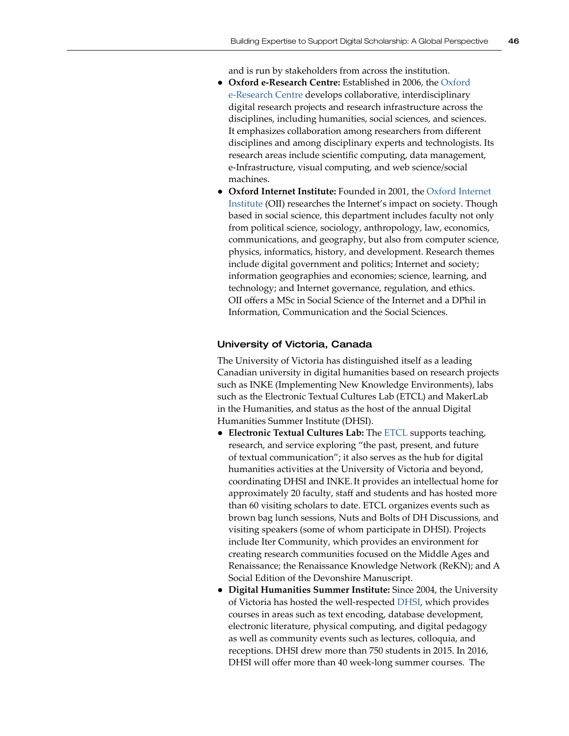and is run by stakeholders from across the institution.

- **Oxford e-Research Centre:** Established in 2006, the Oxford e-Research Centre develops collaborative, interdisciplinary digital research projects and research infrastructure across the disciplines, including humanities, social sciences, and sciences. It emphasizes collaboration among researchers from different disciplines and among disciplinary experts and technologists. Its research areas include scientific computing, data management, e-Infrastructure, visual computing, and web science/social machines.
- **Oxford Internet Institute:** Founded in 2001, the Oxford Internet Institute (OII) researches the Internet's impact on society. Though based in social science, this department includes faculty not only from political science, sociology, anthropology, law, economics, communications, and geography, but also from computer science, physics, informatics, history, and development. Research themes include digital government and politics; Internet and society; information geographies and economies; science, learning, and technology; and Internet governance, regulation, and ethics. OII offers a MSc in Social Science of the Internet and a DPhil in Information, Communication and the Social Sciences.

### University of Victoria, Canada

The University of Victoria has distinguished itself as a leading Canadian university in digital humanities based on research projects such as INKE (Implementing New Knowledge Environments), labs such as the Electronic Textual Cultures Lab (ETCL) and MakerLab in the Humanities, and status as the host of the annual Digital Humanities Summer Institute (DHSI).

- **Electronic Textual Cultures Lab:** The ETCL supports teaching, research, and service exploring "the past, present, and future of textual communication"; it also serves as the hub for digital humanities activities at the University of Victoria and beyond, coordinating DHSI and INKE. It provides an intellectual home for approximately 20 faculty, staff and students and has hosted more than 60 visiting scholars to date. ETCL organizes events such as brown bag lunch sessions, Nuts and Bolts of DH Discussions, and visiting speakers (some of whom participate in DHSI). Projects include Iter Community, which provides an environment for creating research communities focused on the Middle Ages and Renaissance; the Renaissance Knowledge Network (ReKN); and A Social Edition of the Devonshire Manuscript.
- **Digital Humanities Summer Institute:** Since 2004, the University of Victoria has hosted the well-respected DHSI, which provides courses in areas such as text encoding, database development, electronic literature, physical computing, and digital pedagogy as well as community events such as lectures, colloquia, and receptions. DHSI drew more than 750 students in 2015. In 2016, DHSI will offer more than 40 week-long summer courses. The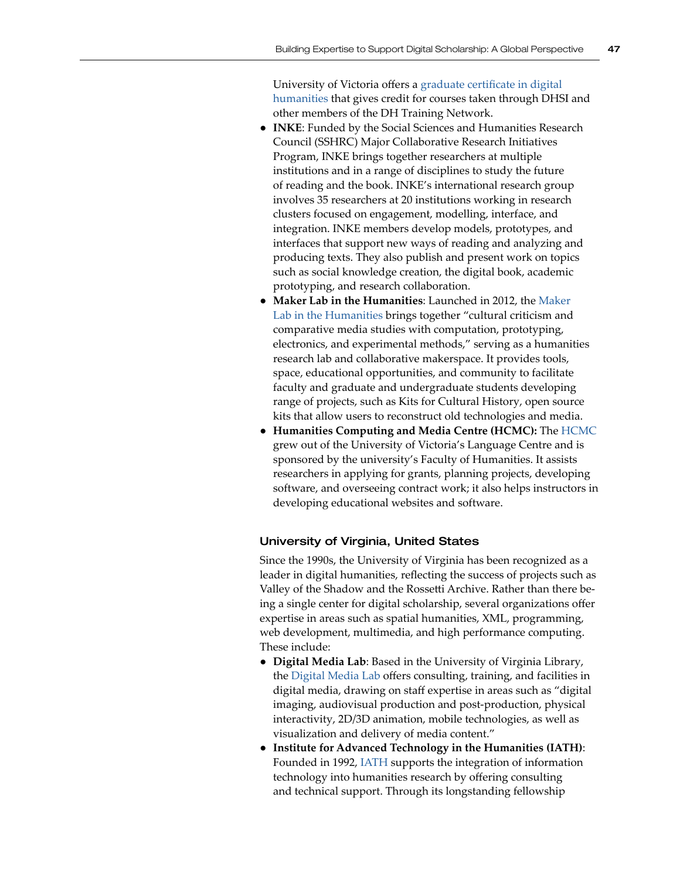University of Victoria offers a graduate certificate in digital humanities that gives credit for courses taken through DHSI and other members of the DH Training Network.

- **INKE**: Funded by the Social Sciences and Humanities Research Council (SSHRC) Major Collaborative Research Initiatives Program, INKE brings together researchers at multiple institutions and in a range of disciplines to study the future of reading and the book. INKE's international research group involves 35 researchers at 20 institutions working in research clusters focused on engagement, modelling, interface, and integration. INKE members develop models, prototypes, and interfaces that support new ways of reading and analyzing and producing texts. They also publish and present work on topics such as social knowledge creation, the digital book, academic prototyping, and research collaboration.
- **Maker Lab in the Humanities**: Launched in 2012, the Maker Lab in the Humanities brings together "cultural criticism and comparative media studies with computation, prototyping, electronics, and experimental methods," serving as a humanities research lab and collaborative makerspace. It provides tools, space, educational opportunities, and community to facilitate faculty and graduate and undergraduate students developing range of projects, such as Kits for Cultural History, open source kits that allow users to reconstruct old technologies and media.
- **Humanities Computing and Media Centre (HCMC):** The HCMC grew out of the University of Victoria's Language Centre and is sponsored by the university's Faculty of Humanities. It assists researchers in applying for grants, planning projects, developing software, and overseeing contract work; it also helps instructors in developing educational websites and software.

### University of Virginia, United States

Since the 1990s, the University of Virginia has been recognized as a leader in digital humanities, reflecting the success of projects such as Valley of the Shadow and the Rossetti Archive. Rather than there being a single center for digital scholarship, several organizations offer expertise in areas such as spatial humanities, XML, programming, web development, multimedia, and high performance computing. These include:

- **Digital Media Lab**: Based in the University of Virginia Library, the Digital Media Lab offers consulting, training, and facilities in digital media, drawing on staff expertise in areas such as "digital imaging, audiovisual production and post-production, physical interactivity, 2D/3D animation, mobile technologies, as well as visualization and delivery of media content."
- **Institute for Advanced Technology in the Humanities (IATH)**: Founded in 1992, IATH supports the integration of information technology into humanities research by offering consulting and technical support. Through its longstanding fellowship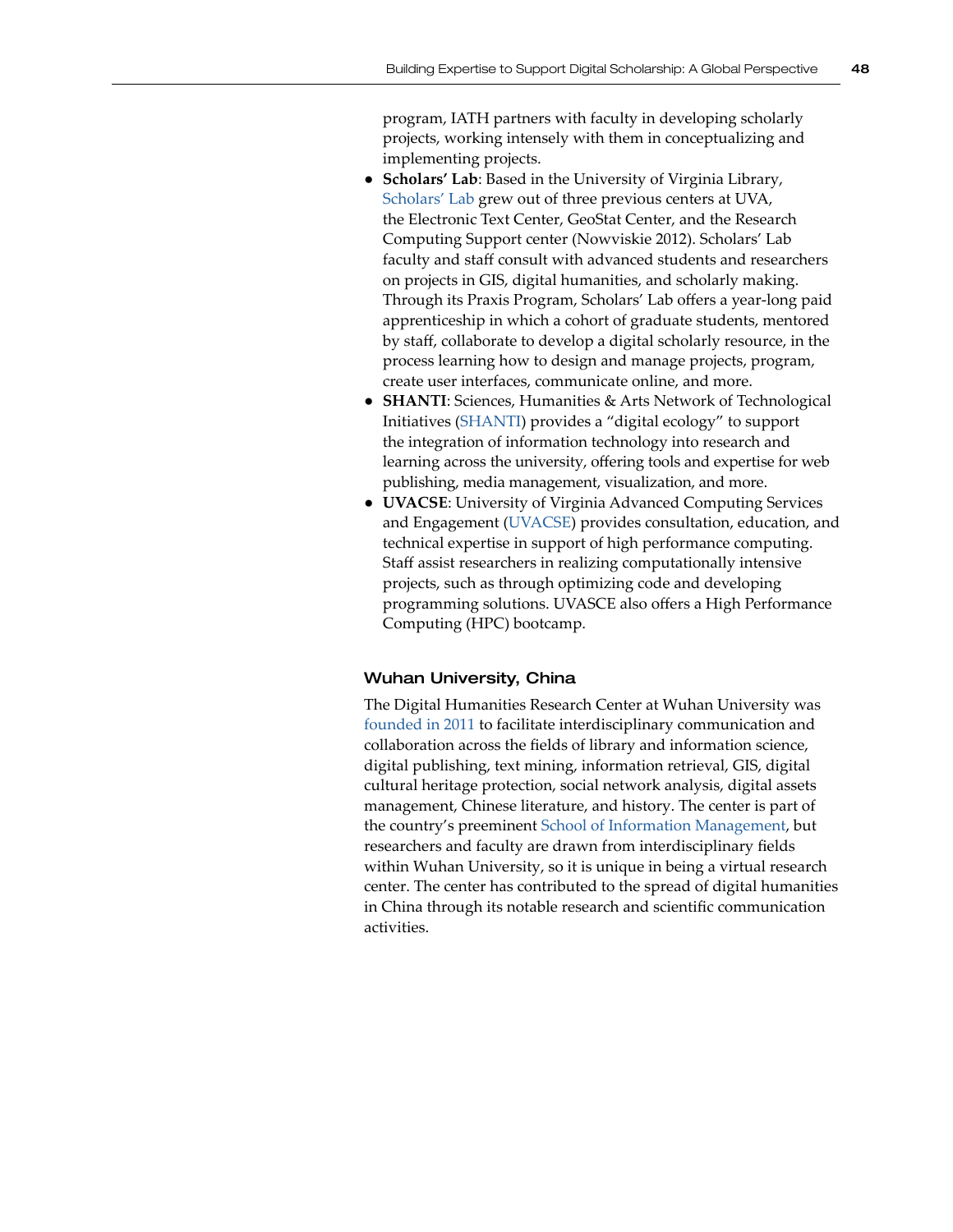program, IATH partners with faculty in developing scholarly projects, working intensely with them in conceptualizing and implementing projects.

- **Scholars' Lab**: Based in the University of Virginia Library, Scholars' Lab grew out of three previous centers at UVA, the Electronic Text Center, GeoStat Center, and the Research Computing Support center (Nowviskie 2012). Scholars' Lab faculty and staff consult with advanced students and researchers on projects in GIS, digital humanities, and scholarly making. Through its Praxis Program, Scholars' Lab offers a year-long paid apprenticeship in which a cohort of graduate students, mentored by staff, collaborate to develop a digital scholarly resource, in the process learning how to design and manage projects, program, create user interfaces, communicate online, and more.
- **SHANTI**: Sciences, Humanities & Arts Network of Technological Initiatives (SHANTI) provides a "digital ecology" to support the integration of information technology into research and learning across the university, offering tools and expertise for web publishing, media management, visualization, and more.
- **UVACSE**: University of Virginia Advanced Computing Services and Engagement (UVACSE) provides consultation, education, and technical expertise in support of high performance computing. Staff assist researchers in realizing computationally intensive projects, such as through optimizing code and developing programming solutions. UVASCE also offers a High Performance Computing (HPC) bootcamp.

## Wuhan University, China

The Digital Humanities Research Center at Wuhan University was founded in 2011 to facilitate interdisciplinary communication and collaboration across the fields of library and information science, digital publishing, text mining, information retrieval, GIS, digital cultural heritage protection, social network analysis, digital assets management, Chinese literature, and history. The center is part of the country's preeminent School of Information Management, but researchers and faculty are drawn from interdisciplinary fields within Wuhan University, so it is unique in being a virtual research center. The center has contributed to the spread of digital humanities in China through its notable research and scientific communication activities.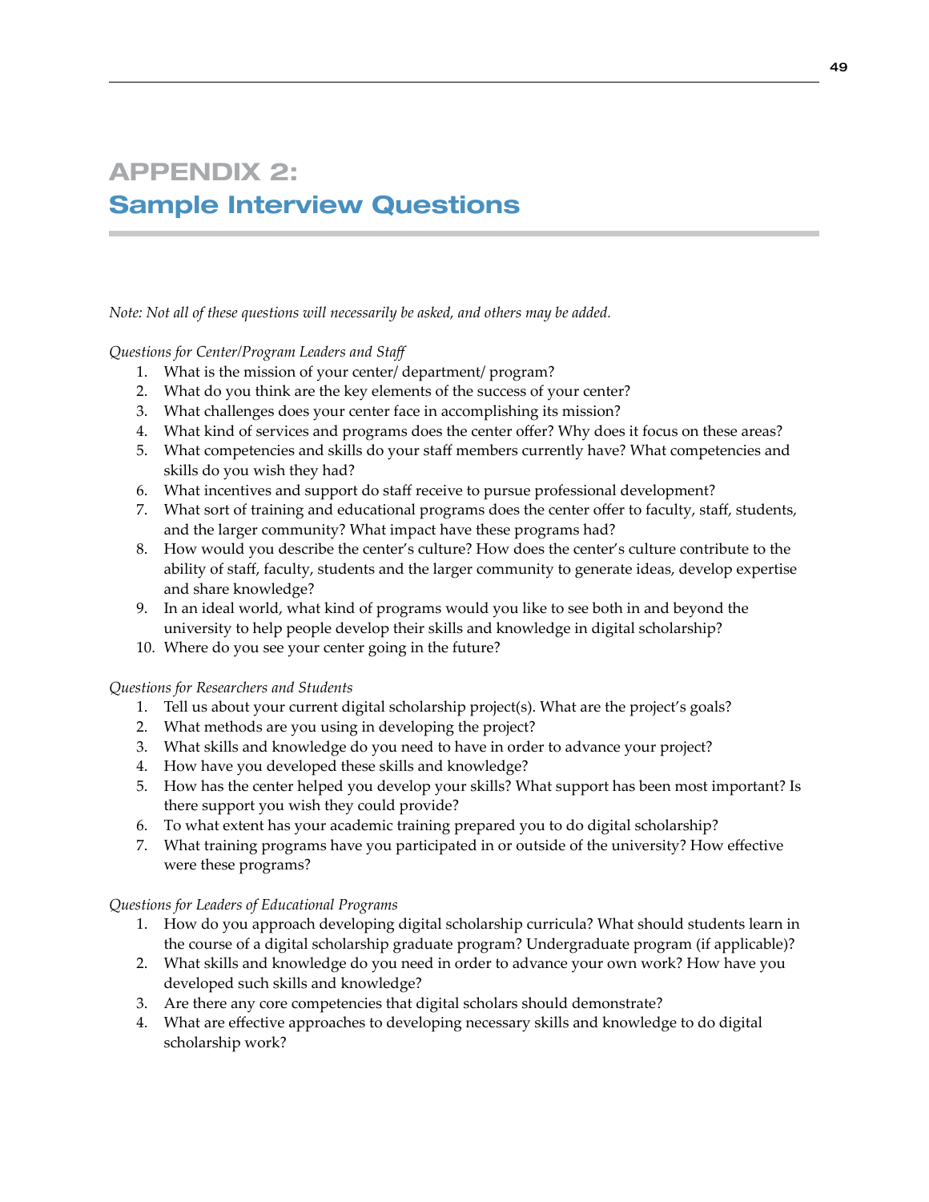# APPENDIX 2: Sample Interview Questions

*Note: Not all of these questions will necessarily be asked, and others may be added.*

*Questions for Center/Program Leaders and Staff*

1. What is the mission of your center/ department/ program?
2. What do you think are the key elements of the success of your center?
3. What challenges does your center face in accomplishing its mission?
4. What kind of services and programs does the center offer? Why does it focus on these areas?
5. What competencies and skills do your staff members currently have? What competencies and skills do you wish they had?
6. What incentives and support do staff receive to pursue professional development?
7. What sort of training and educational programs does the center offer to faculty, staff, students, and the larger community? What impact have these programs had?
8. How would you describe the center's culture? How does the center's culture contribute to the ability of staff, faculty, students and the larger community to generate ideas, develop expertise and share knowledge?
9. In an ideal world, what kind of programs would you like to see both in and beyond the university to help people develop their skills and knowledge in digital scholarship?
10. Where do you see your center going in the future?

*Questions for Researchers and Students*

1. Tell us about your current digital scholarship project(s). What are the project's goals?
2. What methods are you using in developing the project?
3. What skills and knowledge do you need to have in order to advance your project?
4. How have you developed these skills and knowledge?
5. How has the center helped you develop your skills? What support has been most important? Is there support you wish they could provide?
6. To what extent has your academic training prepared you to do digital scholarship?
7. What training programs have you participated in or outside of the university? How effective were these programs?

*Questions for Leaders of Educational Programs*

1. How do you approach developing digital scholarship curricula? What should students learn in the course of a digital scholarship graduate program? Undergraduate program (if applicable)?
2. What skills and knowledge do you need in order to advance your own work? How have you developed such skills and knowledge?
3. Are there any core competencies that digital scholars should demonstrate?
4. What are effective approaches to developing necessary skills and knowledge to do digital scholarship work?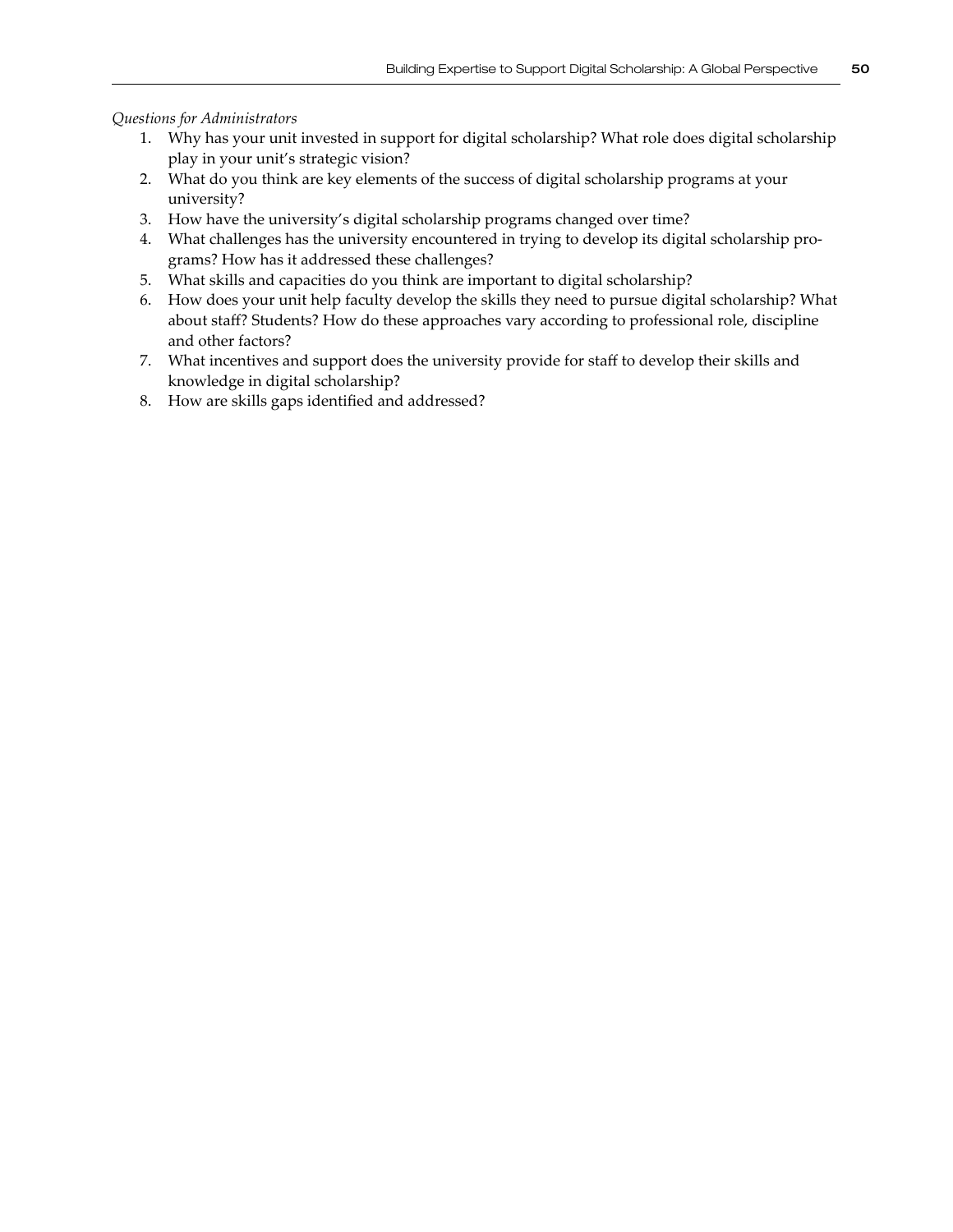*Questions for Administrators*

1. Why has your unit invested in support for digital scholarship? What role does digital scholarship play in your unit's strategic vision?
2. What do you think are key elements of the success of digital scholarship programs at your university?
3. How have the university's digital scholarship programs changed over time?
4. What challenges has the university encountered in trying to develop its digital scholarship programs? How has it addressed these challenges?
5. What skills and capacities do you think are important to digital scholarship?
6. How does your unit help faculty develop the skills they need to pursue digital scholarship? What about staff? Students? How do these approaches vary according to professional role, discipline and other factors?
7. What incentives and support does the university provide for staff to develop their skills and knowledge in digital scholarship?
8. How are skills gaps identified and addressed?